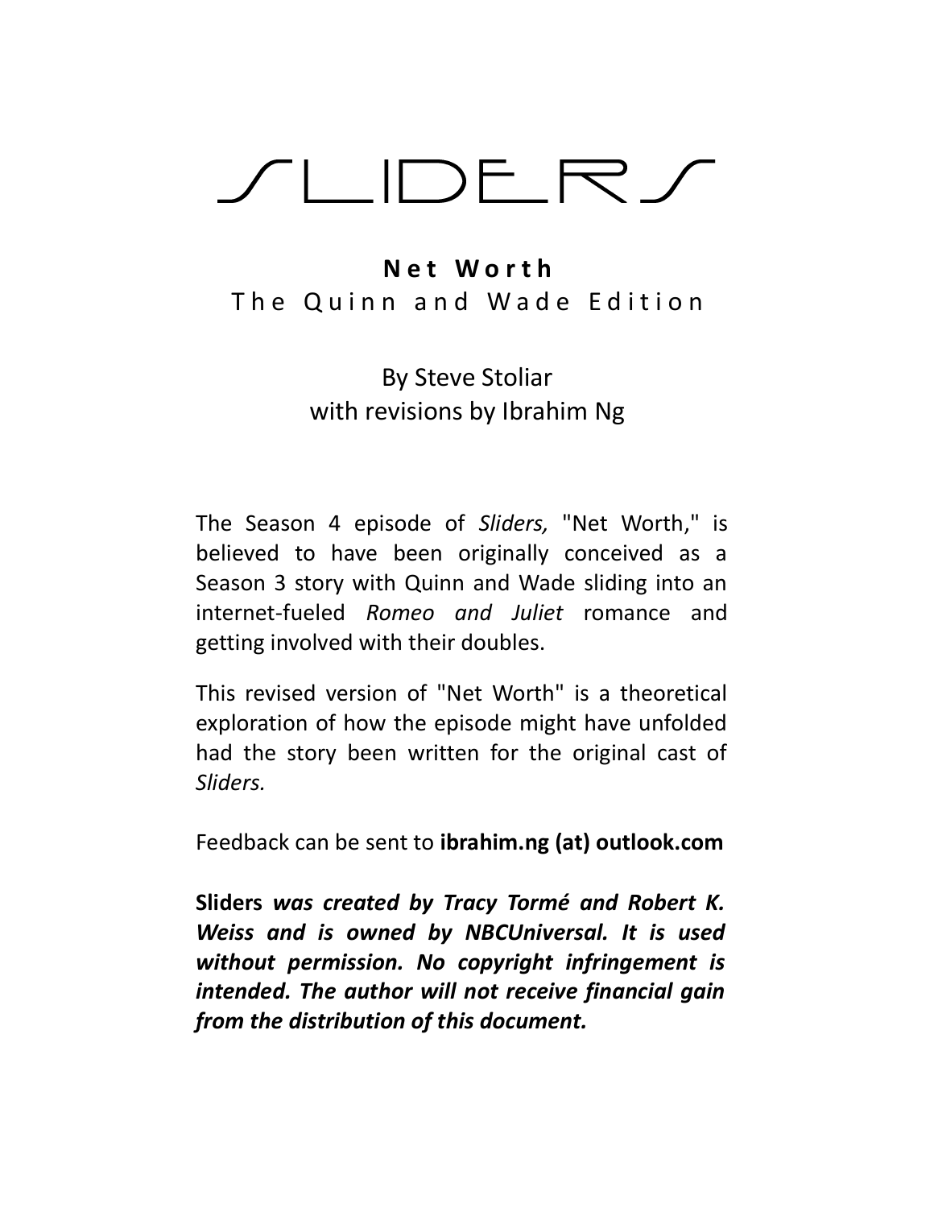# SLIDERS

**Net Worth**
The Quinn and Wade Edition

By Steve Stoliar
with revisions by Ibrahim Ng

The Season 4 episode of *Sliders,* "Net Worth," is believed to have been originally conceived as a Season 3 story with Quinn and Wade sliding into an internet-fueled *Romeo and Juliet* romance and getting involved with their doubles.

This revised version of "Net Worth" is a theoretical exploration of how the episode might have unfolded had the story been written for the original cast of *Sliders.*

Feedback can be sent to **ibrahim.ng (at) outlook.com**

***Sliders** was created by Tracy Tormé and Robert K. Weiss and is owned by NBCUniversal. It is used without permission. No copyright infringement is intended. The author will not receive financial gain from the distribution of this document.*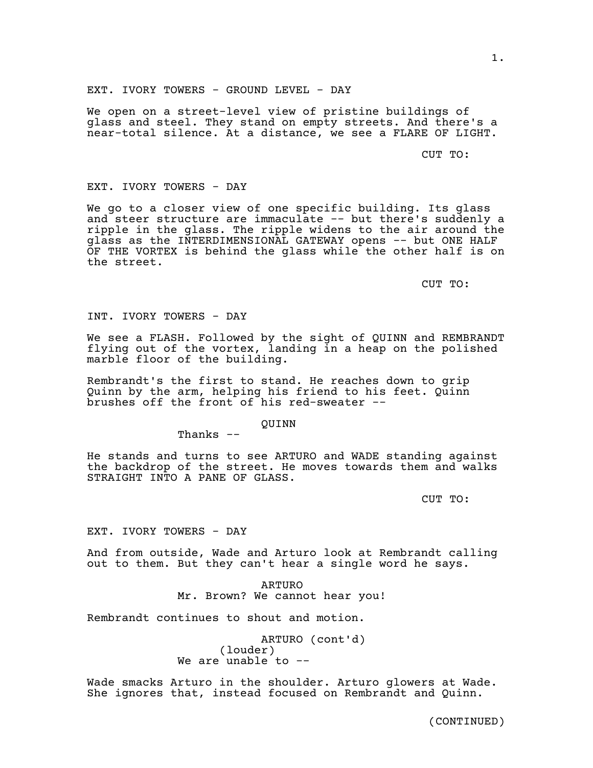EXT. IVORY TOWERS - GROUND LEVEL - DAY

We open on a street-level view of pristine buildings of glass and steel. They stand on empty streets. And there's a near-total silence. At a distance, we see a FLARE OF LIGHT.

CUT TO:

EXT. IVORY TOWERS - DAY

We go to a closer view of one specific building. Its glass and steer structure are immaculate -- but there's suddenly a ripple in the glass. The ripple widens to the air around the glass as the INTERDIMENSIONAL GATEWAY opens -- but ONE HALF OF THE VORTEX is behind the glass while the other half is on the street.

CUT TO:

INT. IVORY TOWERS - DAY

We see a FLASH. Followed by the sight of QUINN and REMBRANDT flying out of the vortex, landing in a heap on the polished marble floor of the building.

Rembrandt's the first to stand. He reaches down to grip Quinn by the arm, helping his friend to his feet. Quinn brushes off the front of his red-sweater --

QUINN

Thanks --

He stands and turns to see ARTURO and WADE standing against the backdrop of the street. He moves towards them and walks STRAIGHT INTO A PANE OF GLASS.

CUT TO:

EXT. IVORY TOWERS - DAY

And from outside, Wade and Arturo look at Rembrandt calling out to them. But they can't hear a single word he says.

ARTURO

Mr. Brown? We cannot hear you!

Rembrandt continues to shout and motion.

ARTURO (cont'd)

(louder)

We are unable to --

Wade smacks Arturo in the shoulder. Arturo glowers at Wade. She ignores that, instead focused on Rembrandt and Quinn.

(CONTINUED)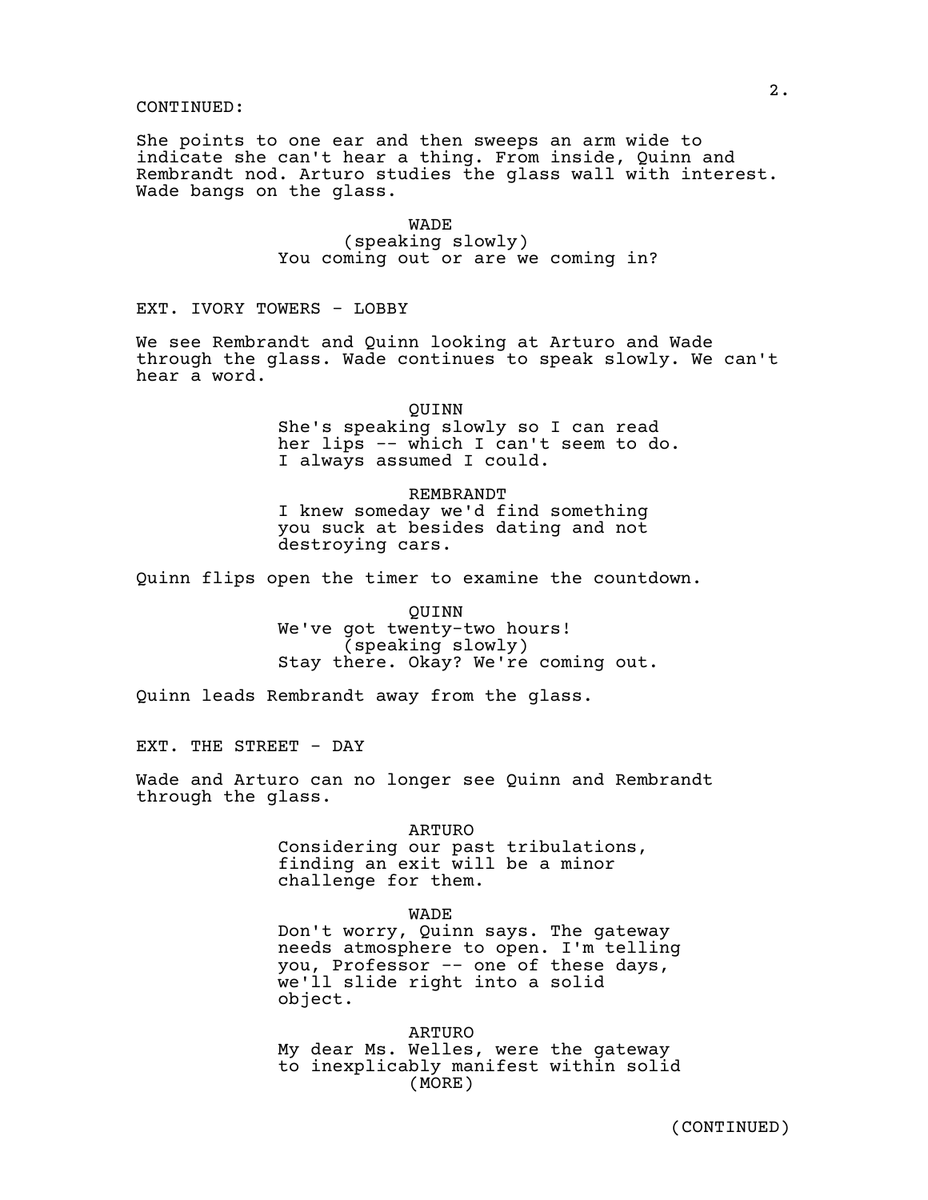CONTINUED:

She points to one ear and then sweeps an arm wide to indicate she can't hear a thing. From inside, Quinn and Rembrandt nod. Arturo studies the glass wall with interest. Wade bangs on the glass.

WADE
(speaking slowly)
You coming out or are we coming in?

EXT. IVORY TOWERS - LOBBY

We see Rembrandt and Quinn looking at Arturo and Wade through the glass. Wade continues to speak slowly. We can't hear a word.

QUINN
She's speaking slowly so I can read her lips -- which I can't seem to do. I always assumed I could.

REMBRANDT
I knew someday we'd find something you suck at besides dating and not destroying cars.

Quinn flips open the timer to examine the countdown.

QUINN
We've got twenty-two hours!
(speaking slowly)
Stay there. Okay? We're coming out.

Quinn leads Rembrandt away from the glass.

EXT. THE STREET - DAY

Wade and Arturo can no longer see Quinn and Rembrandt through the glass.

ARTURO
Considering our past tribulations, finding an exit will be a minor challenge for them.

WADE
Don't worry, Quinn says. The gateway needs atmosphere to open. I'm telling you, Professor -- one of these days, we'll slide right into a solid object.

ARTURO
My dear Ms. Welles, were the gateway to inexplicably manifest within solid
(MORE)

(CONTINUED)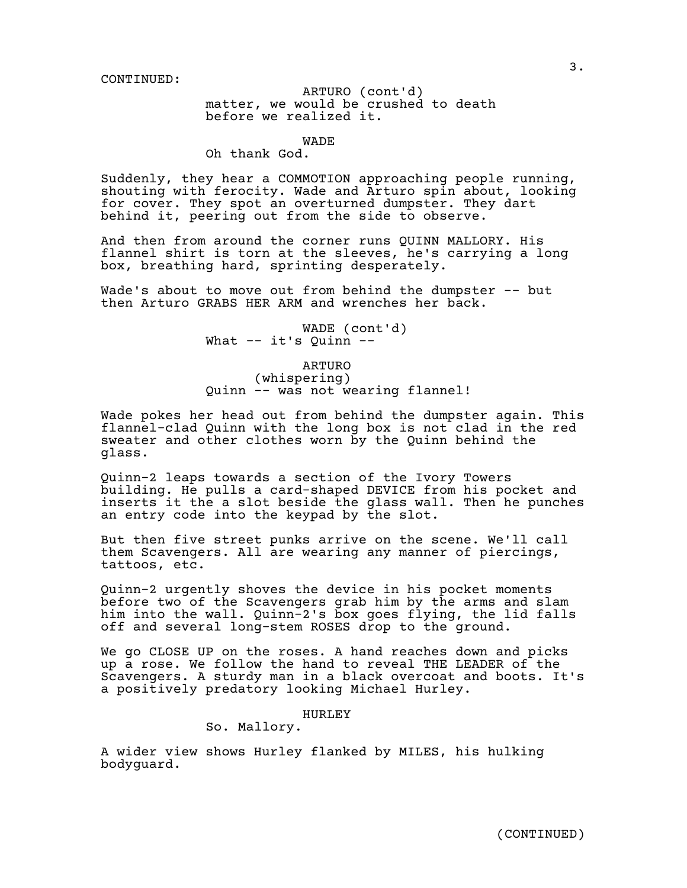CONTINUED:

ARTURO (cont'd)
matter, we would be crushed to death
before we realized it.

WADE
Oh thank God.

Suddenly, they hear a COMMOTION approaching people running, shouting with ferocity. Wade and Arturo spin about, looking for cover. They spot an overturned dumpster. They dart behind it, peering out from the side to observe.

And then from around the corner runs QUINN MALLORY. His flannel shirt is torn at the sleeves, he's carrying a long box, breathing hard, sprinting desperately.

Wade's about to move out from behind the dumpster -- but then Arturo GRABS HER ARM and wrenches her back.

WADE (cont'd)
What -- it's Quinn --

ARTURO
(whispering)
Quinn -- was not wearing flannel!

Wade pokes her head out from behind the dumpster again. This flannel-clad Quinn with the long box is not clad in the red sweater and other clothes worn by the Quinn behind the glass.

Quinn-2 leaps towards a section of the Ivory Towers building. He pulls a card-shaped DEVICE from his pocket and inserts it the a slot beside the glass wall. Then he punches an entry code into the keypad by the slot.

But then five street punks arrive on the scene. We'll call them Scavengers. All are wearing any manner of piercings, tattoos, etc.

Quinn-2 urgently shoves the device in his pocket moments before two of the Scavengers grab him by the arms and slam him into the wall. Quinn-2's box goes flying, the lid falls off and several long-stem ROSES drop to the ground.

We go CLOSE UP on the roses. A hand reaches down and picks up a rose. We follow the hand to reveal THE LEADER of the Scavengers. A sturdy man in a black overcoat and boots. It's a positively predatory looking Michael Hurley.

HURLEY
So. Mallory.

A wider view shows Hurley flanked by MILES, his hulking bodyguard.

(CONTINUED)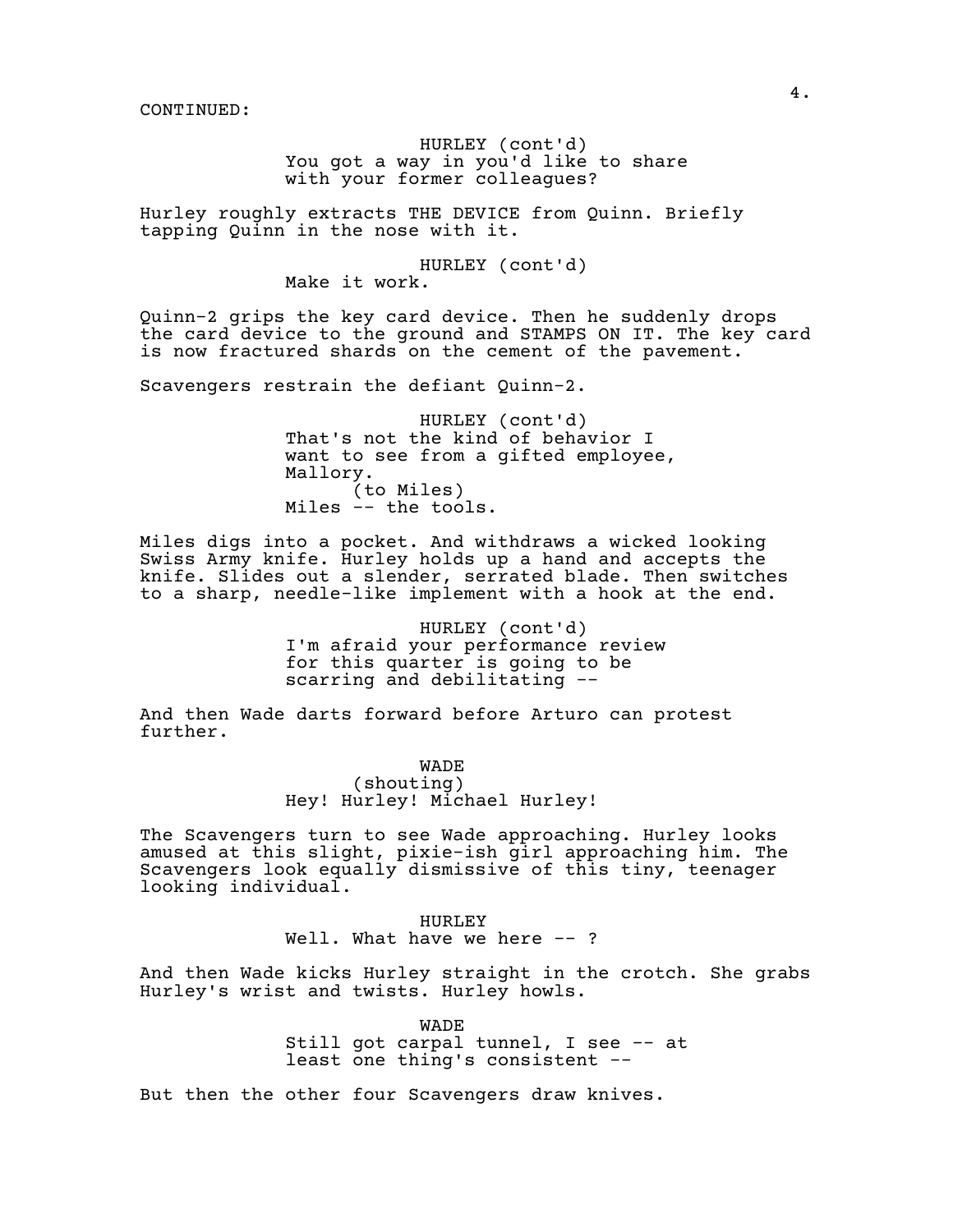CONTINUED:

HURLEY (cont'd)
You got a way in you'd like to share with your former colleagues?

Hurley roughly extracts THE DEVICE from Quinn. Briefly tapping Quinn in the nose with it.

HURLEY (cont'd)
Make it work.

Quinn-2 grips the key card device. Then he suddenly drops the card device to the ground and STAMPS ON IT. The key card is now fractured shards on the cement of the pavement.

Scavengers restrain the defiant Quinn-2.

HURLEY (cont'd)
That's not the kind of behavior I want to see from a gifted employee, Mallory.
(to Miles)
Miles -- the tools.

Miles digs into a pocket. And withdraws a wicked looking Swiss Army knife. Hurley holds up a hand and accepts the knife. Slides out a slender, serrated blade. Then switches to a sharp, needle-like implement with a hook at the end.

HURLEY (cont'd)
I'm afraid your performance review for this quarter is going to be scarring and debilitating --

And then Wade darts forward before Arturo can protest further.

WADE
(shouting)
Hey! Hurley! Michael Hurley!

The Scavengers turn to see Wade approaching. Hurley looks amused at this slight, pixie-ish girl approaching him. The Scavengers look equally dismissive of this tiny, teenager looking individual.

HURLEY
Well. What have we here -- ?

And then Wade kicks Hurley straight in the crotch. She grabs Hurley's wrist and twists. Hurley howls.

WADE
Still got carpal tunnel, I see -- at least one thing's consistent --

But then the other four Scavengers draw knives.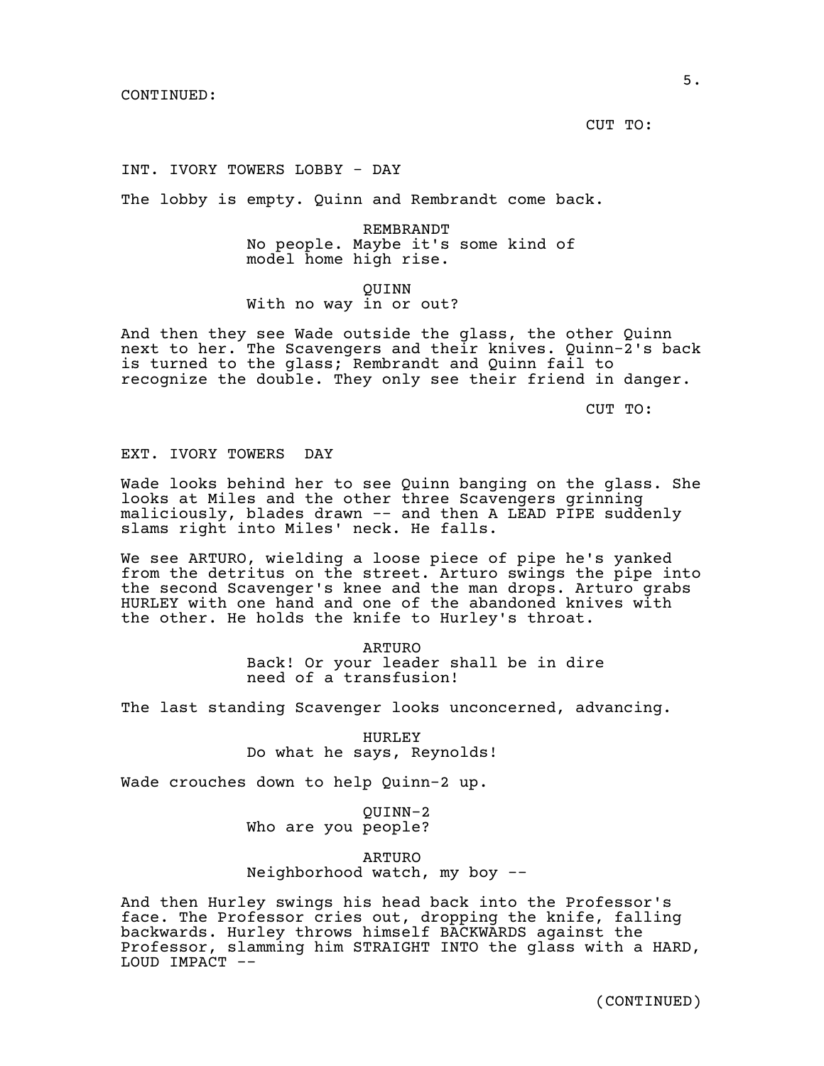CONTINUED:

CUT TO:

INT. IVORY TOWERS LOBBY - DAY

The lobby is empty. Quinn and Rembrandt come back.

REMBRANDT
No people. Maybe it's some kind of model home high rise.

QUINN
With no way in or out?

And then they see Wade outside the glass, the other Quinn next to her. The Scavengers and their knives. Quinn-2's back is turned to the glass; Rembrandt and Quinn fail to recognize the double. They only see their friend in danger.

CUT TO:

EXT. IVORY TOWERS  DAY

Wade looks behind her to see Quinn banging on the glass. She looks at Miles and the other three Scavengers grinning maliciously, blades drawn -- and then A LEAD PIPE suddenly slams right into Miles' neck. He falls.

We see ARTURO, wielding a loose piece of pipe he's yanked from the detritus on the street. Arturo swings the pipe into the second Scavenger's knee and the man drops. Arturo grabs HURLEY with one hand and one of the abandoned knives with the other. He holds the knife to Hurley's throat.

ARTURO
Back! Or your leader shall be in dire need of a transfusion!

The last standing Scavenger looks unconcerned, advancing.

HURLEY
Do what he says, Reynolds!

Wade crouches down to help Quinn-2 up.

QUINN-2
Who are you people?

ARTURO
Neighborhood watch, my boy --

And then Hurley swings his head back into the Professor's face. The Professor cries out, dropping the knife, falling backwards. Hurley throws himself BACKWARDS against the Professor, slamming him STRAIGHT INTO the glass with a HARD, LOUD IMPACT --

(CONTINUED)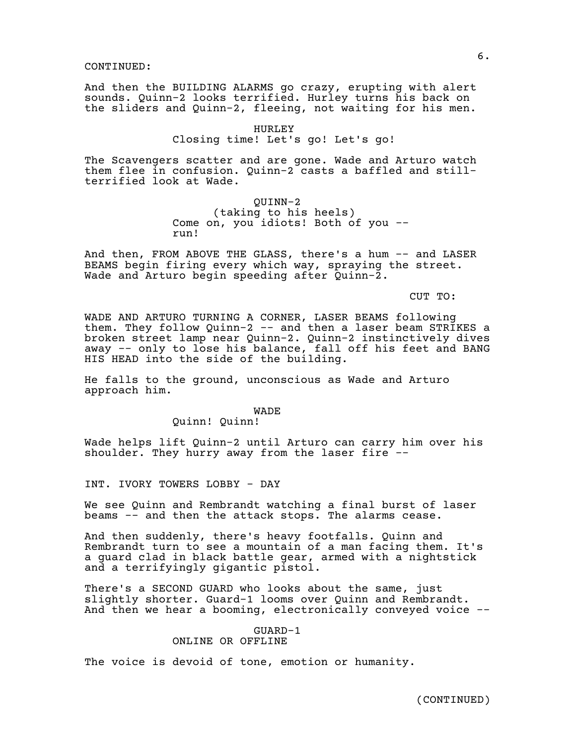CONTINUED:

And then the BUILDING ALARMS go crazy, erupting with alert sounds. Quinn-2 looks terrified. Hurley turns his back on the sliders and Quinn-2, fleeing, not waiting for his men.

HURLEY
Closing time! Let's go! Let's go!

The Scavengers scatter and are gone. Wade and Arturo watch them flee in confusion. Quinn-2 casts a baffled and still-terrified look at Wade.

QUINN-2
(taking to his heels)
Come on, you idiots! Both of you -- run!

And then, FROM ABOVE THE GLASS, there's a hum -- and LASER BEAMS begin firing every which way, spraying the street. Wade and Arturo begin speeding after Quinn-2.

CUT TO:

WADE AND ARTURO TURNING A CORNER, LASER BEAMS following them. They follow Quinn-2 -- and then a laser beam STRIKES a broken street lamp near Quinn-2. Quinn-2 instinctively dives away -- only to lose his balance, fall off his feet and BANG HIS HEAD into the side of the building.

He falls to the ground, unconscious as Wade and Arturo approach him.

WADE
Quinn! Quinn!

Wade helps lift Quinn-2 until Arturo can carry him over his shoulder. They hurry away from the laser fire --

INT. IVORY TOWERS LOBBY - DAY

We see Quinn and Rembrandt watching a final burst of laser beams -- and then the attack stops. The alarms cease.

And then suddenly, there's heavy footfalls. Quinn and Rembrandt turn to see a mountain of a man facing them. It's a guard clad in black battle gear, armed with a nightstick and a terrifyingly gigantic pistol.

There's a SECOND GUARD who looks about the same, just slightly shorter. Guard-1 looms over Quinn and Rembrandt. And then we hear a booming, electronically conveyed voice --

GUARD-1
ONLINE OR OFFLINE

The voice is devoid of tone, emotion or humanity.

(CONTINUED)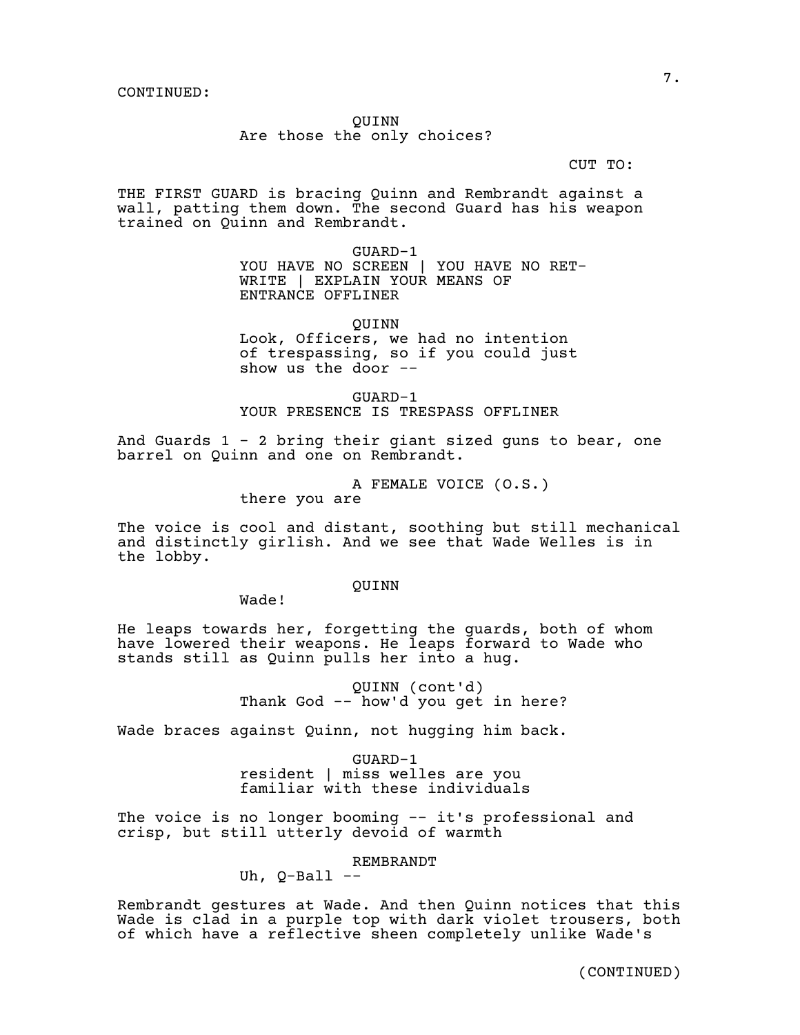CONTINUED:

QUINN
Are those the only choices?

CUT TO:

THE FIRST GUARD is bracing Quinn and Rembrandt against a wall, patting them down. The second Guard has his weapon trained on Quinn and Rembrandt.

GUARD-1
YOU HAVE NO SCREEN | YOU HAVE NO RET-WRITE | EXPLAIN YOUR MEANS OF ENTRANCE OFFLINER

QUINN
Look, Officers, we had no intention of trespassing, so if you could just show us the door --

GUARD-1
YOUR PRESENCE IS TRESPASS OFFLINER

And Guards 1 - 2 bring their giant sized guns to bear, one barrel on Quinn and one on Rembrandt.

A FEMALE VOICE (O.S.)
there you are

The voice is cool and distant, soothing but still mechanical and distinctly girlish. And we see that Wade Welles is in the lobby.

QUINN
Wade!

He leaps towards her, forgetting the guards, both of whom have lowered their weapons. He leaps forward to Wade who stands still as Quinn pulls her into a hug.

QUINN (cont'd)
Thank God -- how'd you get in here?

Wade braces against Quinn, not hugging him back.

GUARD-1
resident | miss welles are you familiar with these individuals

The voice is no longer booming -- it's professional and crisp, but still utterly devoid of warmth

REMBRANDT
Uh, Q-Ball --

Rembrandt gestures at Wade. And then Quinn notices that this Wade is clad in a purple top with dark violet trousers, both of which have a reflective sheen completely unlike Wade's

(CONTINUED)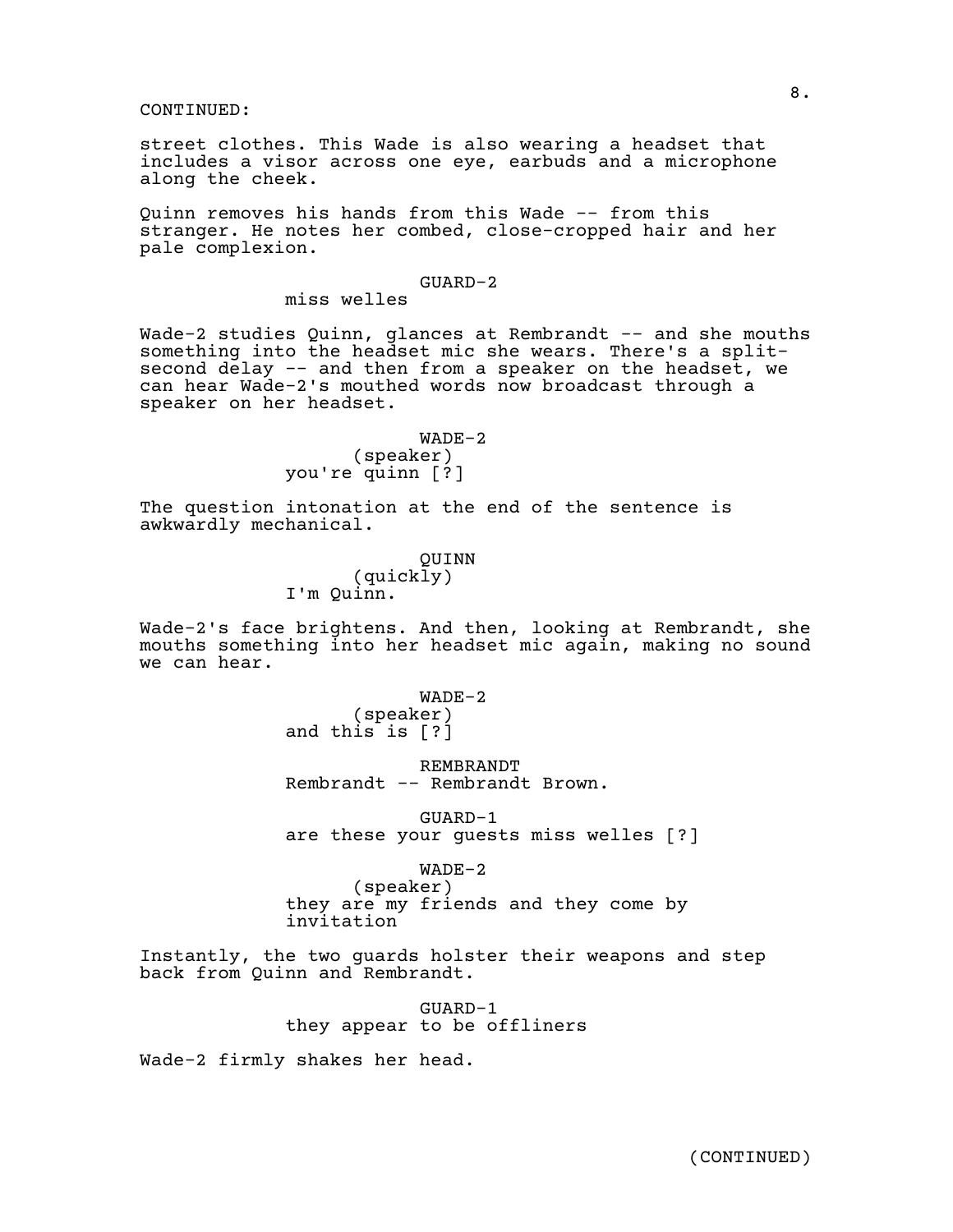CONTINUED:

street clothes. This Wade is also wearing a headset that includes a visor across one eye, earbuds and a microphone along the cheek.

Quinn removes his hands from this Wade -- from this stranger. He notes her combed, close-cropped hair and her pale complexion.

GUARD-2
miss welles

Wade-2 studies Quinn, glances at Rembrandt -- and she mouths something into the headset mic she wears. There's a split-second delay -- and then from a speaker on the headset, we can hear Wade-2's mouthed words now broadcast through a speaker on her headset.

WADE-2
(speaker)
you're quinn [?]

The question intonation at the end of the sentence is awkwardly mechanical.

QUINN
(quickly)
I'm Quinn.

Wade-2's face brightens. And then, looking at Rembrandt, she mouths something into her headset mic again, making no sound we can hear.

WADE-2
(speaker)
and this is [?]

REMBRANDT
Rembrandt -- Rembrandt Brown.

GUARD-1
are these your guests miss welles [?]

WADE-2
(speaker)
they are my friends and they come by invitation

Instantly, the two guards holster their weapons and step back from Quinn and Rembrandt.

GUARD-1
they appear to be offliners

Wade-2 firmly shakes her head.

(CONTINUED)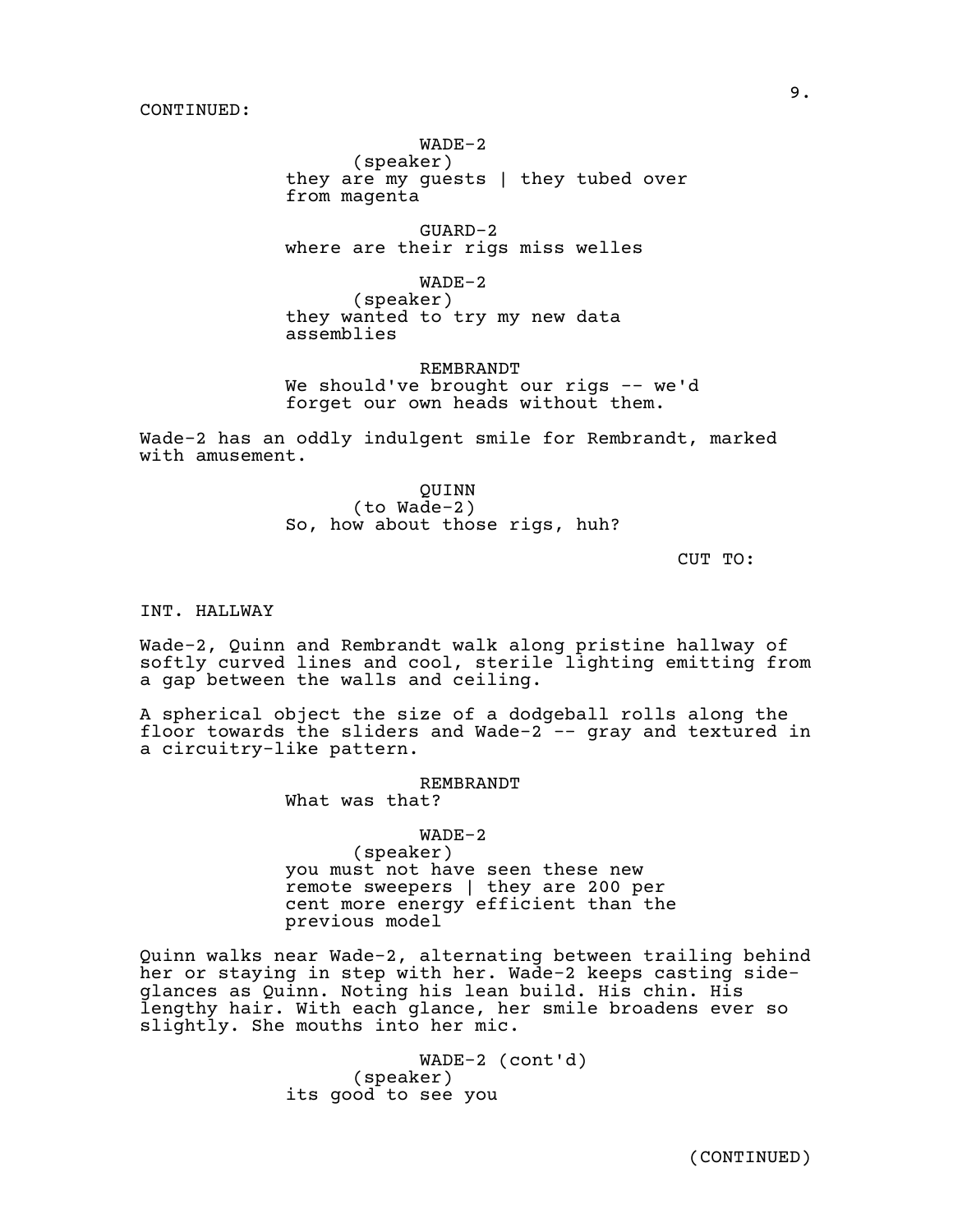CONTINUED:

WADE-2
(speaker)
they are my guests | they tubed over from magenta

GUARD-2
where are their rigs miss welles

WADE-2
(speaker)
they wanted to try my new data assemblies

REMBRANDT
We should've brought our rigs -- we'd forget our own heads without them.

Wade-2 has an oddly indulgent smile for Rembrandt, marked with amusement.

QUINN
(to Wade-2)
So, how about those rigs, huh?

CUT TO:

INT. HALLWAY

Wade-2, Quinn and Rembrandt walk along pristine hallway of softly curved lines and cool, sterile lighting emitting from a gap between the walls and ceiling.

A spherical object the size of a dodgeball rolls along the floor towards the sliders and Wade-2 -- gray and textured in a circuitry-like pattern.

REMBRANDT
What was that?

WADE-2
(speaker)
you must not have seen these new remote sweepers | they are 200 per cent more energy efficient than the previous model

Quinn walks near Wade-2, alternating between trailing behind her or staying in step with her. Wade-2 keeps casting side-glances as Quinn. Noting his lean build. His chin. His lengthy hair. With each glance, her smile broadens ever so slightly. She mouths into her mic.

WADE-2 (cont'd)
(speaker)
its good to see you

(CONTINUED)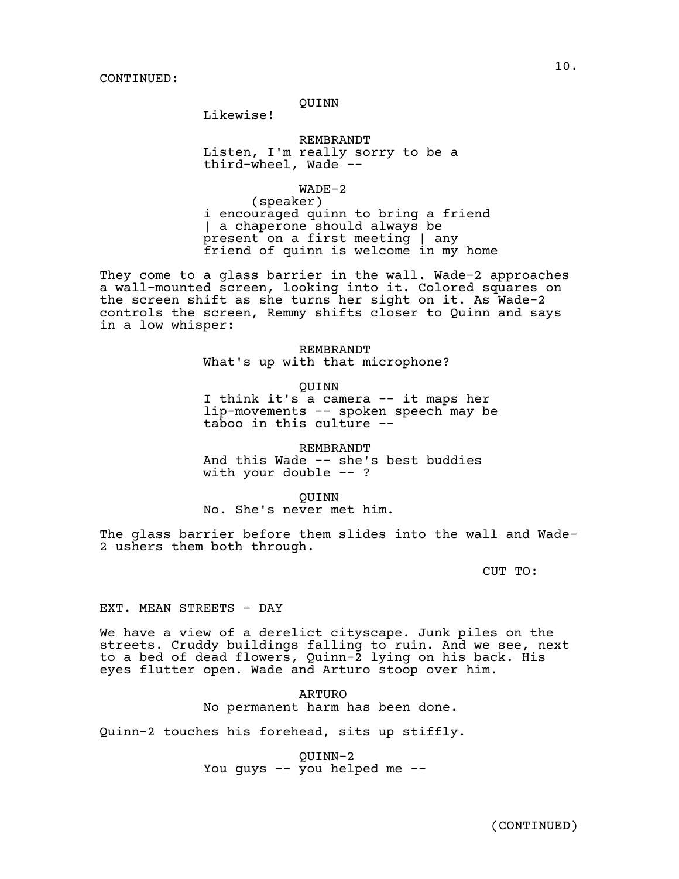CONTINUED:

QUINN
Likewise!

REMBRANDT
Listen, I'm really sorry to be a third-wheel, Wade --

WADE-2
(speaker)
i encouraged quinn to bring a friend | a chaperone should always be present on a first meeting | any friend of quinn is welcome in my home

They come to a glass barrier in the wall. Wade-2 approaches a wall-mounted screen, looking into it. Colored squares on the screen shift as she turns her sight on it. As Wade-2 controls the screen, Remmy shifts closer to Quinn and says in a low whisper:

REMBRANDT
What's up with that microphone?

QUINN
I think it's a camera -- it maps her lip-movements -- spoken speech may be taboo in this culture --

REMBRANDT
And this Wade -- she's best buddies with your double -- ?

QUINN
No. She's never met him.

The glass barrier before them slides into the wall and Wade-2 ushers them both through.

CUT TO:

EXT. MEAN STREETS - DAY

We have a view of a derelict cityscape. Junk piles on the streets. Cruddy buildings falling to ruin. And we see, next to a bed of dead flowers, Quinn-2 lying on his back. His eyes flutter open. Wade and Arturo stoop over him.

ARTURO
No permanent harm has been done.

Quinn-2 touches his forehead, sits up stiffly.

QUINN-2
You guys -- you helped me --

(CONTINUED)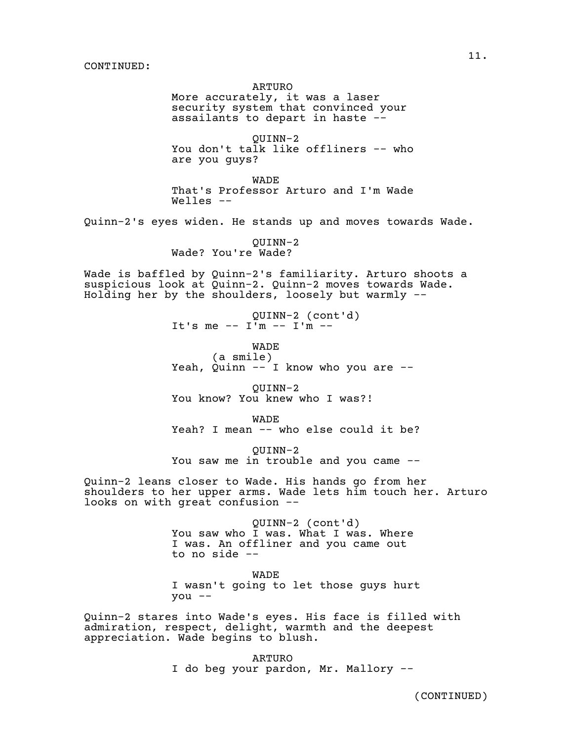CONTINUED:

ARTURO
More accurately, it was a laser security system that convinced your assailants to depart in haste --

QUINN-2
You don't talk like offliners -- who are you guys?

WADE
That's Professor Arturo and I'm Wade Welles --

Quinn-2's eyes widen. He stands up and moves towards Wade.

QUINN-2
Wade? You're Wade?

Wade is baffled by Quinn-2's familiarity. Arturo shoots a suspicious look at Quinn-2. Quinn-2 moves towards Wade. Holding her by the shoulders, loosely but warmly --

QUINN-2 (cont'd)
It's me -- I'm -- I'm --

WADE
(a smile)
Yeah, Quinn -- I know who you are --

QUINN-2
You know? You knew who I was?!

WADE
Yeah? I mean -- who else could it be?

QUINN-2
You saw me in trouble and you came --

Quinn-2 leans closer to Wade. His hands go from her shoulders to her upper arms. Wade lets him touch her. Arturo looks on with great confusion --

QUINN-2 (cont'd)
You saw who I was. What I was. Where I was. An offliner and you came out to no side --

WADE
I wasn't going to let those guys hurt you --

Quinn-2 stares into Wade's eyes. His face is filled with admiration, respect, delight, warmth and the deepest appreciation. Wade begins to blush.

ARTURO
I do beg your pardon, Mr. Mallory --

(CONTINUED)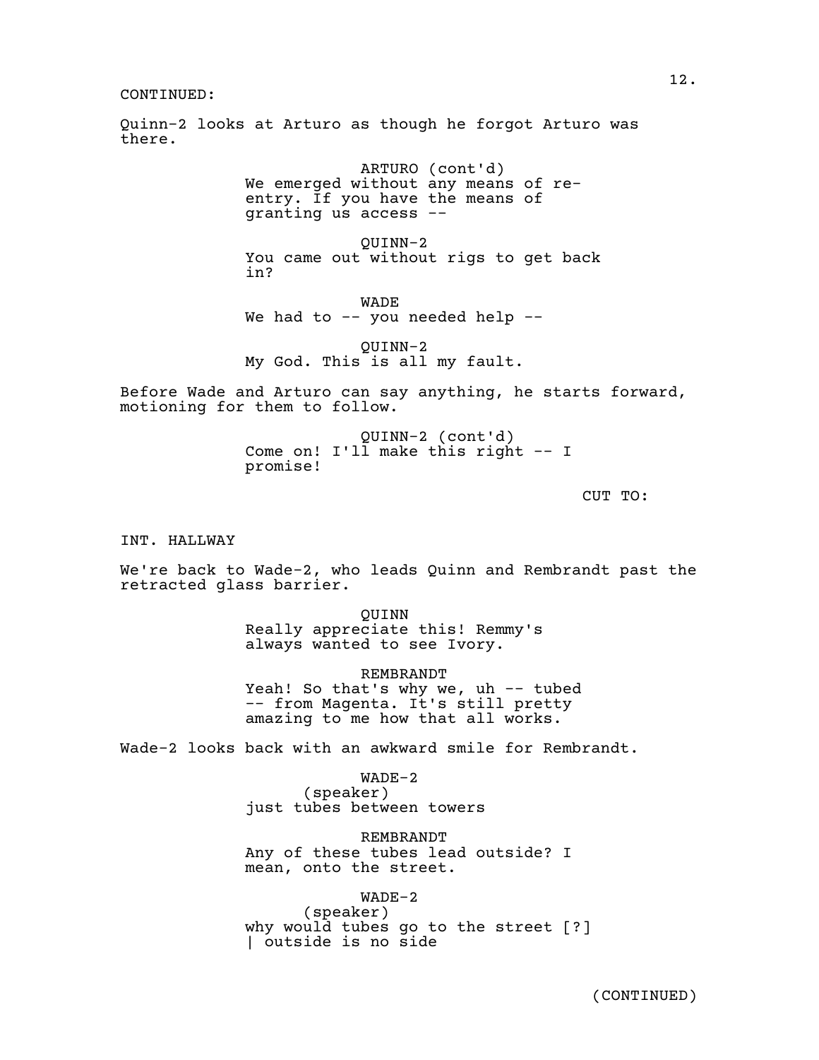CONTINUED:

Quinn-2 looks at Arturo as though he forgot Arturo was there.

ARTURO (cont'd)
We emerged without any means of re-entry. If you have the means of granting us access --

QUINN-2
You came out without rigs to get back in?

WADE
We had to -- you needed help --

QUINN-2
My God. This is all my fault.

Before Wade and Arturo can say anything, he starts forward, motioning for them to follow.

QUINN-2 (cont'd)
Come on! I'll make this right -- I promise!

CUT TO:

INT. HALLWAY

We're back to Wade-2, who leads Quinn and Rembrandt past the retracted glass barrier.

QUINN
Really appreciate this! Remmy's always wanted to see Ivory.

REMBRANDT
Yeah! So that's why we, uh -- tubed -- from Magenta. It's still pretty amazing to me how that all works.

Wade-2 looks back with an awkward smile for Rembrandt.

WADE-2
(speaker)
just tubes between towers

REMBRANDT
Any of these tubes lead outside? I mean, onto the street.

WADE-2
(speaker)
why would tubes go to the street [?] | outside is no side

(CONTINUED)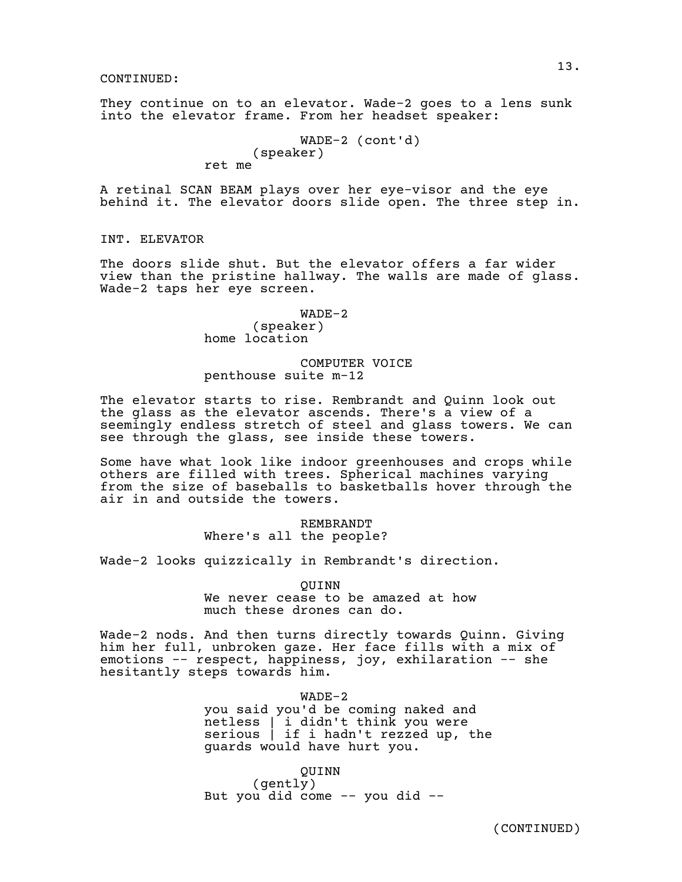CONTINUED:

They continue on to an elevator. Wade-2 goes to a lens sunk into the elevator frame. From her headset speaker:

WADE-2 (cont'd)
(speaker)
ret me

A retinal SCAN BEAM plays over her eye-visor and the eye behind it. The elevator doors slide open. The three step in.

INT. ELEVATOR

The doors slide shut. But the elevator offers a far wider view than the pristine hallway. The walls are made of glass. Wade-2 taps her eye screen.

WADE-2
(speaker)
home location

COMPUTER VOICE
penthouse suite m-12

The elevator starts to rise. Rembrandt and Quinn look out the glass as the elevator ascends. There's a view of a seemingly endless stretch of steel and glass towers. We can see through the glass, see inside these towers.

Some have what look like indoor greenhouses and crops while others are filled with trees. Spherical machines varying from the size of baseballs to basketballs hover through the air in and outside the towers.

REMBRANDT
Where's all the people?

Wade-2 looks quizzically in Rembrandt's direction.

QUINN
We never cease to be amazed at how much these drones can do.

Wade-2 nods. And then turns directly towards Quinn. Giving him her full, unbroken gaze. Her face fills with a mix of emotions -- respect, happiness, joy, exhilaration -- she hesitantly steps towards him.

WADE-2
you said you'd be coming naked and netless | i didn't think you were serious | if i hadn't rezzed up, the guards would have hurt you.

QUINN
(gently)
But you did come -- you did --

(CONTINUED)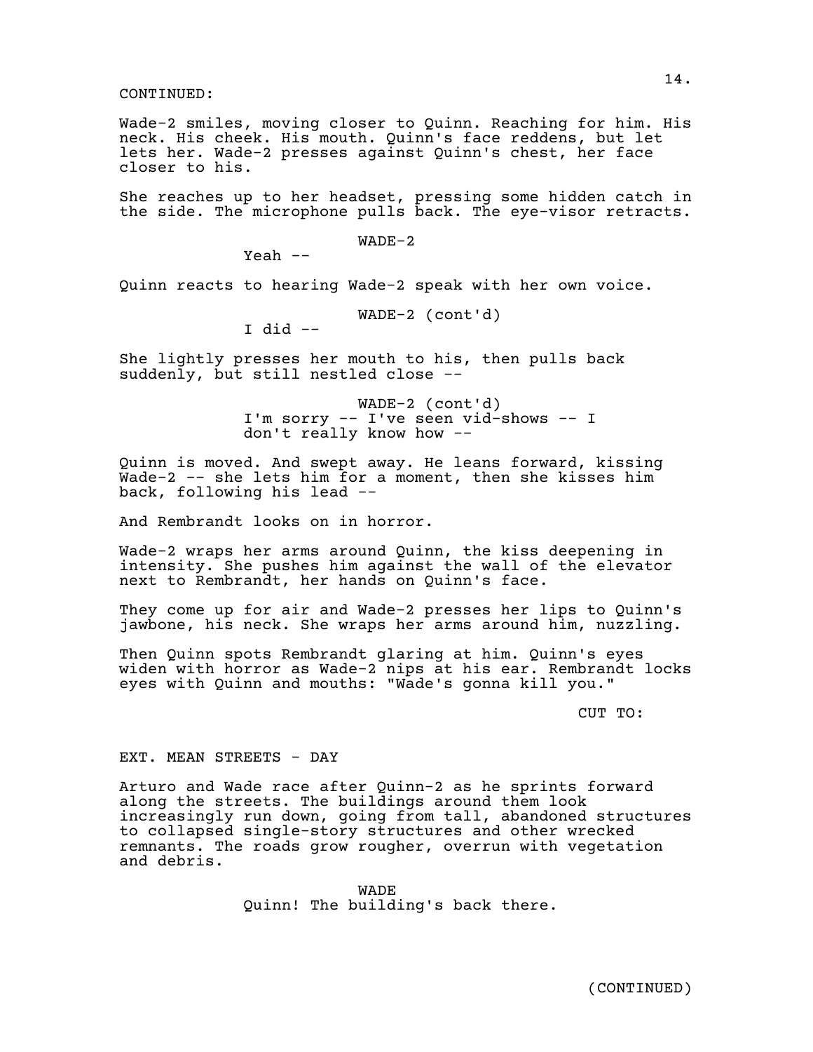CONTINUED:

Wade-2 smiles, moving closer to Quinn. Reaching for him. His neck. His cheek. His mouth. Quinn's face reddens, but let lets her. Wade-2 presses against Quinn's chest, her face closer to his.

She reaches up to her headset, pressing some hidden catch in the side. The microphone pulls back. The eye-visor retracts.

WADE-2

Yeah --

Quinn reacts to hearing Wade-2 speak with her own voice.

WADE-2 (cont'd)

I did --

She lightly presses her mouth to his, then pulls back suddenly, but still nestled close --

WADE-2 (cont'd)

I'm sorry -- I've seen vid-shows -- I don't really know how --

Quinn is moved. And swept away. He leans forward, kissing Wade-2 -- she lets him for a moment, then she kisses him back, following his lead --

And Rembrandt looks on in horror.

Wade-2 wraps her arms around Quinn, the kiss deepening in intensity. She pushes him against the wall of the elevator next to Rembrandt, her hands on Quinn's face.

They come up for air and Wade-2 presses her lips to Quinn's jawbone, his neck. She wraps her arms around him, nuzzling.

Then Quinn spots Rembrandt glaring at him. Quinn's eyes widen with horror as Wade-2 nips at his ear. Rembrandt locks eyes with Quinn and mouths: "Wade's gonna kill you."

CUT TO:

EXT. MEAN STREETS - DAY

Arturo and Wade race after Quinn-2 as he sprints forward along the streets. The buildings around them look increasingly run down, going from tall, abandoned structures to collapsed single-story structures and other wrecked remnants. The roads grow rougher, overrun with vegetation and debris.

WADE

Quinn! The building's back there.

(CONTINUED)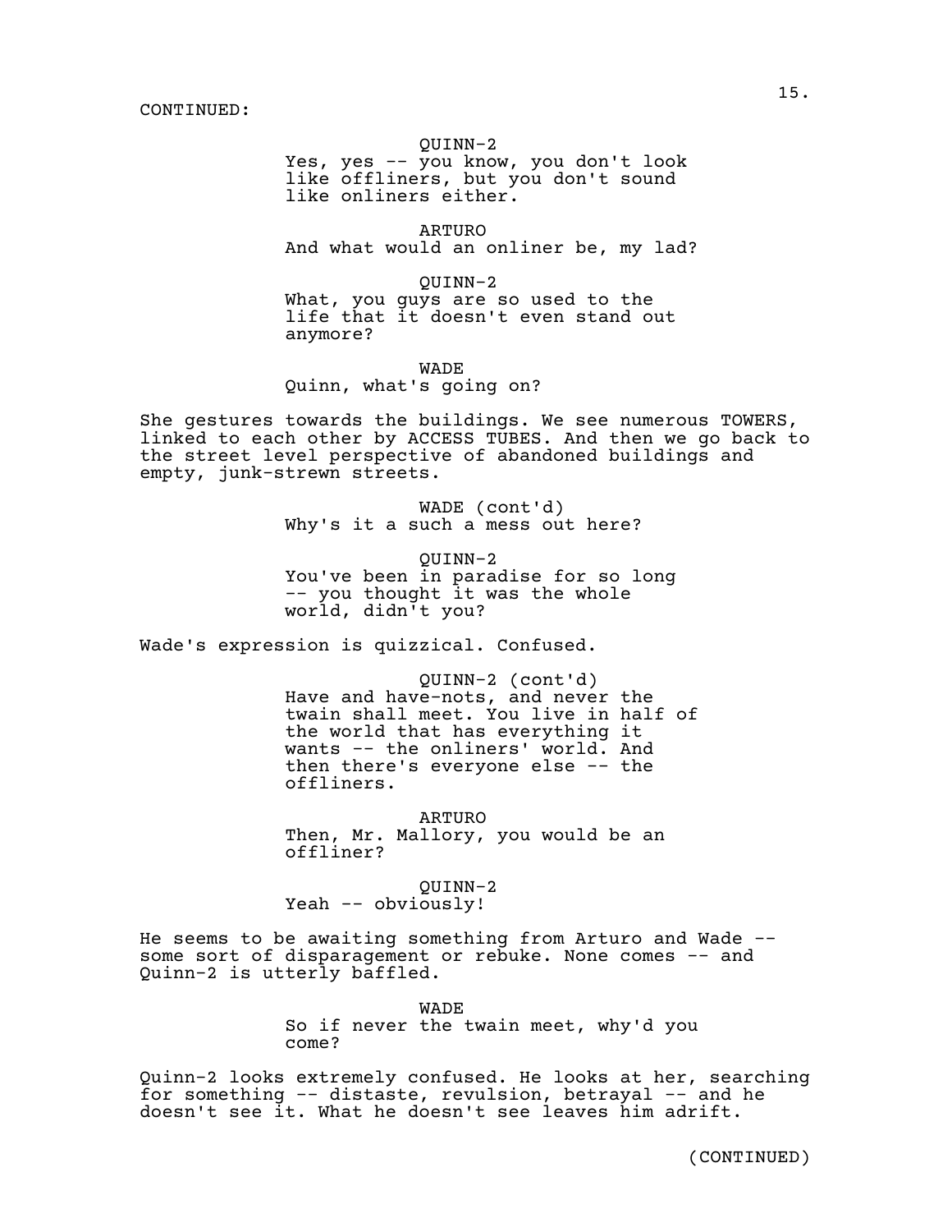CONTINUED:

QUINN-2
Yes, yes -- you know, you don't look like offliners, but you don't sound like onliners either.

ARTURO
And what would an onliner be, my lad?

QUINN-2
What, you guys are so used to the life that it doesn't even stand out anymore?

WADE
Quinn, what's going on?

She gestures towards the buildings. We see numerous TOWERS, linked to each other by ACCESS TUBES. And then we go back to the street level perspective of abandoned buildings and empty, junk-strewn streets.

WADE (cont'd)
Why's it a such a mess out here?

QUINN-2
You've been in paradise for so long -- you thought it was the whole world, didn't you?

Wade's expression is quizzical. Confused.

QUINN-2 (cont'd)
Have and have-nots, and never the twain shall meet. You live in half of the world that has everything it wants -- the onliners' world. And then there's everyone else -- the offliners.

ARTURO
Then, Mr. Mallory, you would be an offliner?

QUINN-2
Yeah -- obviously!

He seems to be awaiting something from Arturo and Wade -- some sort of disparagement or rebuke. None comes -- and Quinn-2 is utterly baffled.

WADE
So if never the twain meet, why'd you come?

Quinn-2 looks extremely confused. He looks at her, searching for something -- distaste, revulsion, betrayal -- and he doesn't see it. What he doesn't see leaves him adrift.

(CONTINUED)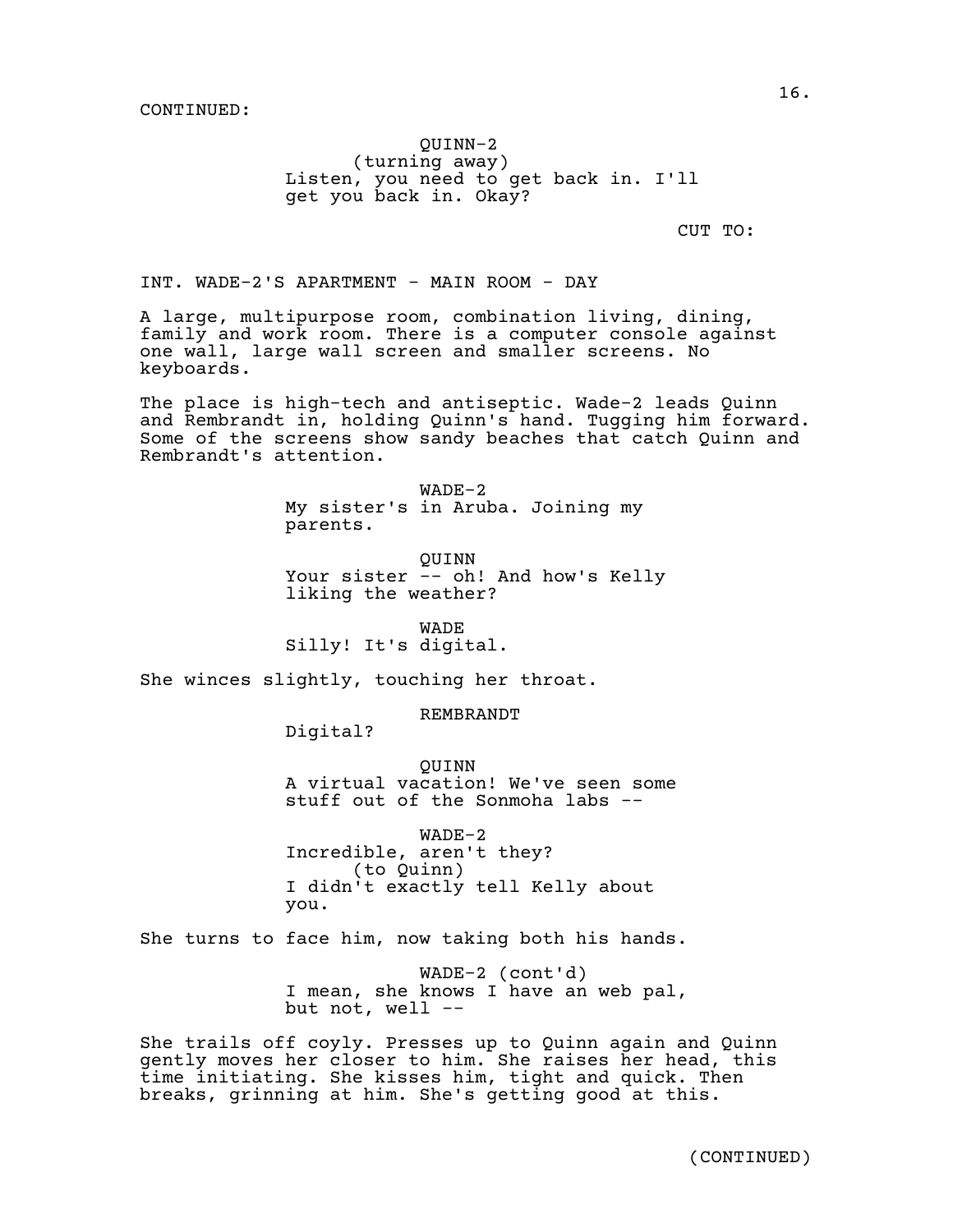CONTINUED:

QUINN-2
(turning away)
Listen, you need to get back in. I'll get you back in. Okay?

CUT TO:

INT. WADE-2'S APARTMENT - MAIN ROOM - DAY

A large, multipurpose room, combination living, dining, family and work room. There is a computer console against one wall, large wall screen and smaller screens. No keyboards.

The place is high-tech and antiseptic. Wade-2 leads Quinn and Rembrandt in, holding Quinn's hand. Tugging him forward. Some of the screens show sandy beaches that catch Quinn and Rembrandt's attention.

WADE-2
My sister's in Aruba. Joining my parents.

QUINN
Your sister -- oh! And how's Kelly liking the weather?

WADE
Silly! It's digital.

She winces slightly, touching her throat.

REMBRANDT
Digital?

QUINN
A virtual vacation! We've seen some stuff out of the Sonmoha labs --

WADE-2
Incredible, aren't they?
(to Quinn)
I didn't exactly tell Kelly about you.

She turns to face him, now taking both his hands.

WADE-2 (cont'd)
I mean, she knows I have an web pal, but not, well --

She trails off coyly. Presses up to Quinn again and Quinn gently moves her closer to him. She raises her head, this time initiating. She kisses him, tight and quick. Then breaks, grinning at him. She's getting good at this.

(CONTINUED)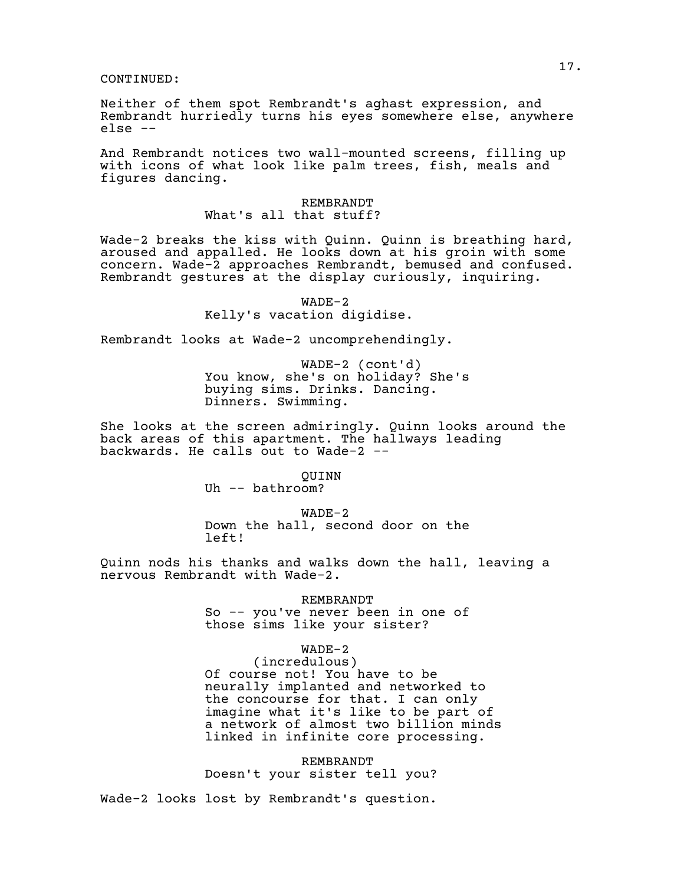CONTINUED:

Neither of them spot Rembrandt's aghast expression, and Rembrandt hurriedly turns his eyes somewhere else, anywhere else --

And Rembrandt notices two wall-mounted screens, filling up with icons of what look like palm trees, fish, meals and figures dancing.

REMBRANDT
What's all that stuff?

Wade-2 breaks the kiss with Quinn. Quinn is breathing hard, aroused and appalled. He looks down at his groin with some concern. Wade-2 approaches Rembrandt, bemused and confused. Rembrandt gestures at the display curiously, inquiring.

WADE-2
Kelly's vacation digidise.

Rembrandt looks at Wade-2 uncomprehendingly.

WADE-2 (cont'd)
You know, she's on holiday? She's buying sims. Drinks. Dancing. Dinners. Swimming.

She looks at the screen admiringly. Quinn looks around the back areas of this apartment. The hallways leading backwards. He calls out to Wade-2 --

QUINN
Uh -- bathroom?

WADE-2
Down the hall, second door on the left!

Quinn nods his thanks and walks down the hall, leaving a nervous Rembrandt with Wade-2.

REMBRANDT
So -- you've never been in one of those sims like your sister?

WADE-2
(incredulous)
Of course not! You have to be neurally implanted and networked to the concourse for that. I can only imagine what it's like to be part of a network of almost two billion minds linked in infinite core processing.

REMBRANDT
Doesn't your sister tell you?

Wade-2 looks lost by Rembrandt's question.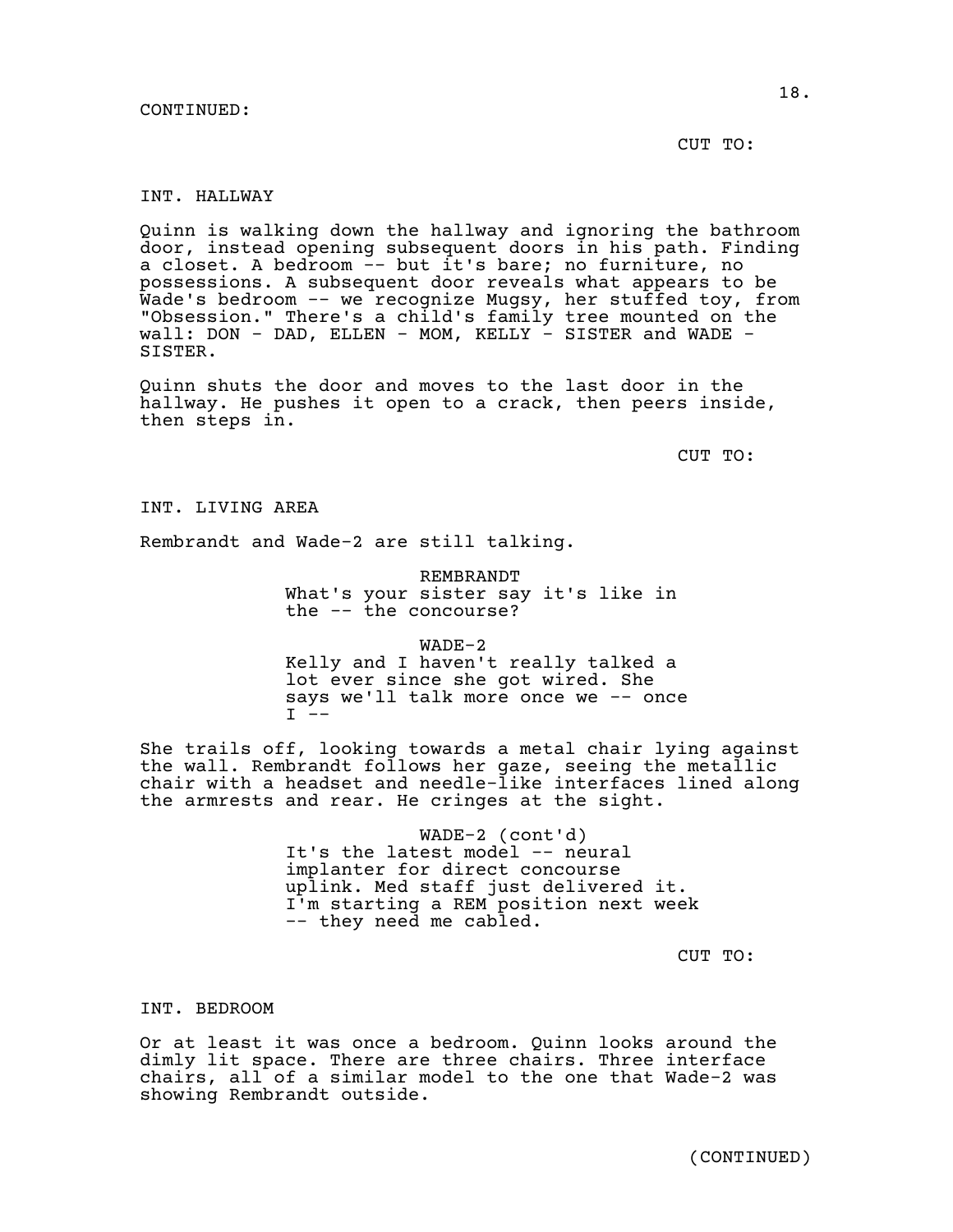CONTINUED:

CUT TO:

INT. HALLWAY

Quinn is walking down the hallway and ignoring the bathroom door, instead opening subsequent doors in his path. Finding a closet. A bedroom -- but it's bare; no furniture, no possessions. A subsequent door reveals what appears to be Wade's bedroom -- we recognize Mugsy, her stuffed toy, from "Obsession." There's a child's family tree mounted on the wall: DON - DAD, ELLEN - MOM, KELLY - SISTER and WADE - SISTER.

Quinn shuts the door and moves to the last door in the hallway. He pushes it open to a crack, then peers inside, then steps in.

CUT TO:

INT. LIVING AREA

Rembrandt and Wade-2 are still talking.

REMBRANDT
What's your sister say it's like in the -- the concourse?

WADE-2
Kelly and I haven't really talked a lot ever since she got wired. She says we'll talk more once we -- once I --

She trails off, looking towards a metal chair lying against the wall. Rembrandt follows her gaze, seeing the metallic chair with a headset and needle-like interfaces lined along the armrests and rear. He cringes at the sight.

WADE-2 (cont'd)
It's the latest model -- neural implanter for direct concourse uplink. Med staff just delivered it. I'm starting a REM position next week -- they need me cabled.

CUT TO:

INT. BEDROOM

Or at least it was once a bedroom. Quinn looks around the dimly lit space. There are three chairs. Three interface chairs, all of a similar model to the one that Wade-2 was showing Rembrandt outside.

(CONTINUED)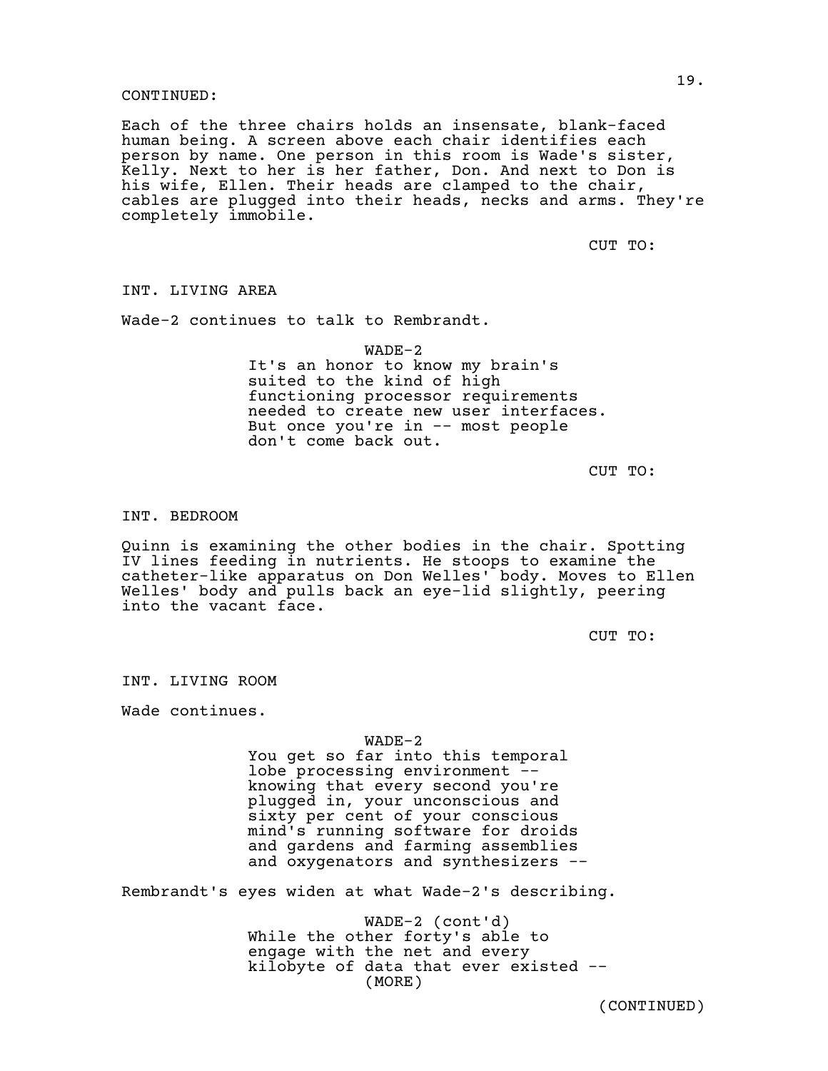CONTINUED:

Each of the three chairs holds an insensate, blank-faced human being. A screen above each chair identifies each person by name. One person in this room is Wade's sister, Kelly. Next to her is her father, Don. And next to Don is his wife, Ellen. Their heads are clamped to the chair, cables are plugged into their heads, necks and arms. They're completely immobile.

CUT TO:

INT. LIVING AREA

Wade-2 continues to talk to Rembrandt.

WADE-2
It's an honor to know my brain's suited to the kind of high functioning processor requirements needed to create new user interfaces. But once you're in -- most people don't come back out.

CUT TO:

INT. BEDROOM

Quinn is examining the other bodies in the chair. Spotting IV lines feeding in nutrients. He stoops to examine the catheter-like apparatus on Don Welles' body. Moves to Ellen Welles' body and pulls back an eye-lid slightly, peering into the vacant face.

CUT TO:

INT. LIVING ROOM

Wade continues.

WADE-2
You get so far into this temporal lobe processing environment -- knowing that every second you're plugged in, your unconscious and sixty per cent of your conscious mind's running software for droids and gardens and farming assemblies and oxygenators and synthesizers --

Rembrandt's eyes widen at what Wade-2's describing.

WADE-2 (cont'd)
While the other forty's able to engage with the net and every kilobyte of data that ever existed --
(MORE)

(CONTINUED)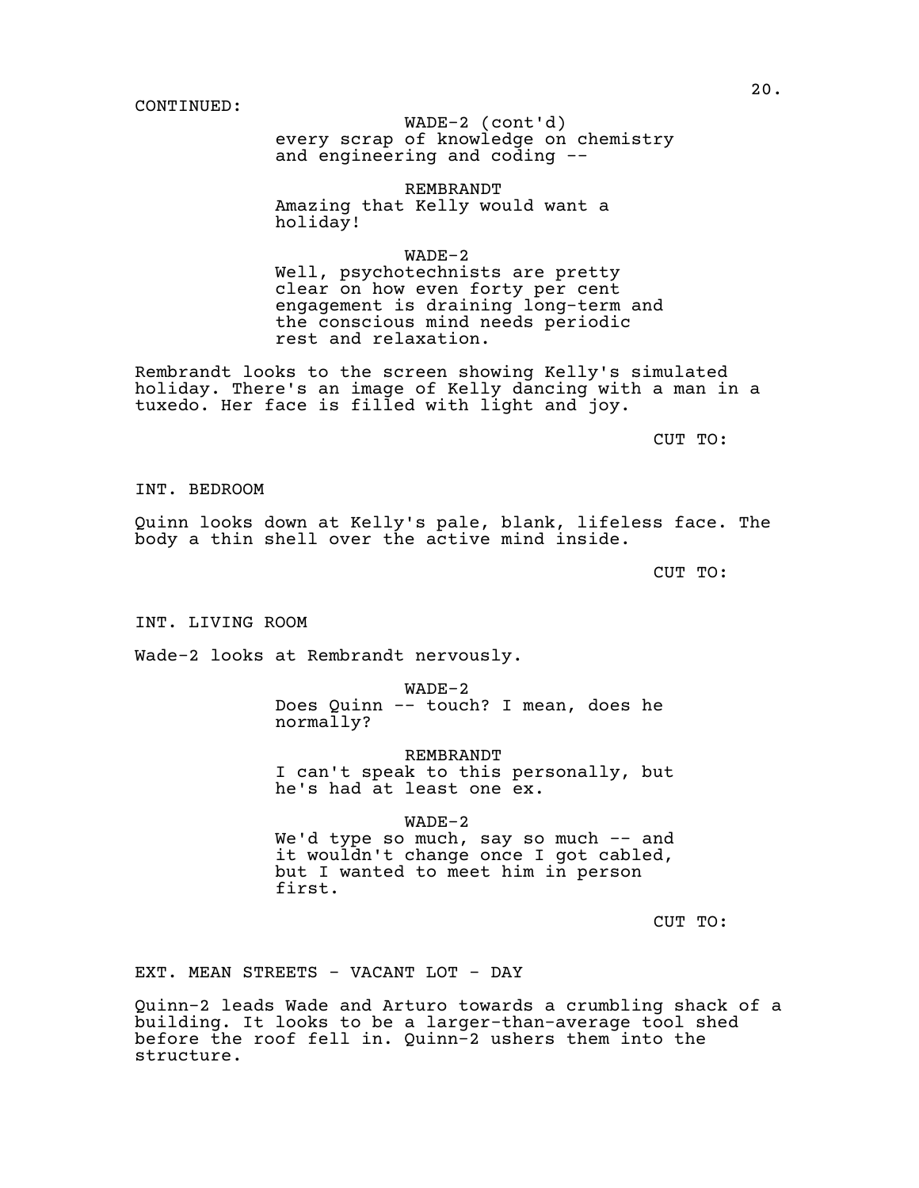CONTINUED:

WADE-2 (cont'd)
every scrap of knowledge on chemistry and engineering and coding --

REMBRANDT
Amazing that Kelly would want a holiday!

WADE-2
Well, psychotechnists are pretty clear on how even forty per cent engagement is draining long-term and the conscious mind needs periodic rest and relaxation.

Rembrandt looks to the screen showing Kelly's simulated holiday. There's an image of Kelly dancing with a man in a tuxedo. Her face is filled with light and joy.

CUT TO:

INT. BEDROOM

Quinn looks down at Kelly's pale, blank, lifeless face. The body a thin shell over the active mind inside.

CUT TO:

INT. LIVING ROOM

Wade-2 looks at Rembrandt nervously.

WADE-2
Does Quinn -- touch? I mean, does he normally?

REMBRANDT
I can't speak to this personally, but he's had at least one ex.

WADE-2
We'd type so much, say so much -- and it wouldn't change once I got cabled, but I wanted to meet him in person first.

CUT TO:

EXT. MEAN STREETS - VACANT LOT - DAY

Quinn-2 leads Wade and Arturo towards a crumbling shack of a building. It looks to be a larger-than-average tool shed before the roof fell in. Quinn-2 ushers them into the structure.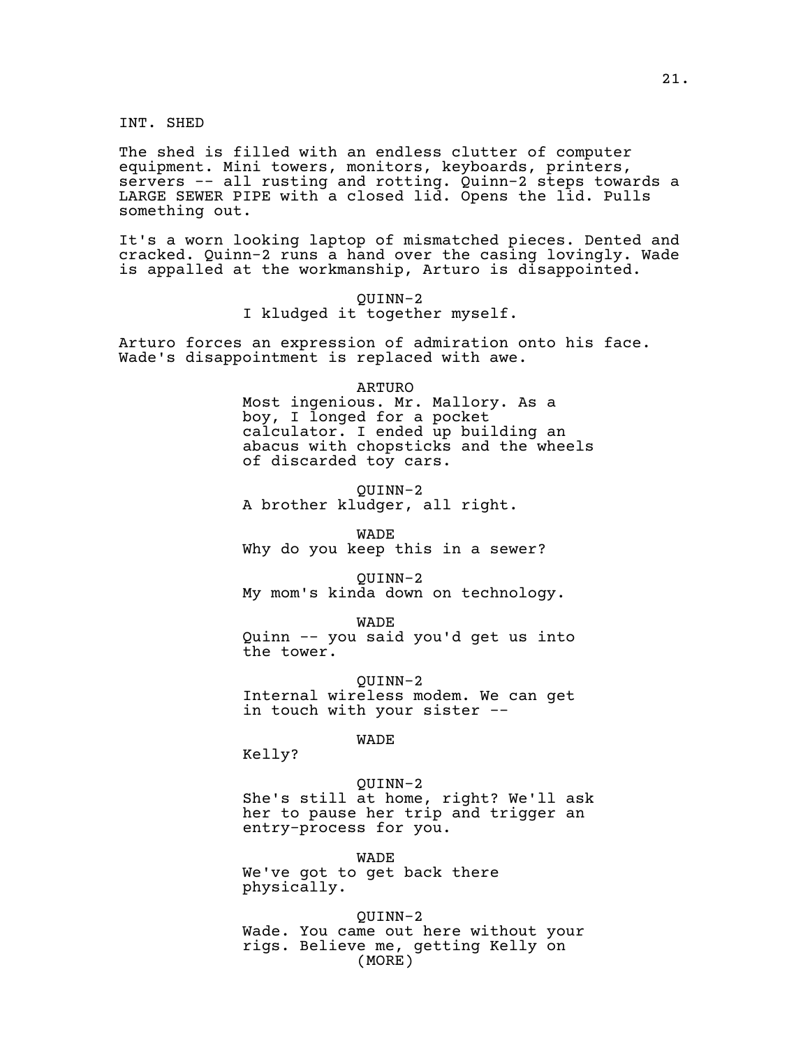INT. SHED

The shed is filled with an endless clutter of computer equipment. Mini towers, monitors, keyboards, printers, servers -- all rusting and rotting. Quinn-2 steps towards a LARGE SEWER PIPE with a closed lid. Opens the lid. Pulls something out.

It's a worn looking laptop of mismatched pieces. Dented and cracked. Quinn-2 runs a hand over the casing lovingly. Wade is appalled at the workmanship, Arturo is disappointed.

QUINN-2
I kludged it together myself.

Arturo forces an expression of admiration onto his face. Wade's disappointment is replaced with awe.

ARTURO
Most ingenious. Mr. Mallory. As a boy, I longed for a pocket calculator. I ended up building an abacus with chopsticks and the wheels of discarded toy cars.

QUINN-2
A brother kludger, all right.

WADE
Why do you keep this in a sewer?

QUINN-2
My mom's kinda down on technology.

WADE
Quinn -- you said you'd get us into the tower.

QUINN-2
Internal wireless modem. We can get in touch with your sister --

WADE
Kelly?

QUINN-2
She's still at home, right? We'll ask her to pause her trip and trigger an entry-process for you.

WADE
We've got to get back there physically.

QUINN-2
Wade. You came out here without your rigs. Believe me, getting Kelly on
(MORE)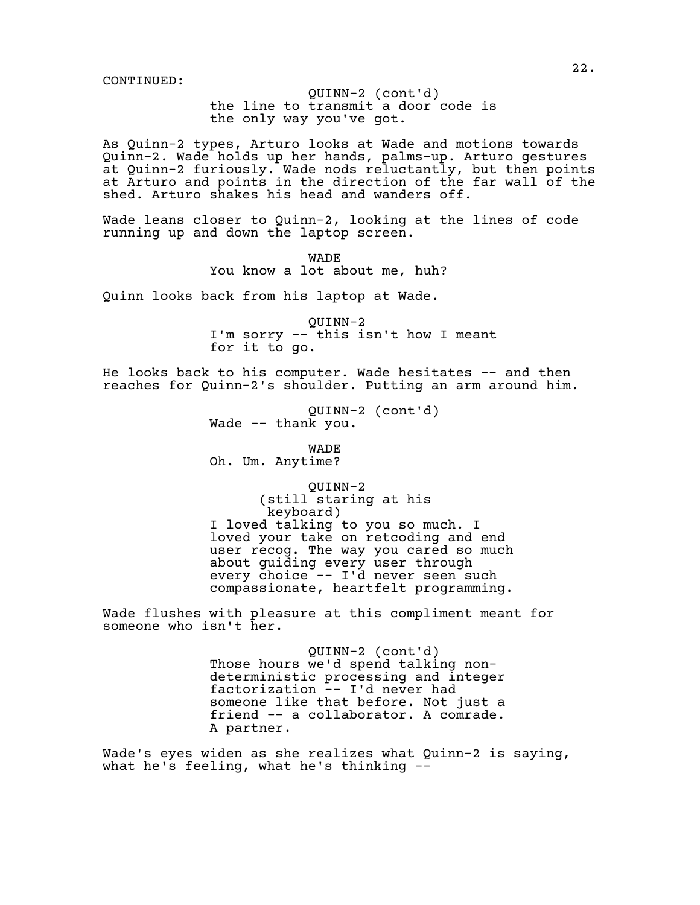CONTINUED:

QUINN-2 (cont'd)
the line to transmit a door code is
the only way you've got.

As Quinn-2 types, Arturo looks at Wade and motions towards Quinn-2. Wade holds up her hands, palms-up. Arturo gestures at Quinn-2 furiously. Wade nods reluctantly, but then points at Arturo and points in the direction of the far wall of the shed. Arturo shakes his head and wanders off.

Wade leans closer to Quinn-2, looking at the lines of code running up and down the laptop screen.

WADE
You know a lot about me, huh?

Quinn looks back from his laptop at Wade.

QUINN-2
I'm sorry -- this isn't how I meant
for it to go.

He looks back to his computer. Wade hesitates -- and then reaches for Quinn-2's shoulder. Putting an arm around him.

QUINN-2 (cont'd)
Wade -- thank you.

WADE
Oh. Um. Anytime?

QUINN-2
(still staring at his
keyboard)
I loved talking to you so much. I
loved your take on retcoding and end
user recog. The way you cared so much
about guiding every user through
every choice -- I'd never seen such
compassionate, heartfelt programming.

Wade flushes with pleasure at this compliment meant for someone who isn't her.

QUINN-2 (cont'd)
Those hours we'd spend talking non-
deterministic processing and integer
factorization -- I'd never had
someone like that before. Not just a
friend -- a collaborator. A comrade.
A partner.

Wade's eyes widen as she realizes what Quinn-2 is saying, what he's feeling, what he's thinking --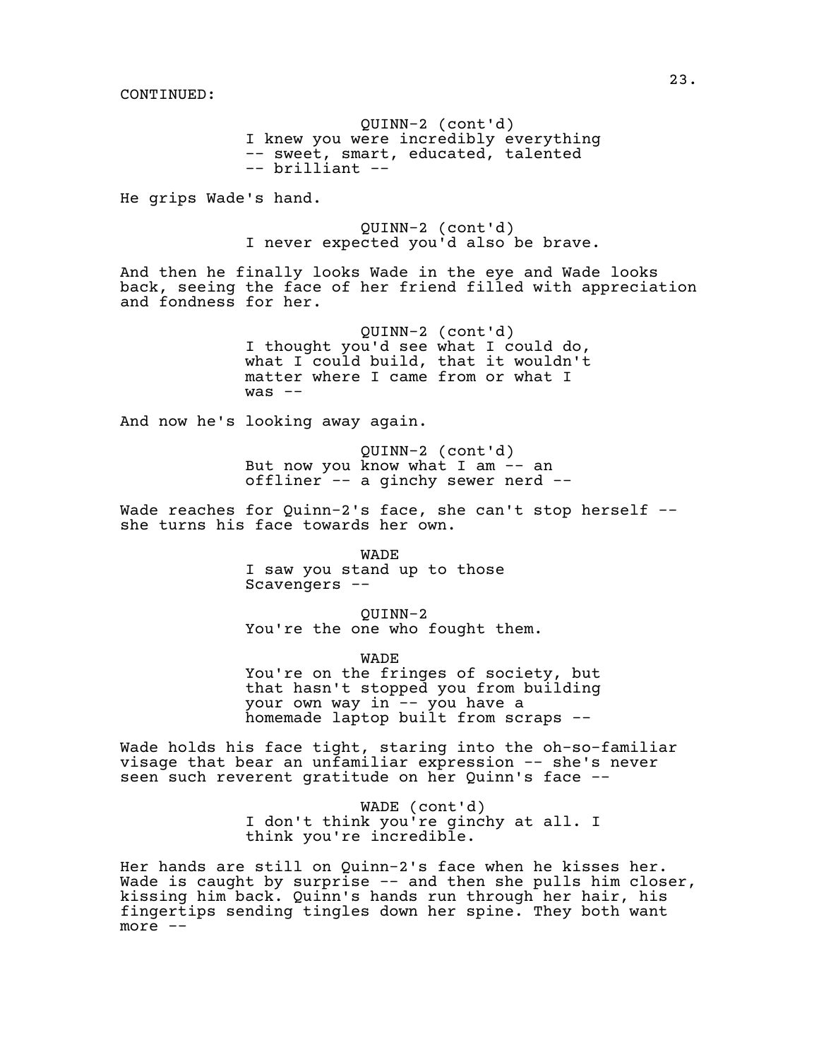CONTINUED:

QUINN-2 (cont'd)
I knew you were incredibly everything
-- sweet, smart, educated, talented
-- brilliant --

He grips Wade's hand.

QUINN-2 (cont'd)
I never expected you'd also be brave.

And then he finally looks Wade in the eye and Wade looks back, seeing the face of her friend filled with appreciation and fondness for her.

QUINN-2 (cont'd)
I thought you'd see what I could do,
what I could build, that it wouldn't
matter where I came from or what I
was --

And now he's looking away again.

QUINN-2 (cont'd)
But now you know what I am -- an
offliner -- a ginchy sewer nerd --

Wade reaches for Quinn-2's face, she can't stop herself -- she turns his face towards her own.

WADE
I saw you stand up to those
Scavengers --

QUINN-2
You're the one who fought them.

WADE
You're on the fringes of society, but
that hasn't stopped you from building
your own way in -- you have a
homemade laptop built from scraps --

Wade holds his face tight, staring into the oh-so-familiar visage that bear an unfamiliar expression -- she's never seen such reverent gratitude on her Quinn's face --

WADE (cont'd)
I don't think you're ginchy at all. I
think you're incredible.

Her hands are still on Quinn-2's face when he kisses her. Wade is caught by surprise -- and then she pulls him closer, kissing him back. Quinn's hands run through her hair, his fingertips sending tingles down her spine. They both want more --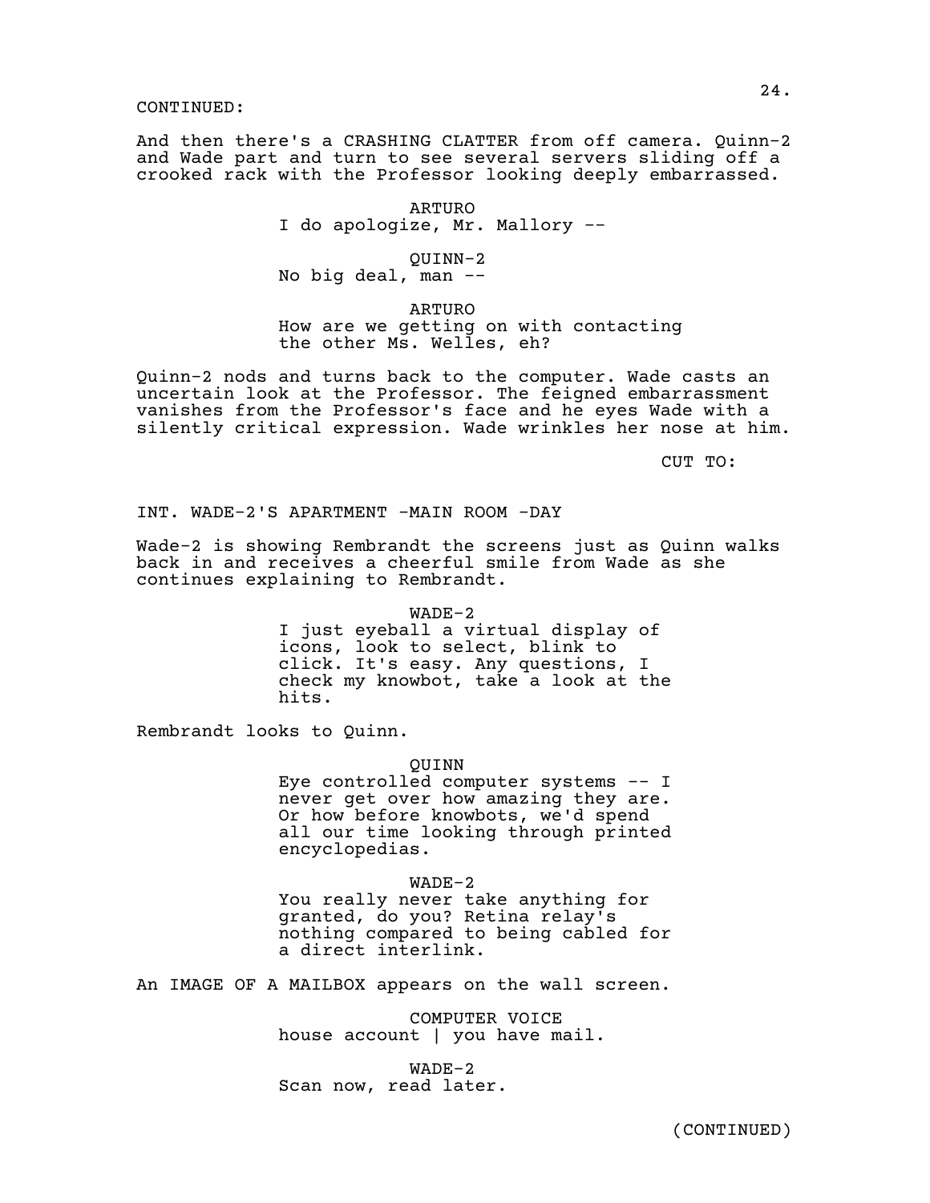CONTINUED:

And then there's a CRASHING CLATTER from off camera. Quinn-2 and Wade part and turn to see several servers sliding off a crooked rack with the Professor looking deeply embarrassed.

ARTURO
I do apologize, Mr. Mallory --

QUINN-2
No big deal, man --

ARTURO
How are we getting on with contacting the other Ms. Welles, eh?

Quinn-2 nods and turns back to the computer. Wade casts an uncertain look at the Professor. The feigned embarrassment vanishes from the Professor's face and he eyes Wade with a silently critical expression. Wade wrinkles her nose at him.

CUT TO:

INT. WADE-2'S APARTMENT -MAIN ROOM -DAY

Wade-2 is showing Rembrandt the screens just as Quinn walks back in and receives a cheerful smile from Wade as she continues explaining to Rembrandt.

WADE-2
I just eyeball a virtual display of icons, look to select, blink to click. It's easy. Any questions, I check my knowbot, take a look at the hits.

Rembrandt looks to Quinn.

QUINN
Eye controlled computer systems -- I never get over how amazing they are. Or how before knowbots, we'd spend all our time looking through printed encyclopedias.

WADE-2
You really never take anything for granted, do you? Retina relay's nothing compared to being cabled for a direct interlink.

An IMAGE OF A MAILBOX appears on the wall screen.

COMPUTER VOICE
house account | you have mail.

WADE-2
Scan now, read later.

(CONTINUED)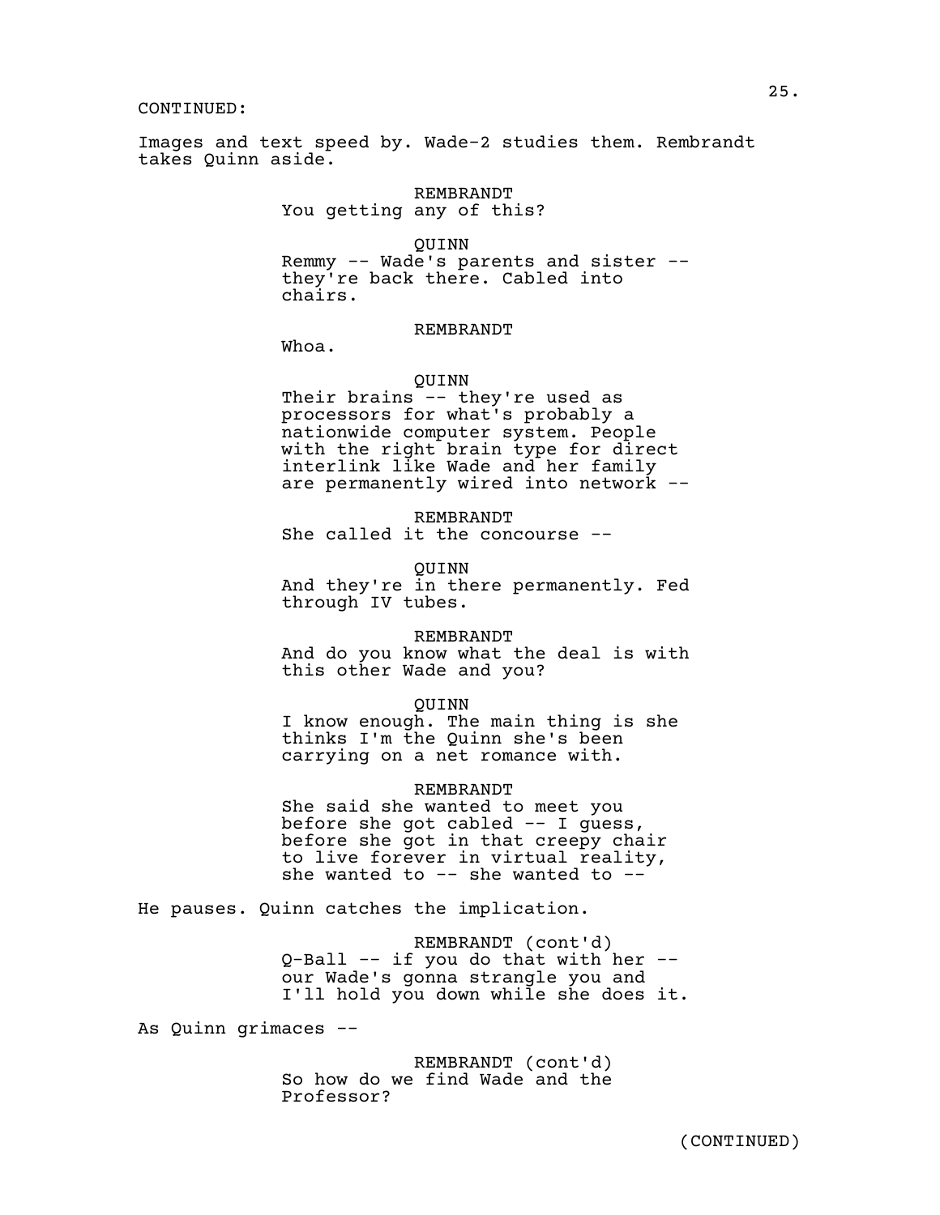CONTINUED:

Images and text speed by. Wade-2 studies them. Rembrandt takes Quinn aside.

REMBRANDT
You getting any of this?

QUINN
Remmy -- Wade's parents and sister -- they're back there. Cabled into chairs.

REMBRANDT
Whoa.

QUINN
Their brains -- they're used as processors for what's probably a nationwide computer system. People with the right brain type for direct interlink like Wade and her family are permanently wired into network --

REMBRANDT
She called it the concourse --

QUINN
And they're in there permanently. Fed through IV tubes.

REMBRANDT
And do you know what the deal is with this other Wade and you?

QUINN
I know enough. The main thing is she thinks I'm the Quinn she's been carrying on a net romance with.

REMBRANDT
She said she wanted to meet you before she got cabled -- I guess, before she got in that creepy chair to live forever in virtual reality, she wanted to -- she wanted to --

He pauses. Quinn catches the implication.

REMBRANDT (cont'd)
Q-Ball -- if you do that with her -- our Wade's gonna strangle you and I'll hold you down while she does it.

As Quinn grimaces --

REMBRANDT (cont'd)
So how do we find Wade and the Professor?

(CONTINUED)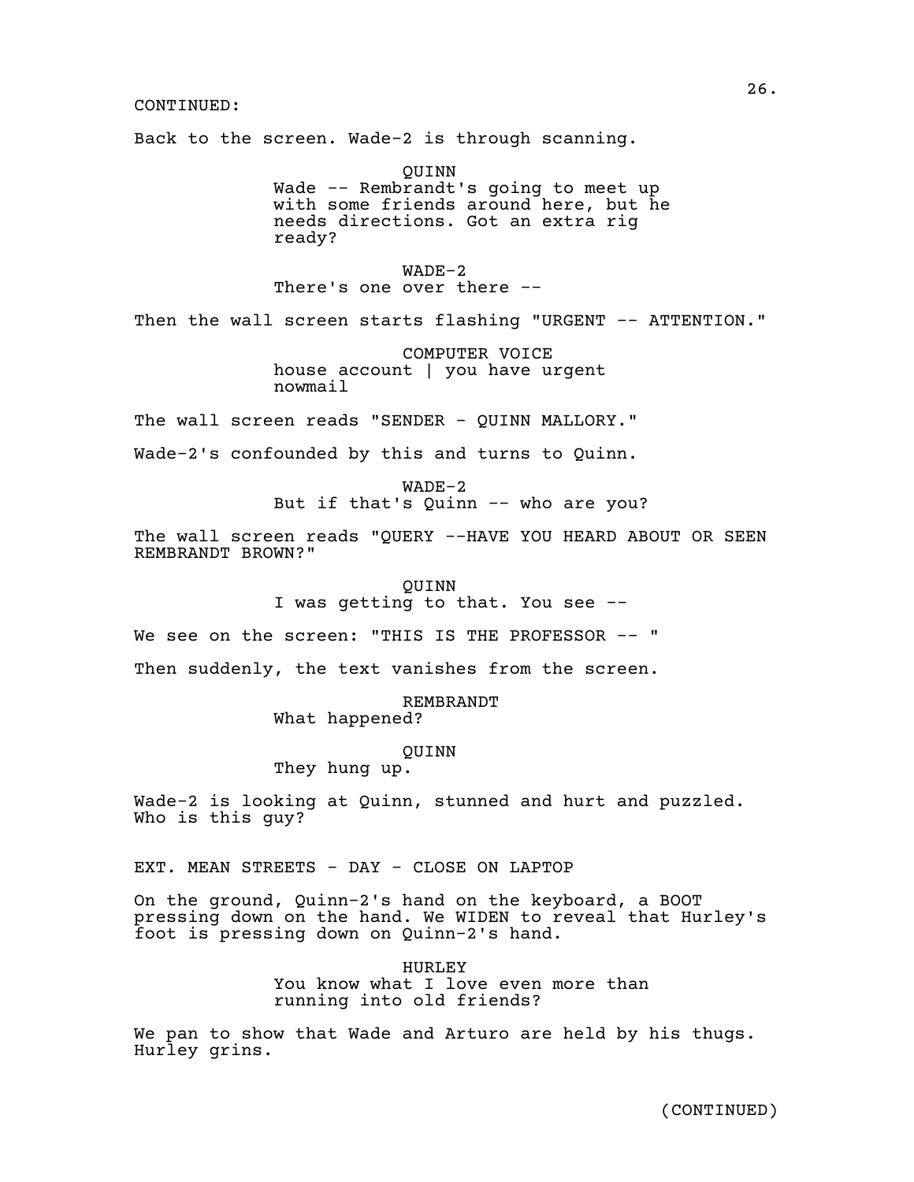CONTINUED:

Back to the screen. Wade-2 is through scanning.

QUINN
Wade -- Rembrandt's going to meet up with some friends around here, but he needs directions. Got an extra rig ready?

WADE-2
There's one over there --

Then the wall screen starts flashing "URGENT -- ATTENTION."

COMPUTER VOICE
house account | you have urgent nowmail

The wall screen reads "SENDER - QUINN MALLORY."

Wade-2's confounded by this and turns to Quinn.

WADE-2
But if that's Quinn -- who are you?

The wall screen reads "QUERY --HAVE YOU HEARD ABOUT OR SEEN REMBRANDT BROWN?"

QUINN
I was getting to that. You see --

We see on the screen: "THIS IS THE PROFESSOR -- "

Then suddenly, the text vanishes from the screen.

REMBRANDT
What happened?

QUINN
They hung up.

Wade-2 is looking at Quinn, stunned and hurt and puzzled. Who is this guy?

EXT. MEAN STREETS - DAY - CLOSE ON LAPTOP

On the ground, Quinn-2's hand on the keyboard, a BOOT pressing down on the hand. We WIDEN to reveal that Hurley's foot is pressing down on Quinn-2's hand.

HURLEY
You know what I love even more than running into old friends?

We pan to show that Wade and Arturo are held by his thugs. Hurley grins.

(CONTINUED)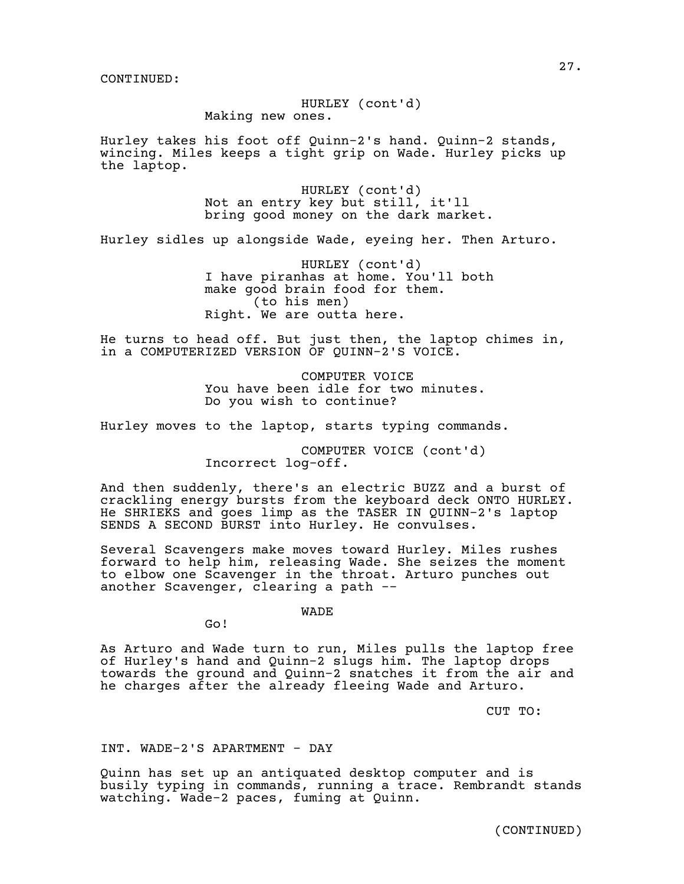CONTINUED:

HURLEY (cont'd)
Making new ones.

Hurley takes his foot off Quinn-2's hand. Quinn-2 stands, wincing. Miles keeps a tight grip on Wade. Hurley picks up the laptop.

HURLEY (cont'd)
Not an entry key but still, it'll bring good money on the dark market.

Hurley sidles up alongside Wade, eyeing her. Then Arturo.

HURLEY (cont'd)
I have piranhas at home. You'll both make good brain food for them.
(to his men)
Right. We are outta here.

He turns to head off. But just then, the laptop chimes in, in a COMPUTERIZED VERSION OF QUINN-2'S VOICE.

COMPUTER VOICE
You have been idle for two minutes. Do you wish to continue?

Hurley moves to the laptop, starts typing commands.

COMPUTER VOICE (cont'd)
Incorrect log-off.

And then suddenly, there's an electric BUZZ and a burst of crackling energy bursts from the keyboard deck ONTO HURLEY. He SHRIEKS and goes limp as the TASER IN QUINN-2's laptop SENDS A SECOND BURST into Hurley. He convulses.

Several Scavengers make moves toward Hurley. Miles rushes forward to help him, releasing Wade. She seizes the moment to elbow one Scavenger in the throat. Arturo punches out another Scavenger, clearing a path --

WADE
Go!

As Arturo and Wade turn to run, Miles pulls the laptop free of Hurley's hand and Quinn-2 slugs him. The laptop drops towards the ground and Quinn-2 snatches it from the air and he charges after the already fleeing Wade and Arturo.

CUT TO:

INT. WADE-2'S APARTMENT - DAY

Quinn has set up an antiquated desktop computer and is busily typing in commands, running a trace. Rembrandt stands watching. Wade-2 paces, fuming at Quinn.

(CONTINUED)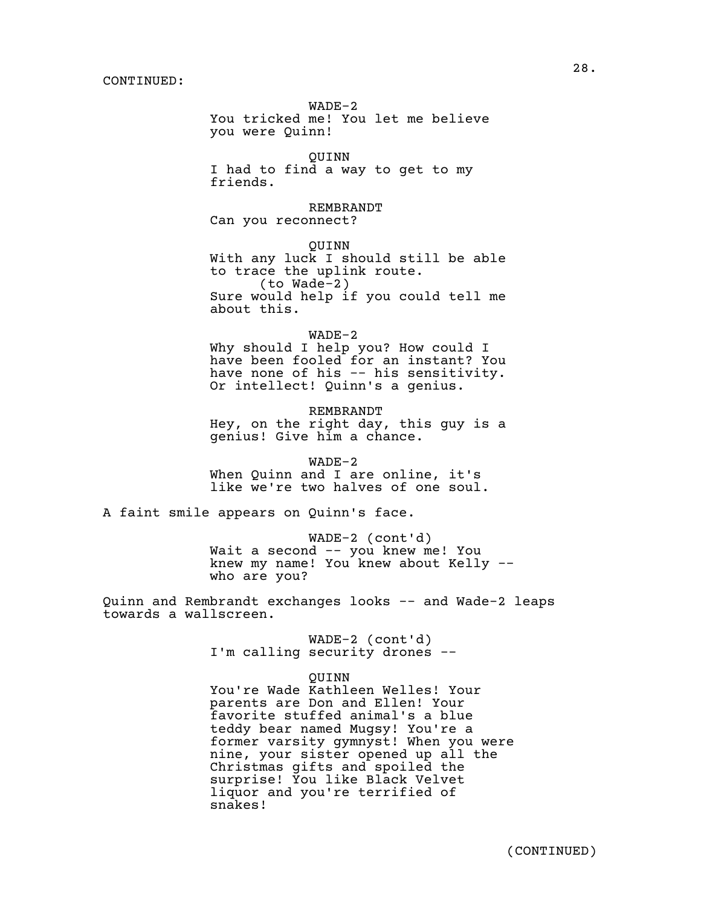CONTINUED:

WADE-2
You tricked me! You let me believe you were Quinn!

QUINN
I had to find a way to get to my friends.

REMBRANDT
Can you reconnect?

QUINN
With any luck I should still be able to trace the uplink route.
(to Wade-2)
Sure would help if you could tell me about this.

WADE-2
Why should I help you? How could I have been fooled for an instant? You have none of his -- his sensitivity. Or intellect! Quinn's a genius.

REMBRANDT
Hey, on the right day, this guy is a genius! Give him a chance.

WADE-2
When Quinn and I are online, it's like we're two halves of one soul.

A faint smile appears on Quinn's face.

WADE-2 (cont'd)
Wait a second -- you knew me! You knew my name! You knew about Kelly -- who are you?

Quinn and Rembrandt exchanges looks -- and Wade-2 leaps towards a wallscreen.

WADE-2 (cont'd)
I'm calling security drones --

QUINN
You're Wade Kathleen Welles! Your parents are Don and Ellen! Your favorite stuffed animal's a blue teddy bear named Mugsy! You're a former varsity gymnyst! When you were nine, your sister opened up all the Christmas gifts and spoiled the surprise! You like Black Velvet liquor and you're terrified of snakes!

(CONTINUED)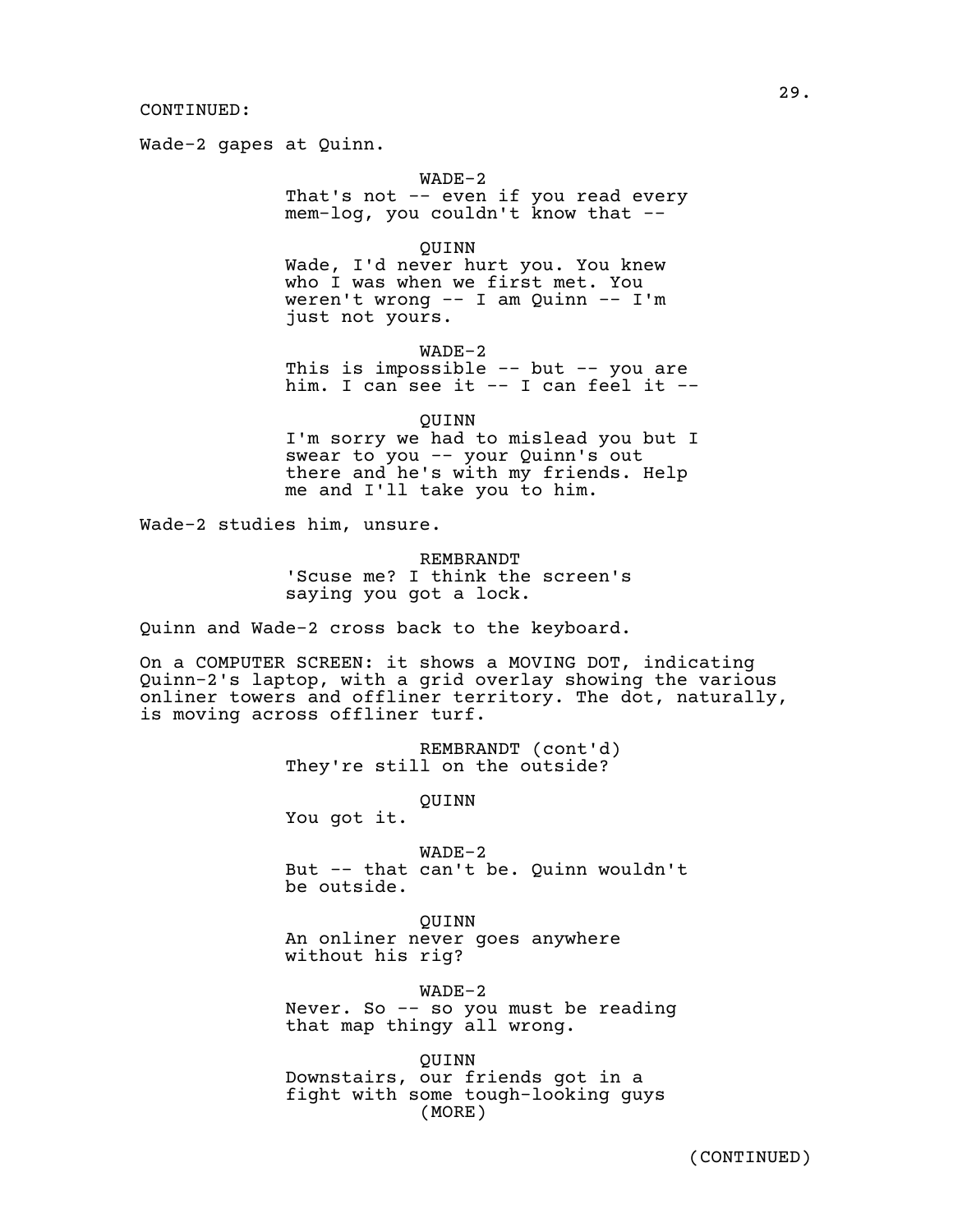CONTINUED:

Wade-2 gapes at Quinn.

WADE-2
That's not -- even if you read every mem-log, you couldn't know that --

QUINN
Wade, I'd never hurt you. You knew who I was when we first met. You weren't wrong -- I am Quinn -- I'm just not yours.

WADE-2
This is impossible -- but -- you are him. I can see it -- I can feel it --

QUINN
I'm sorry we had to mislead you but I swear to you -- your Quinn's out there and he's with my friends. Help me and I'll take you to him.

Wade-2 studies him, unsure.

REMBRANDT
'Scuse me? I think the screen's saying you got a lock.

Quinn and Wade-2 cross back to the keyboard.

On a COMPUTER SCREEN: it shows a MOVING DOT, indicating Quinn-2's laptop, with a grid overlay showing the various onliner towers and offliner territory. The dot, naturally, is moving across offliner turf.

REMBRANDT (cont'd)
They're still on the outside?

QUINN
You got it.

WADE-2
But -- that can't be. Quinn wouldn't be outside.

QUINN
An onliner never goes anywhere without his rig?

WADE-2
Never. So -- so you must be reading that map thingy all wrong.

QUINN
Downstairs, our friends got in a fight with some tough-looking guys
(MORE)

(CONTINUED)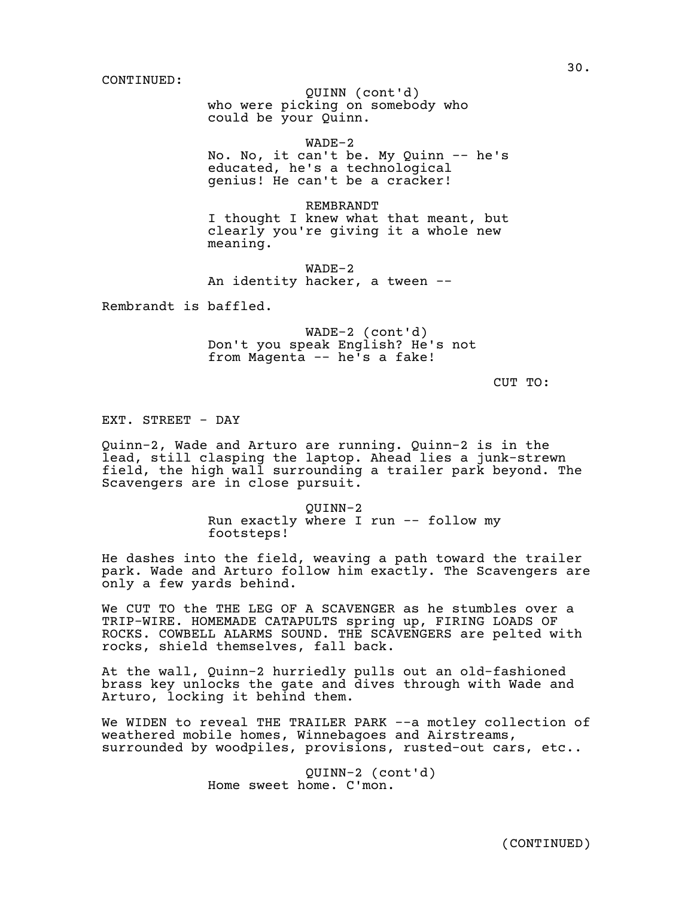CONTINUED:

QUINN (cont'd)
who were picking on somebody who could be your Quinn.

WADE-2
No. No, it can't be. My Quinn -- he's educated, he's a technological genius! He can't be a cracker!

REMBRANDT
I thought I knew what that meant, but clearly you're giving it a whole new meaning.

WADE-2
An identity hacker, a tween --

Rembrandt is baffled.

WADE-2 (cont'd)
Don't you speak English? He's not from Magenta -- he's a fake!

CUT TO:

EXT. STREET - DAY

Quinn-2, Wade and Arturo are running. Quinn-2 is in the lead, still clasping the laptop. Ahead lies a junk-strewn field, the high wall surrounding a trailer park beyond. The Scavengers are in close pursuit.

QUINN-2
Run exactly where I run -- follow my footsteps!

He dashes into the field, weaving a path toward the trailer park. Wade and Arturo follow him exactly. The Scavengers are only a few yards behind.

We CUT TO the THE LEG OF A SCAVENGER as he stumbles over a TRIP-WIRE. HOMEMADE CATAPULTS spring up, FIRING LOADS OF ROCKS. COWBELL ALARMS SOUND. THE SCAVENGERS are pelted with rocks, shield themselves, fall back.

At the wall, Quinn-2 hurriedly pulls out an old-fashioned brass key unlocks the gate and dives through with Wade and Arturo, locking it behind them.

We WIDEN to reveal THE TRAILER PARK --a motley collection of weathered mobile homes, Winnebagoes and Airstreams, surrounded by woodpiles, provisions, rusted-out cars, etc..

QUINN-2 (cont'd)
Home sweet home. C'mon.

(CONTINUED)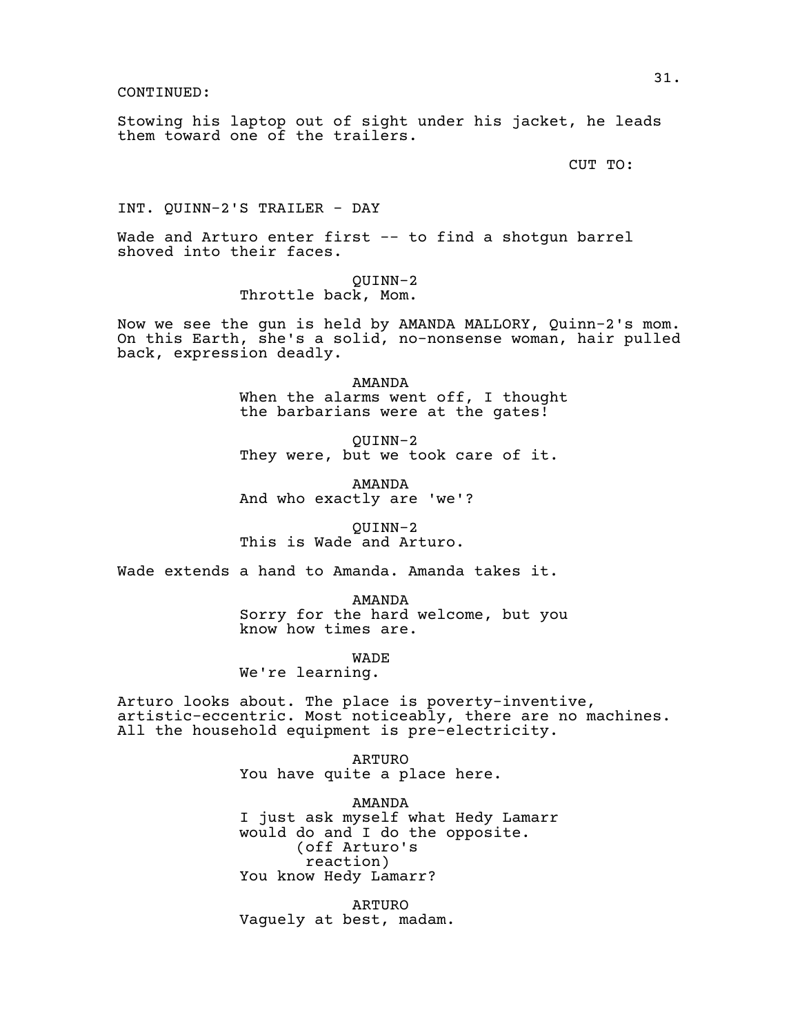CONTINUED:

Stowing his laptop out of sight under his jacket, he leads them toward one of the trailers.

CUT TO:

INT. QUINN-2'S TRAILER - DAY

Wade and Arturo enter first -- to find a shotgun barrel shoved into their faces.

QUINN-2
Throttle back, Mom.

Now we see the gun is held by AMANDA MALLORY, Quinn-2's mom. On this Earth, she's a solid, no-nonsense woman, hair pulled back, expression deadly.

AMANDA
When the alarms went off, I thought the barbarians were at the gates!

QUINN-2
They were, but we took care of it.

AMANDA
And who exactly are 'we'?

QUINN-2
This is Wade and Arturo.

Wade extends a hand to Amanda. Amanda takes it.

AMANDA
Sorry for the hard welcome, but you know how times are.

WADE
We're learning.

Arturo looks about. The place is poverty-inventive, artistic-eccentric. Most noticeably, there are no machines. All the household equipment is pre-electricity.

ARTURO
You have quite a place here.

AMANDA
I just ask myself what Hedy Lamarr would do and I do the opposite.
(off Arturo's reaction)
You know Hedy Lamarr?

ARTURO
Vaguely at best, madam.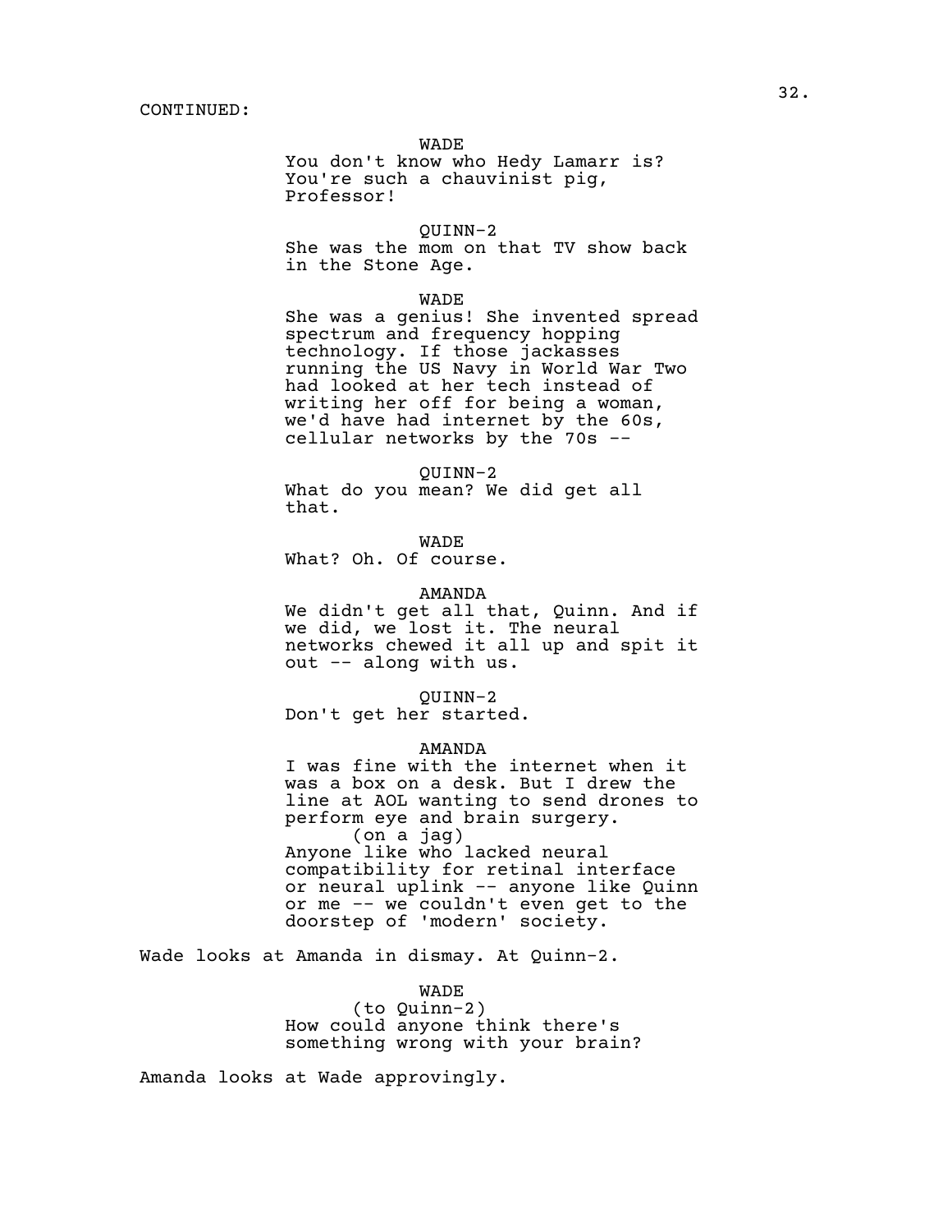CONTINUED:

WADE
You don't know who Hedy Lamarr is? You're such a chauvinist pig, Professor!

QUINN-2
She was the mom on that TV show back in the Stone Age.

WADE
She was a genius! She invented spread spectrum and frequency hopping technology. If those jackasses running the US Navy in World War Two had looked at her tech instead of writing her off for being a woman, we'd have had internet by the 60s, cellular networks by the 70s --

QUINN-2
What do you mean? We did get all that.

WADE
What? Oh. Of course.

AMANDA
We didn't get all that, Quinn. And if we did, we lost it. The neural networks chewed it all up and spit it out -- along with us.

QUINN-2
Don't get her started.

AMANDA
I was fine with the internet when it was a box on a desk. But I drew the line at AOL wanting to send drones to perform eye and brain surgery.
(on a jag)
Anyone like who lacked neural compatibility for retinal interface or neural uplink -- anyone like Quinn or me -- we couldn't even get to the doorstep of 'modern' society.

Wade looks at Amanda in dismay. At Quinn-2.

WADE
(to Quinn-2)
How could anyone think there's something wrong with your brain?

Amanda looks at Wade approvingly.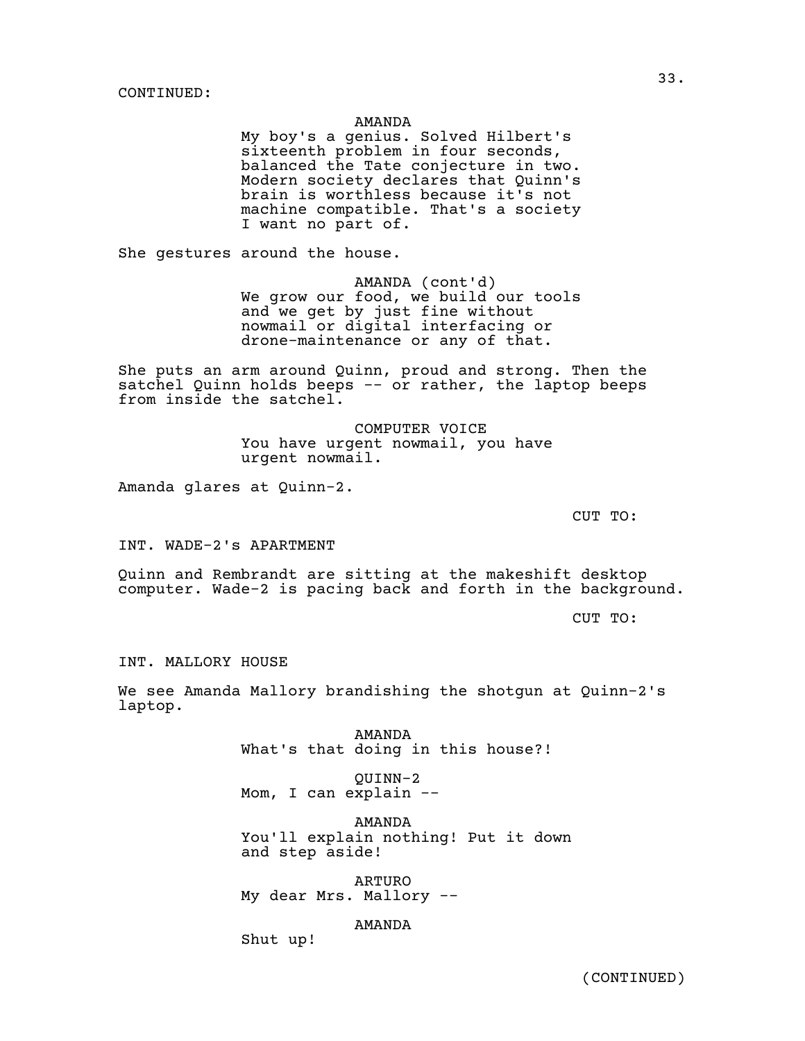CONTINUED:

AMANDA
My boy's a genius. Solved Hilbert's sixteenth problem in four seconds, balanced the Tate conjecture in two. Modern society declares that Quinn's brain is worthless because it's not machine compatible. That's a society I want no part of.

She gestures around the house.

AMANDA (cont'd)
We grow our food, we build our tools and we get by just fine without nowmail or digital interfacing or drone-maintenance or any of that.

She puts an arm around Quinn, proud and strong. Then the satchel Quinn holds beeps -- or rather, the laptop beeps from inside the satchel.

COMPUTER VOICE
You have urgent nowmail, you have urgent nowmail.

Amanda glares at Quinn-2.

CUT TO:

INT. WADE-2's APARTMENT

Quinn and Rembrandt are sitting at the makeshift desktop computer. Wade-2 is pacing back and forth in the background.

CUT TO:

INT. MALLORY HOUSE

We see Amanda Mallory brandishing the shotgun at Quinn-2's laptop.

AMANDA
What's that doing in this house?!

QUINN-2
Mom, I can explain --

AMANDA
You'll explain nothing! Put it down and step aside!

ARTURO
My dear Mrs. Mallory --

AMANDA
Shut up!

(CONTINUED)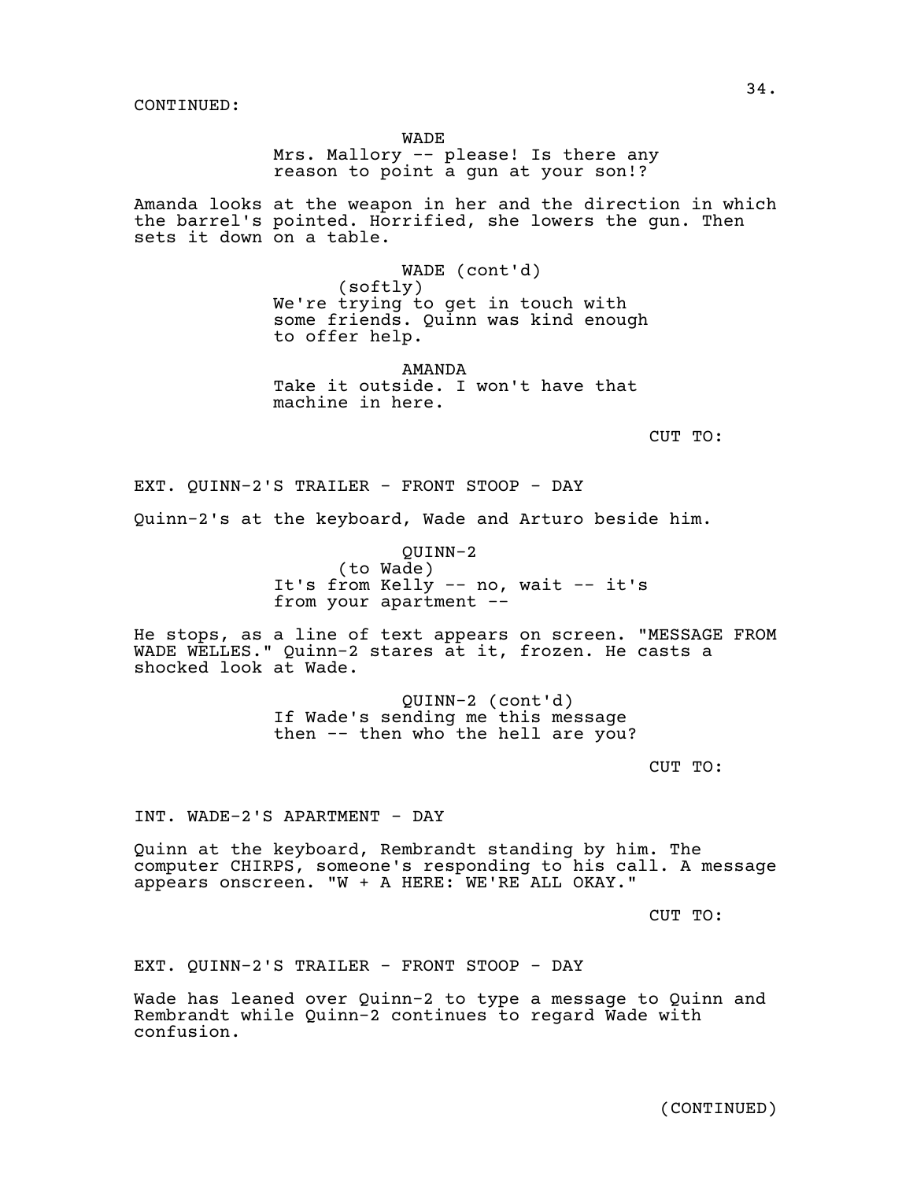CONTINUED:

WADE
Mrs. Mallory -- please! Is there any reason to point a gun at your son!?

Amanda looks at the weapon in her and the direction in which the barrel's pointed. Horrified, she lowers the gun. Then sets it down on a table.

WADE (cont'd)
(softly)
We're trying to get in touch with some friends. Quinn was kind enough to offer help.

AMANDA
Take it outside. I won't have that machine in here.

CUT TO:

EXT. QUINN-2'S TRAILER - FRONT STOOP - DAY

Quinn-2's at the keyboard, Wade and Arturo beside him.

QUINN-2
(to Wade)
It's from Kelly -- no, wait -- it's from your apartment --

He stops, as a line of text appears on screen. "MESSAGE FROM WADE WELLES." Quinn-2 stares at it, frozen. He casts a shocked look at Wade.

QUINN-2 (cont'd)
If Wade's sending me this message then -- then who the hell are you?

CUT TO:

INT. WADE-2'S APARTMENT - DAY

Quinn at the keyboard, Rembrandt standing by him. The computer CHIRPS, someone's responding to his call. A message appears onscreen. "W + A HERE: WE'RE ALL OKAY."

CUT TO:

EXT. QUINN-2'S TRAILER - FRONT STOOP - DAY

Wade has leaned over Quinn-2 to type a message to Quinn and Rembrandt while Quinn-2 continues to regard Wade with confusion.

(CONTINUED)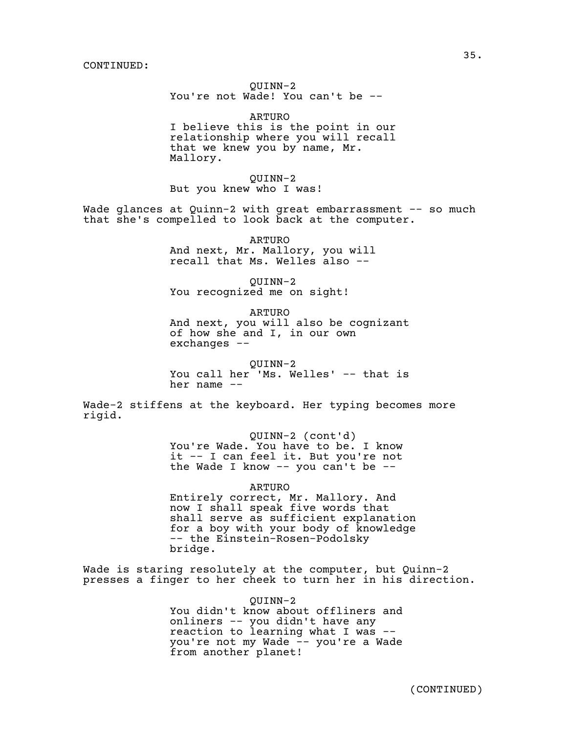CONTINUED:

QUINN-2
You're not Wade! You can't be --

ARTURO
I believe this is the point in our relationship where you will recall that we knew you by name, Mr. Mallory.

QUINN-2
But you knew who I was!

Wade glances at Quinn-2 with great embarrassment -- so much that she's compelled to look back at the computer.

ARTURO
And next, Mr. Mallory, you will recall that Ms. Welles also --

QUINN-2
You recognized me on sight!

ARTURO
And next, you will also be cognizant of how she and I, in our own exchanges --

QUINN-2
You call her 'Ms. Welles' -- that is her name --

Wade-2 stiffens at the keyboard. Her typing becomes more rigid.

QUINN-2 (cont'd)
You're Wade. You have to be. I know it -- I can feel it. But you're not the Wade I know -- you can't be --

ARTURO
Entirely correct, Mr. Mallory. And now I shall speak five words that shall serve as sufficient explanation for a boy with your body of knowledge -- the Einstein-Rosen-Podolsky bridge.

Wade is staring resolutely at the computer, but Quinn-2 presses a finger to her cheek to turn her in his direction.

QUINN-2
You didn't know about offliners and onliners -- you didn't have any reaction to learning what I was -- you're not my Wade -- you're a Wade from another planet!

(CONTINUED)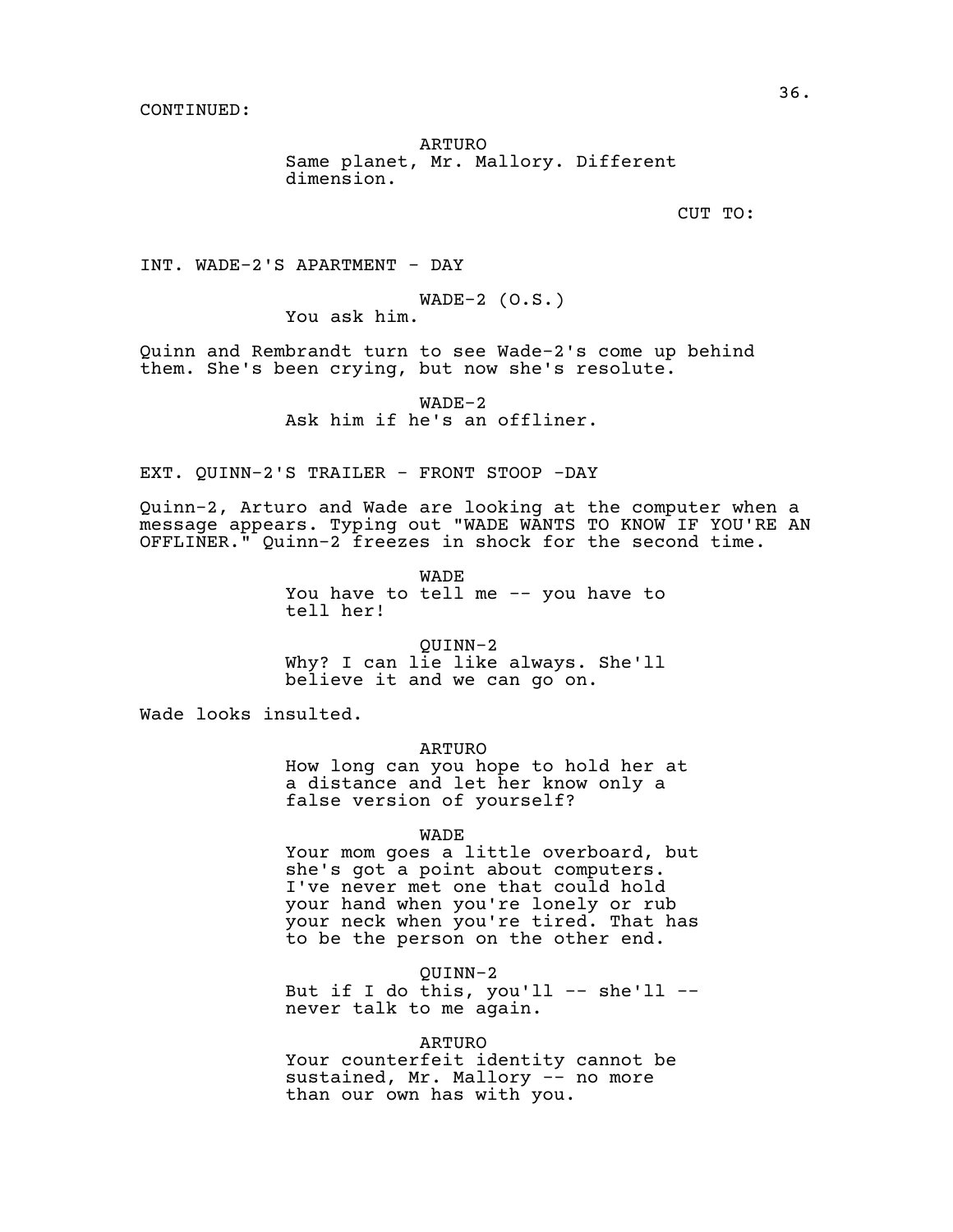CONTINUED:

ARTURO
Same planet, Mr. Mallory. Different dimension.

CUT TO:

INT. WADE-2'S APARTMENT - DAY

WADE-2 (O.S.)
You ask him.

Quinn and Rembrandt turn to see Wade-2's come up behind them. She's been crying, but now she's resolute.

WADE-2
Ask him if he's an offliner.

EXT. QUINN-2'S TRAILER - FRONT STOOP -DAY

Quinn-2, Arturo and Wade are looking at the computer when a message appears. Typing out "WADE WANTS TO KNOW IF YOU'RE AN OFFLINER." Quinn-2 freezes in shock for the second time.

WADE
You have to tell me -- you have to tell her!

QUINN-2
Why? I can lie like always. She'll believe it and we can go on.

Wade looks insulted.

ARTURO
How long can you hope to hold her at a distance and let her know only a false version of yourself?

WADE
Your mom goes a little overboard, but she's got a point about computers. I've never met one that could hold your hand when you're lonely or rub your neck when you're tired. That has to be the person on the other end.

QUINN-2
But if I do this, you'll -- she'll -- never talk to me again.

ARTURO
Your counterfeit identity cannot be sustained, Mr. Mallory -- no more than our own has with you.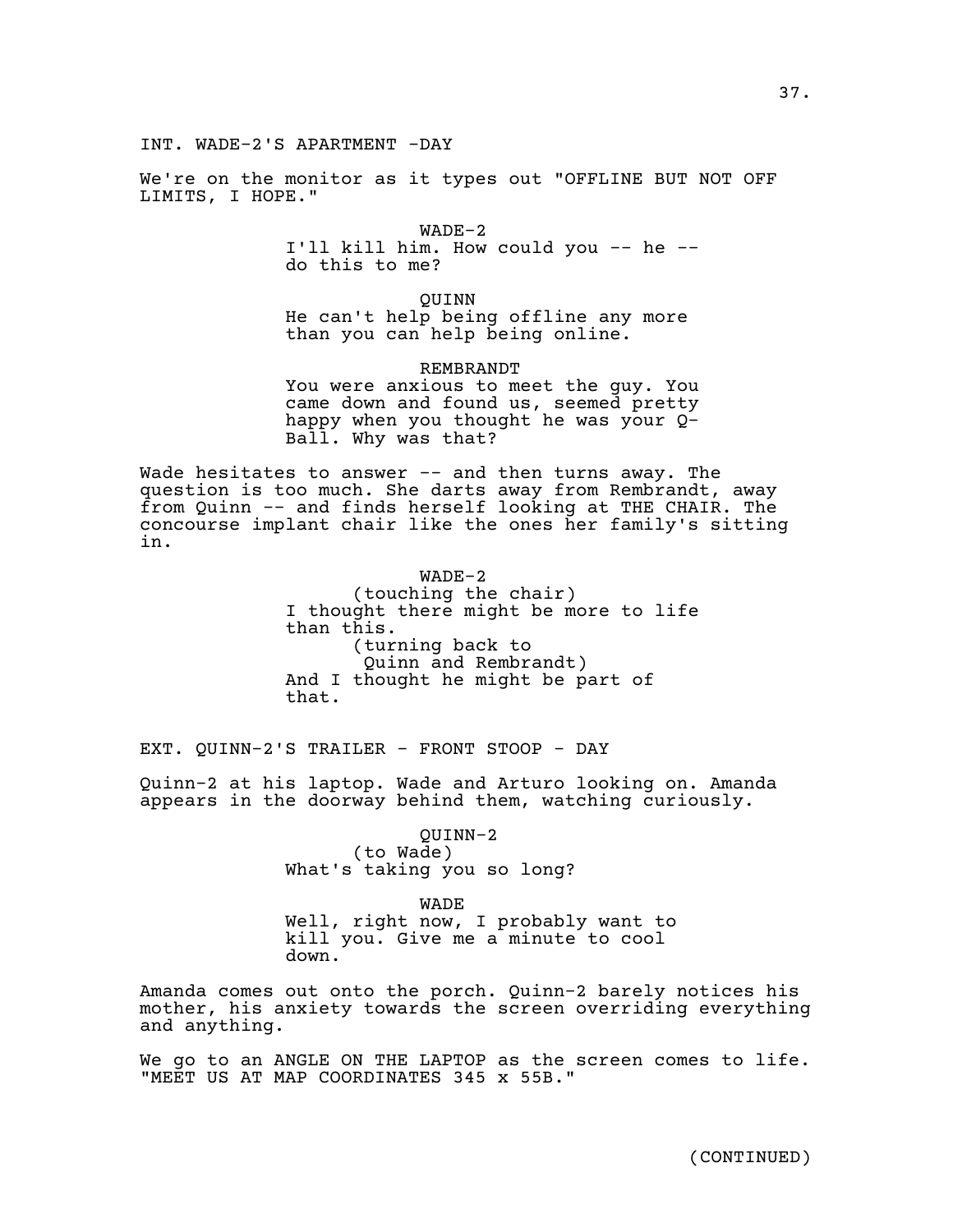INT. WADE-2'S APARTMENT -DAY

We're on the monitor as it types out "OFFLINE BUT NOT OFF LIMITS, I HOPE."

WADE-2
I'll kill him. How could you -- he -- do this to me?

QUINN
He can't help being offline any more than you can help being online.

REMBRANDT
You were anxious to meet the guy. You came down and found us, seemed pretty happy when you thought he was your Q-Ball. Why was that?

Wade hesitates to answer -- and then turns away. The question is too much. She darts away from Rembrandt, away from Quinn -- and finds herself looking at THE CHAIR. The concourse implant chair like the ones her family's sitting in.

WADE-2
(touching the chair)
I thought there might be more to life than this.
(turning back to Quinn and Rembrandt)
And I thought he might be part of that.

EXT. QUINN-2'S TRAILER - FRONT STOOP - DAY

Quinn-2 at his laptop. Wade and Arturo looking on. Amanda appears in the doorway behind them, watching curiously.

QUINN-2
(to Wade)
What's taking you so long?

WADE
Well, right now, I probably want to kill you. Give me a minute to cool down.

Amanda comes out onto the porch. Quinn-2 barely notices his mother, his anxiety towards the screen overriding everything and anything.

We go to an ANGLE ON THE LAPTOP as the screen comes to life. "MEET US AT MAP COORDINATES 345 x 55B."

(CONTINUED)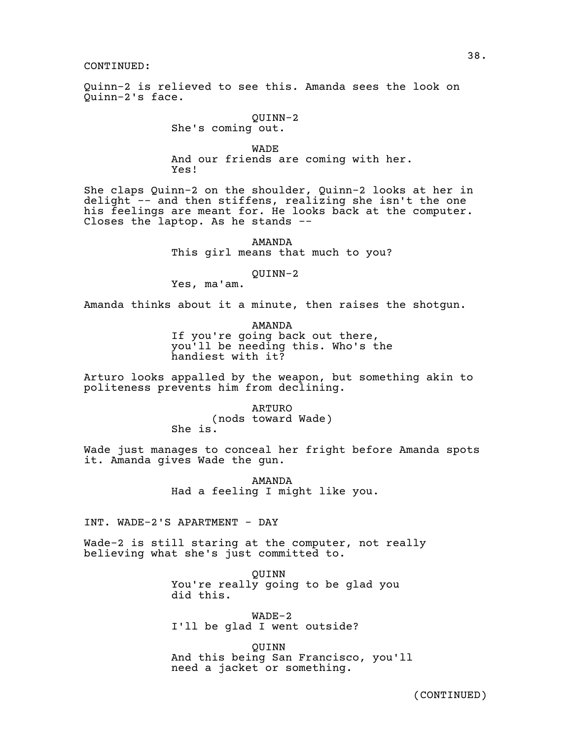CONTINUED:

Quinn-2 is relieved to see this. Amanda sees the look on Quinn-2's face.

QUINN-2
She's coming out.

WADE
And our friends are coming with her. Yes!

She claps Quinn-2 on the shoulder, Quinn-2 looks at her in delight -- and then stiffens, realizing she isn't the one his feelings are meant for. He looks back at the computer. Closes the laptop. As he stands --

AMANDA
This girl means that much to you?

QUINN-2
Yes, ma'am.

Amanda thinks about it a minute, then raises the shotgun.

AMANDA
If you're going back out there, you'll be needing this. Who's the handiest with it?

Arturo looks appalled by the weapon, but something akin to politeness prevents him from declining.

ARTURO
(nods toward Wade)
She is.

Wade just manages to conceal her fright before Amanda spots it. Amanda gives Wade the gun.

AMANDA
Had a feeling I might like you.

INT. WADE-2'S APARTMENT - DAY

Wade-2 is still staring at the computer, not really believing what she's just committed to.

QUINN
You're really going to be glad you did this.

WADE-2
I'll be glad I went outside?

QUINN
And this being San Francisco, you'll need a jacket or something.

(CONTINUED)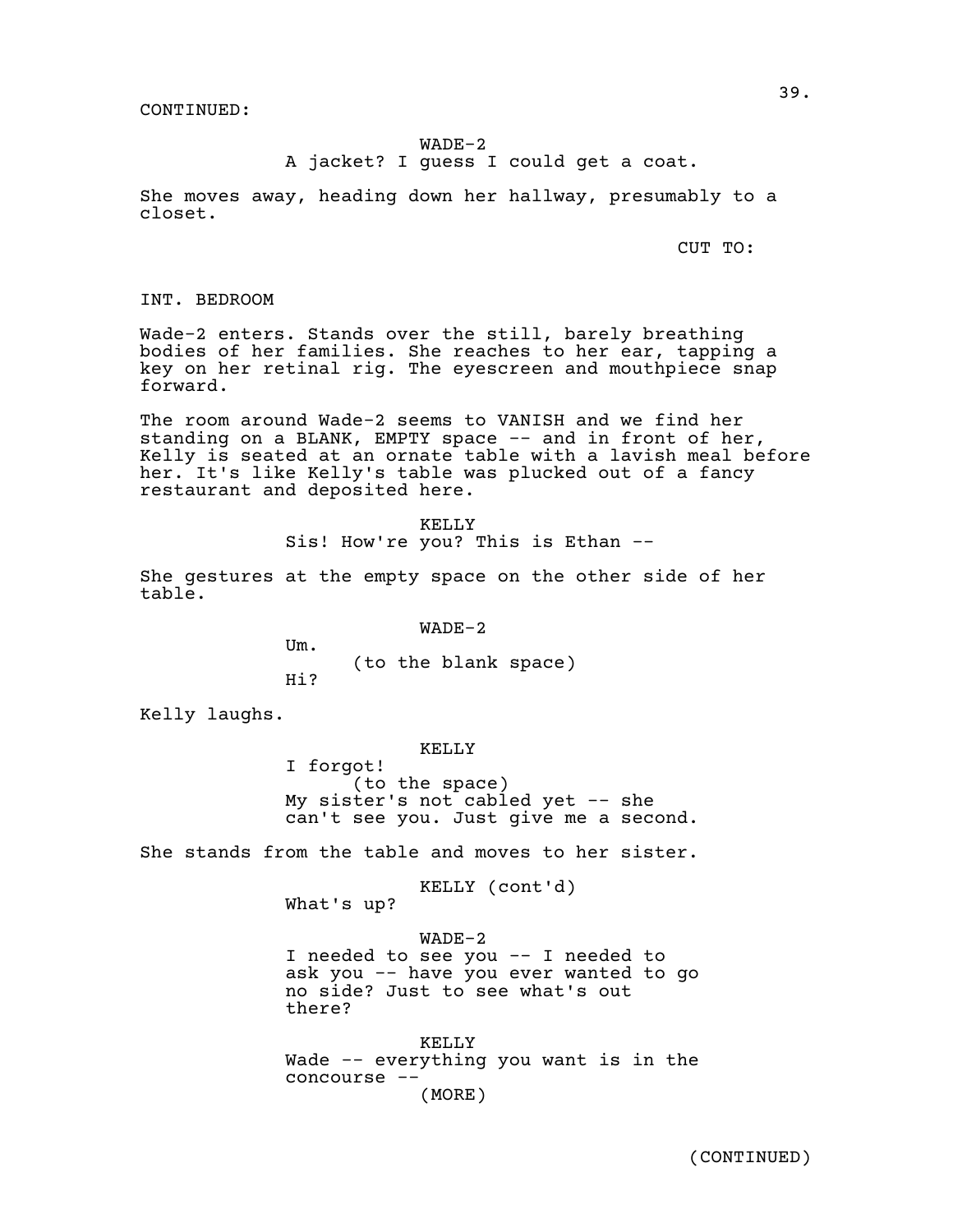CONTINUED:

WADE-2
A jacket? I guess I could get a coat.

She moves away, heading down her hallway, presumably to a closet.

CUT TO:

INT. BEDROOM

Wade-2 enters. Stands over the still, barely breathing bodies of her families. She reaches to her ear, tapping a key on her retinal rig. The eyescreen and mouthpiece snap forward.

The room around Wade-2 seems to VANISH and we find her standing on a BLANK, EMPTY space -- and in front of her, Kelly is seated at an ornate table with a lavish meal before her. It's like Kelly's table was plucked out of a fancy restaurant and deposited here.

KELLY
Sis! How're you? This is Ethan --

She gestures at the empty space on the other side of her table.

WADE-2
Um.
(to the blank space)
Hi?

Kelly laughs.

KELLY
I forgot!
(to the space)
My sister's not cabled yet -- she can't see you. Just give me a second.

She stands from the table and moves to her sister.

KELLY (cont'd)
What's up?

WADE-2
I needed to see you -- I needed to ask you -- have you ever wanted to go no side? Just to see what's out there?

KELLY
Wade -- everything you want is in the concourse --
(MORE)

(CONTINUED)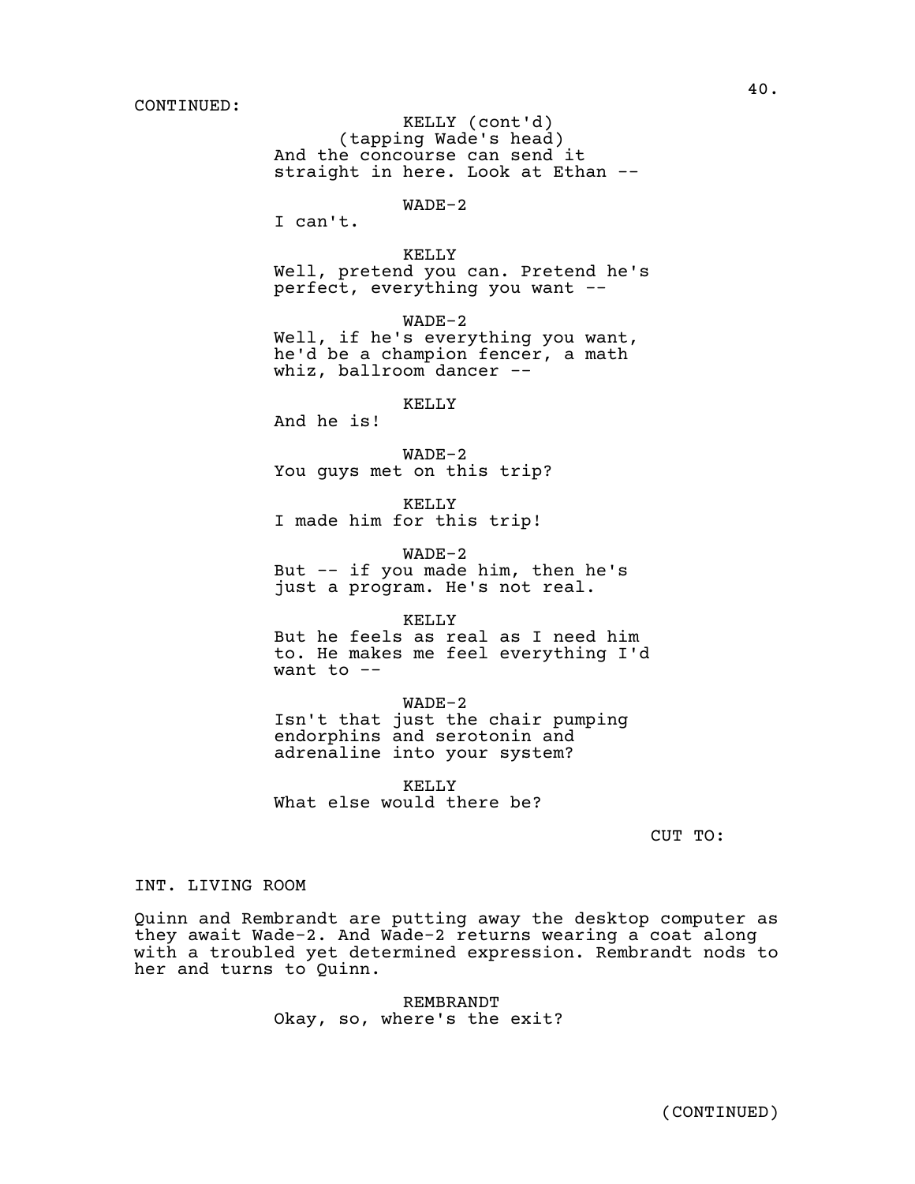CONTINUED:

KELLY (cont'd)
(tapping Wade's head)
And the concourse can send it straight in here. Look at Ethan --

WADE-2
I can't.

KELLY
Well, pretend you can. Pretend he's perfect, everything you want --

WADE-2
Well, if he's everything you want, he'd be a champion fencer, a math whiz, ballroom dancer --

KELLY
And he is!

WADE-2
You guys met on this trip?

KELLY
I made him for this trip!

WADE-2
But -- if you made him, then he's just a program. He's not real.

KELLY
But he feels as real as I need him to. He makes me feel everything I'd want to --

WADE-2
Isn't that just the chair pumping endorphins and serotonin and adrenaline into your system?

KELLY
What else would there be?

CUT TO:

INT. LIVING ROOM

Quinn and Rembrandt are putting away the desktop computer as they await Wade-2. And Wade-2 returns wearing a coat along with a troubled yet determined expression. Rembrandt nods to her and turns to Quinn.

REMBRANDT
Okay, so, where's the exit?

(CONTINUED)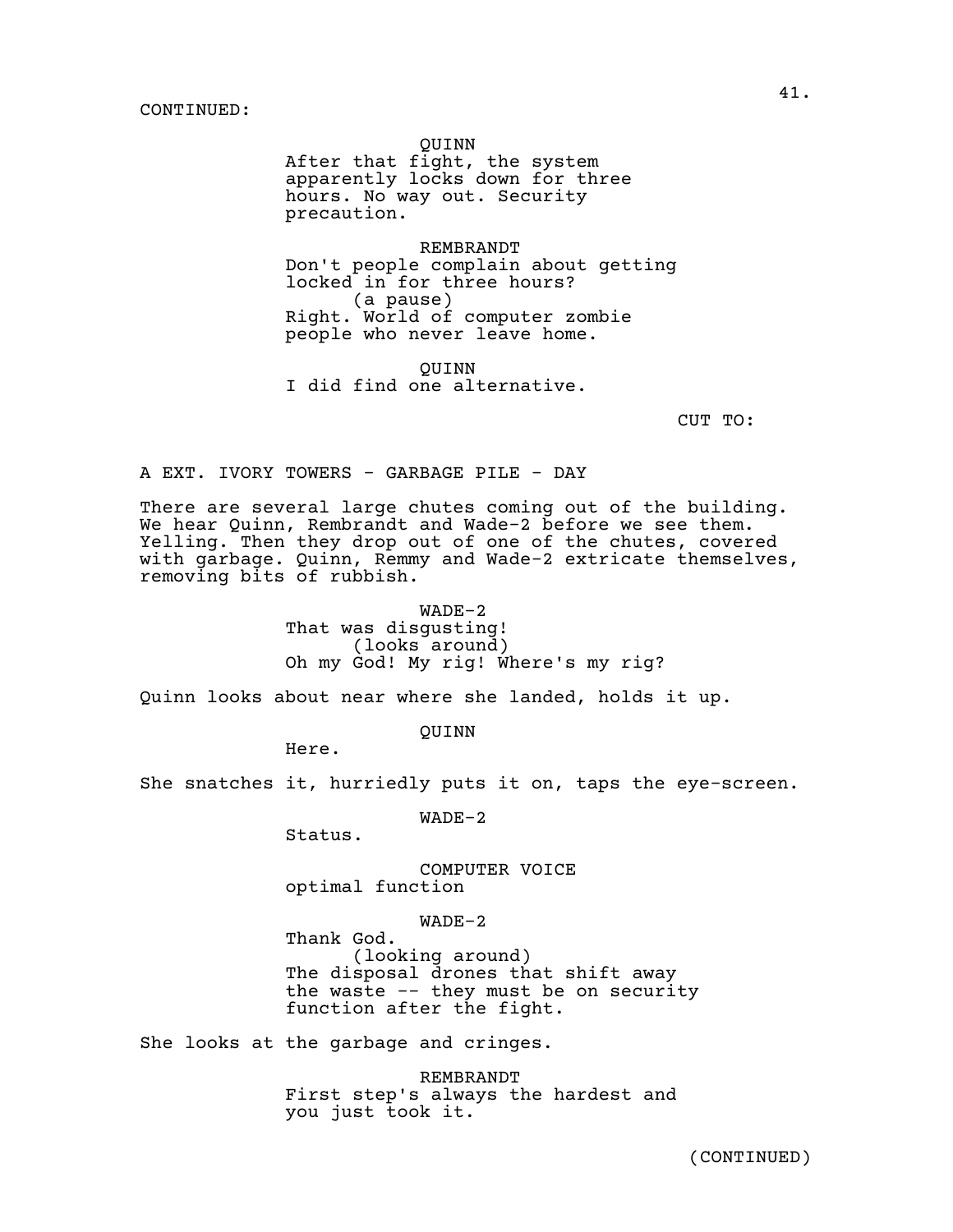CONTINUED:

QUINN
After that fight, the system apparently locks down for three hours. No way out. Security precaution.

REMBRANDT
Don't people complain about getting locked in for three hours?
(a pause)
Right. World of computer zombie people who never leave home.

QUINN
I did find one alternative.

CUT TO:

A EXT. IVORY TOWERS - GARBAGE PILE - DAY

There are several large chutes coming out of the building. We hear Quinn, Rembrandt and Wade-2 before we see them. Yelling. Then they drop out of one of the chutes, covered with garbage. Quinn, Remmy and Wade-2 extricate themselves, removing bits of rubbish.

WADE-2
That was disgusting!
(looks around)
Oh my God! My rig! Where's my rig?

Quinn looks about near where she landed, holds it up.

QUINN
Here.

She snatches it, hurriedly puts it on, taps the eye-screen.

WADE-2
Status.

COMPUTER VOICE
optimal function

WADE-2
Thank God.
(looking around)
The disposal drones that shift away the waste -- they must be on security function after the fight.

She looks at the garbage and cringes.

REMBRANDT
First step's always the hardest and you just took it.

(CONTINUED)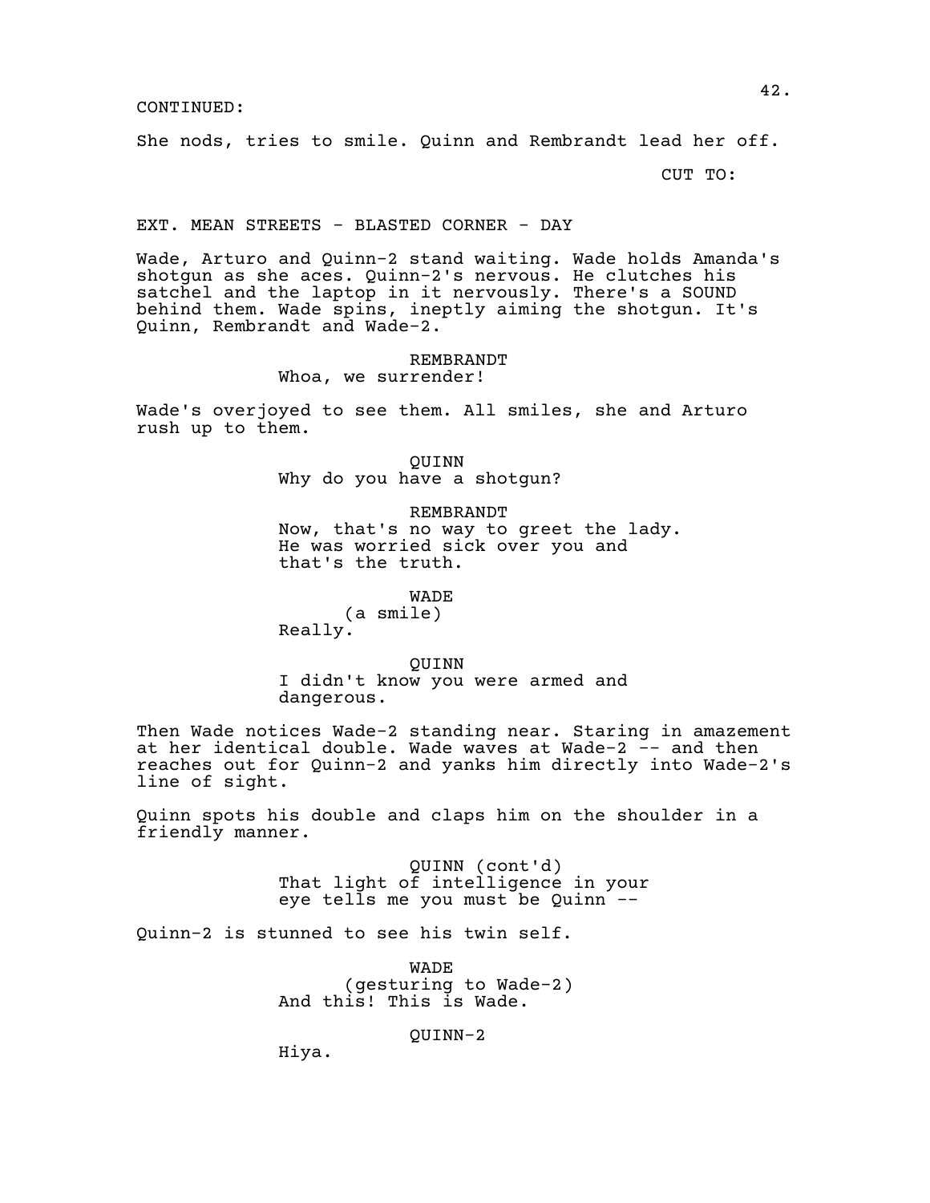CONTINUED:

She nods, tries to smile. Quinn and Rembrandt lead her off.

CUT TO:

EXT. MEAN STREETS - BLASTED CORNER - DAY

Wade, Arturo and Quinn-2 stand waiting. Wade holds Amanda's shotgun as she aces. Quinn-2's nervous. He clutches his satchel and the laptop in it nervously. There's a SOUND behind them. Wade spins, ineptly aiming the shotgun. It's Quinn, Rembrandt and Wade-2.

REMBRANDT
Whoa, we surrender!

Wade's overjoyed to see them. All smiles, she and Arturo rush up to them.

QUINN
Why do you have a shotgun?

REMBRANDT
Now, that's no way to greet the lady. He was worried sick over you and that's the truth.

WADE
(a smile)
Really.

QUINN
I didn't know you were armed and dangerous.

Then Wade notices Wade-2 standing near. Staring in amazement at her identical double. Wade waves at Wade-2 -- and then reaches out for Quinn-2 and yanks him directly into Wade-2's line of sight.

Quinn spots his double and claps him on the shoulder in a friendly manner.

QUINN (cont'd)
That light of intelligence in your eye tells me you must be Quinn --

Quinn-2 is stunned to see his twin self.

WADE
(gesturing to Wade-2)
And this! This is Wade.

QUINN-2
Hiya.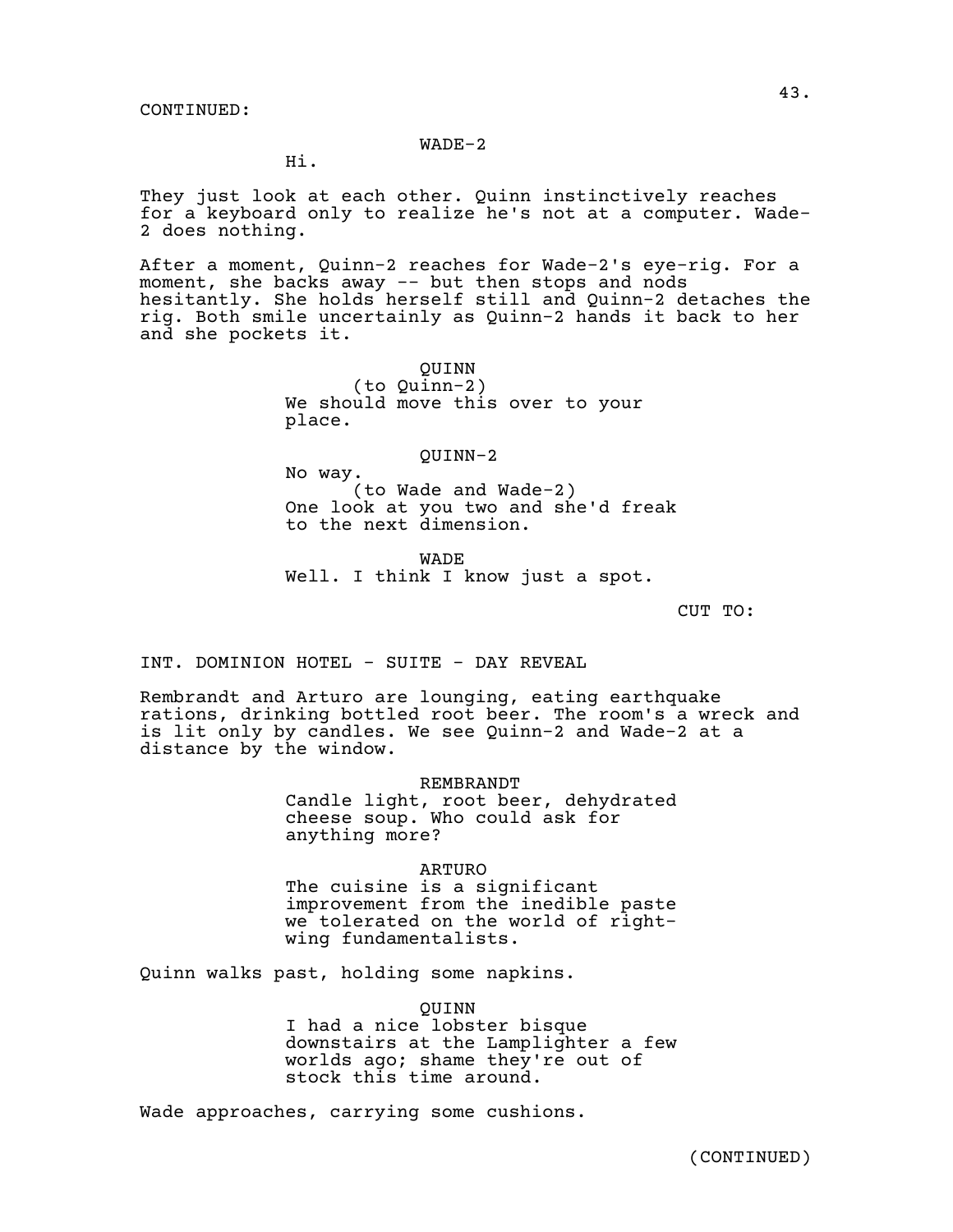CONTINUED:

WADE-2

Hi.

They just look at each other. Quinn instinctively reaches for a keyboard only to realize he's not at a computer. Wade-2 does nothing.

After a moment, Quinn-2 reaches for Wade-2's eye-rig. For a moment, she backs away -- but then stops and nods hesitantly. She holds herself still and Quinn-2 detaches the rig. Both smile uncertainly as Quinn-2 hands it back to her and she pockets it.

QUINN
(to Quinn-2)
We should move this over to your place.

QUINN-2
No way.
(to Wade and Wade-2)
One look at you two and she'd freak to the next dimension.

WADE
Well. I think I know just a spot.

CUT TO:

INT. DOMINION HOTEL - SUITE - DAY REVEAL

Rembrandt and Arturo are lounging, eating earthquake rations, drinking bottled root beer. The room's a wreck and is lit only by candles. We see Quinn-2 and Wade-2 at a distance by the window.

REMBRANDT
Candle light, root beer, dehydrated cheese soup. Who could ask for anything more?

ARTURO
The cuisine is a significant improvement from the inedible paste we tolerated on the world of right-wing fundamentalists.

Quinn walks past, holding some napkins.

QUINN
I had a nice lobster bisque downstairs at the Lamplighter a few worlds ago; shame they're out of stock this time around.

Wade approaches, carrying some cushions.

(CONTINUED)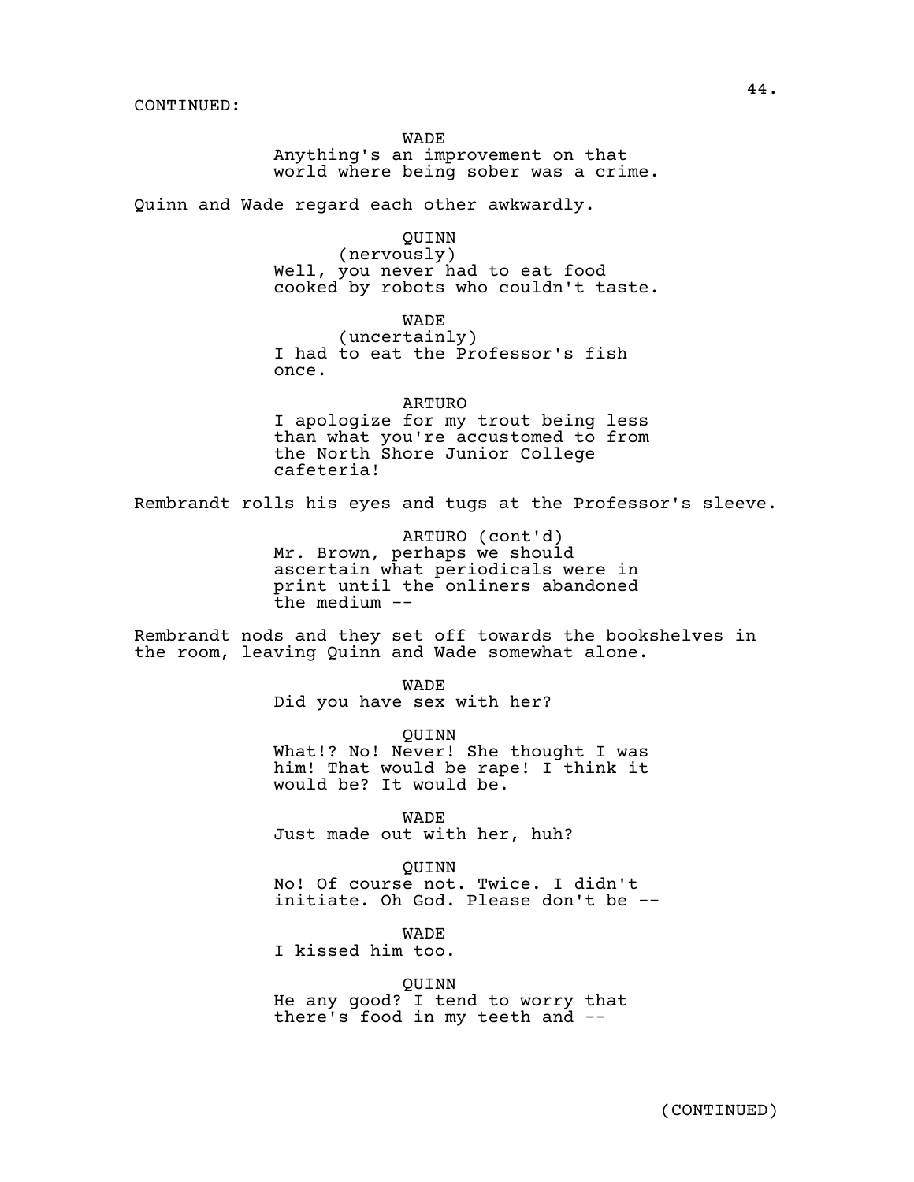CONTINUED:

WADE
Anything's an improvement on that world where being sober was a crime.

Quinn and Wade regard each other awkwardly.

QUINN
(nervously)
Well, you never had to eat food cooked by robots who couldn't taste.

WADE
(uncertainly)
I had to eat the Professor's fish once.

ARTURO
I apologize for my trout being less than what you're accustomed to from the North Shore Junior College cafeteria!

Rembrandt rolls his eyes and tugs at the Professor's sleeve.

ARTURO (cont'd)
Mr. Brown, perhaps we should ascertain what periodicals were in print until the onliners abandoned the medium --

Rembrandt nods and they set off towards the bookshelves in the room, leaving Quinn and Wade somewhat alone.

WADE
Did you have sex with her?

QUINN
What!? No! Never! She thought I was him! That would be rape! I think it would be? It would be.

WADE
Just made out with her, huh?

QUINN
No! Of course not. Twice. I didn't initiate. Oh God. Please don't be --

WADE
I kissed him too.

QUINN
He any good? I tend to worry that there's food in my teeth and --

(CONTINUED)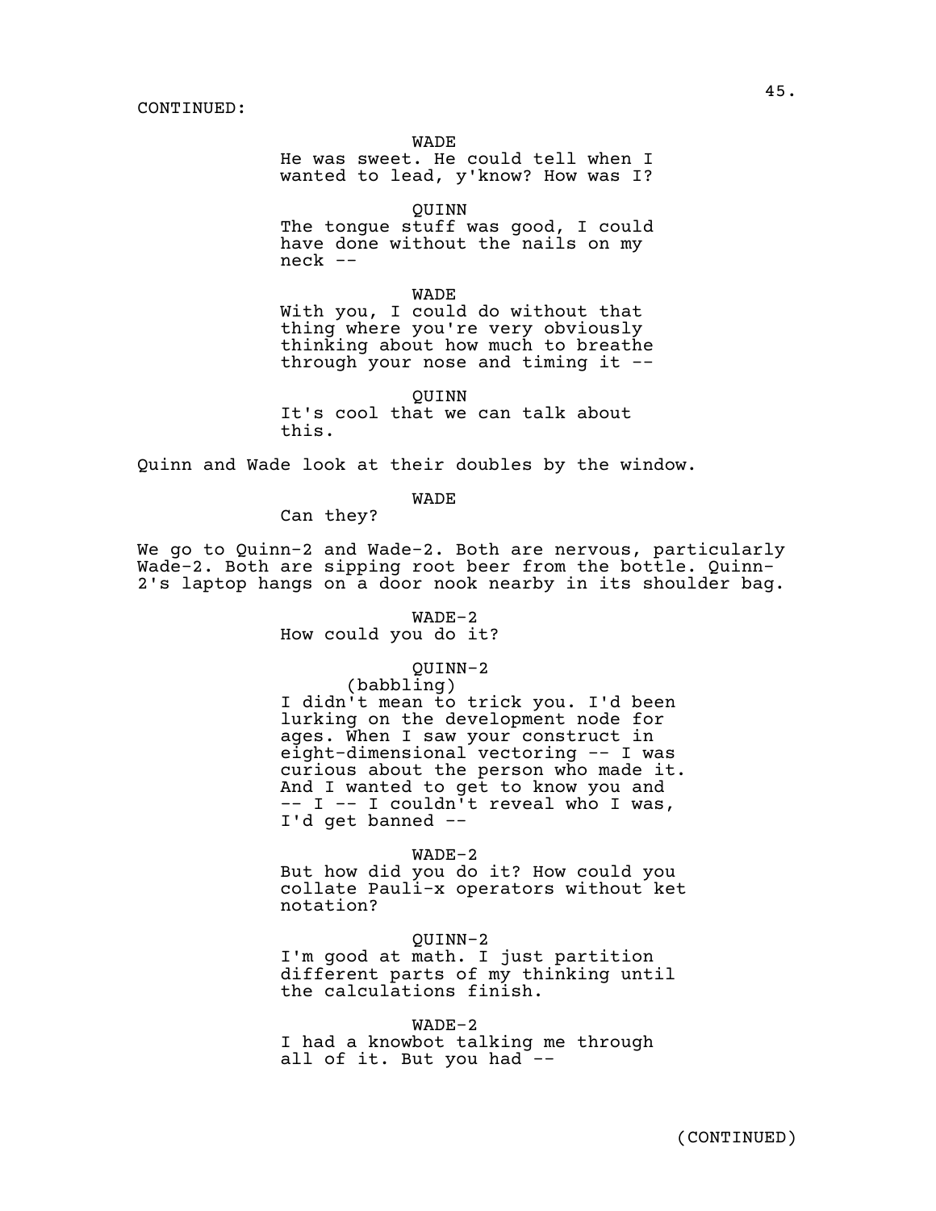CONTINUED:

WADE
He was sweet. He could tell when I wanted to lead, y'know? How was I?

QUINN
The tongue stuff was good, I could have done without the nails on my neck --

WADE
With you, I could do without that thing where you're very obviously thinking about how much to breathe through your nose and timing it --

QUINN
It's cool that we can talk about this.

Quinn and Wade look at their doubles by the window.

WADE
Can they?

We go to Quinn-2 and Wade-2. Both are nervous, particularly Wade-2. Both are sipping root beer from the bottle. Quinn-2's laptop hangs on a door nook nearby in its shoulder bag.

WADE-2
How could you do it?

QUINN-2
(babbling)
I didn't mean to trick you. I'd been lurking on the development node for ages. When I saw your construct in eight-dimensional vectoring -- I was curious about the person who made it. And I wanted to get to know you and -- I -- I couldn't reveal who I was, I'd get banned --

WADE-2
But how did you do it? How could you collate Pauli-x operators without ket notation?

QUINN-2
I'm good at math. I just partition different parts of my thinking until the calculations finish.

WADE-2
I had a knowbot talking me through all of it. But you had --

(CONTINUED)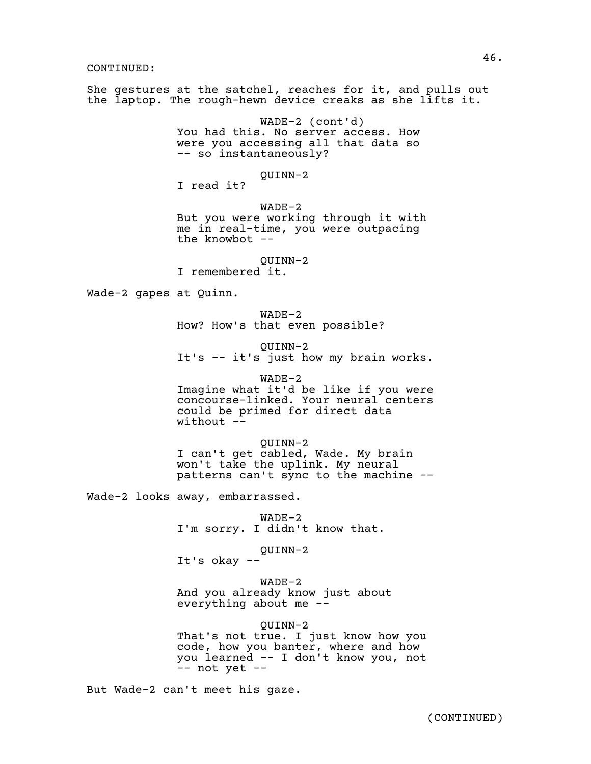CONTINUED:

She gestures at the satchel, reaches for it, and pulls out the laptop. The rough-hewn device creaks as she lifts it.

WADE-2 (cont'd)
You had this. No server access. How were you accessing all that data so -- so instantaneously?

QUINN-2
I read it?

WADE-2
But you were working through it with me in real-time, you were outpacing the knowbot --

QUINN-2
I remembered it.

Wade-2 gapes at Quinn.

WADE-2
How? How's that even possible?

QUINN-2
It's -- it's just how my brain works.

WADE-2
Imagine what it'd be like if you were concourse-linked. Your neural centers could be primed for direct data without --

QUINN-2
I can't get cabled, Wade. My brain won't take the uplink. My neural patterns can't sync to the machine --

Wade-2 looks away, embarrassed.

WADE-2
I'm sorry. I didn't know that.

QUINN-2
It's okay --

WADE-2
And you already know just about everything about me --

QUINN-2
That's not true. I just know how you code, how you banter, where and how you learned -- I don't know you, not -- not yet --

But Wade-2 can't meet his gaze.

(CONTINUED)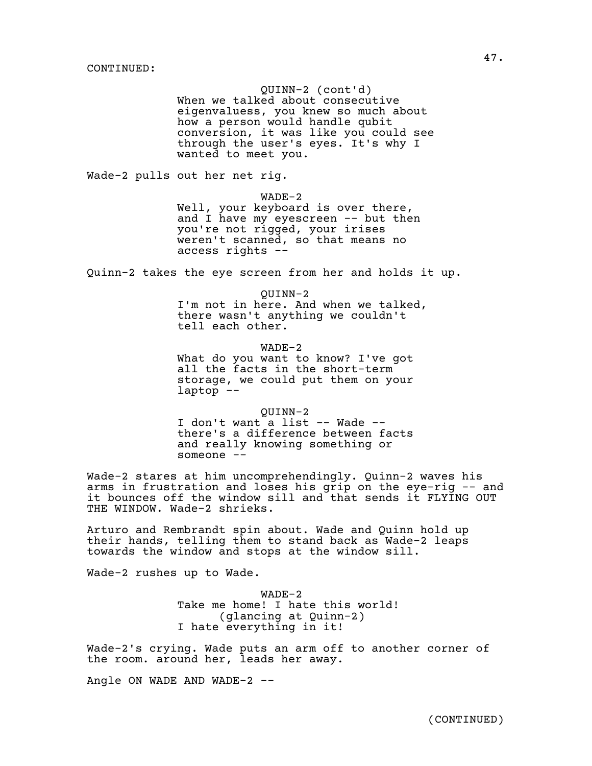CONTINUED:

QUINN-2 (cont'd)
When we talked about consecutive eigenvaluess, you knew so much about how a person would handle qubit conversion, it was like you could see through the user's eyes. It's why I wanted to meet you.

Wade-2 pulls out her net rig.

WADE-2
Well, your keyboard is over there, and I have my eyescreen -- but then you're not rigged, your irises weren't scanned, so that means no access rights --

Quinn-2 takes the eye screen from her and holds it up.

QUINN-2
I'm not in here. And when we talked, there wasn't anything we couldn't tell each other.

WADE-2
What do you want to know? I've got all the facts in the short-term storage, we could put them on your laptop --

QUINN-2
I don't want a list -- Wade -- there's a difference between facts and really knowing something or someone --

Wade-2 stares at him uncomprehendingly. Quinn-2 waves his arms in frustration and loses his grip on the eye-rig -- and it bounces off the window sill and that sends it FLYING OUT THE WINDOW. Wade-2 shrieks.

Arturo and Rembrandt spin about. Wade and Quinn hold up their hands, telling them to stand back as Wade-2 leaps towards the window and stops at the window sill.

Wade-2 rushes up to Wade.

WADE-2
Take me home! I hate this world!
(glancing at Quinn-2)
I hate everything in it!

Wade-2's crying. Wade puts an arm off to another corner of the room. around her, leads her away.

Angle ON WADE AND WADE-2 --

(CONTINUED)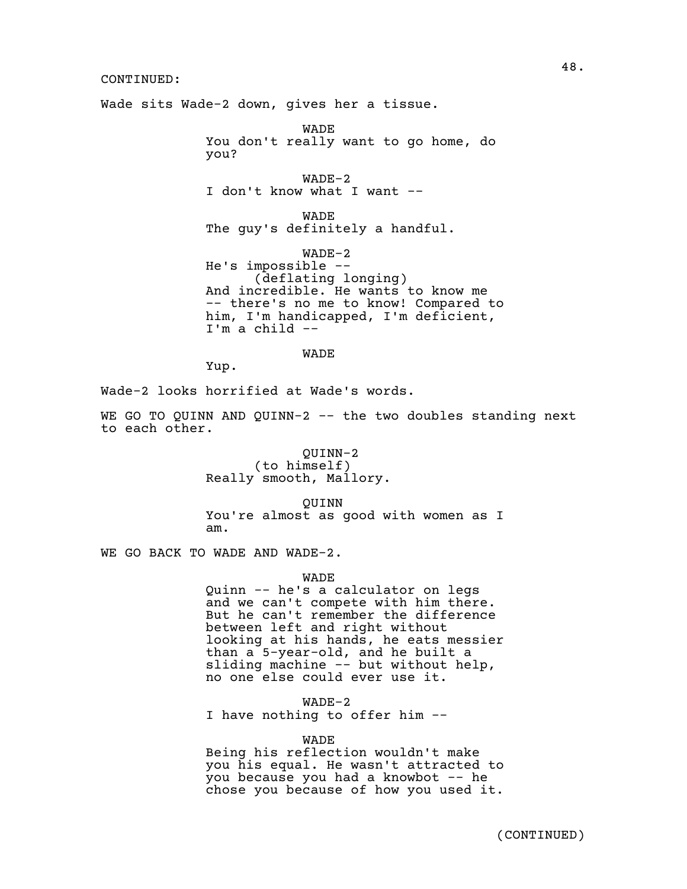CONTINUED:

Wade sits Wade-2 down, gives her a tissue.

WADE
You don't really want to go home, do you?

WADE-2
I don't know what I want --

WADE
The guy's definitely a handful.

WADE-2
He's impossible --
(deflating longing)
And incredible. He wants to know me -- there's no me to know! Compared to him, I'm handicapped, I'm deficient, I'm a child --

WADE
Yup.

Wade-2 looks horrified at Wade's words.

WE GO TO QUINN AND QUINN-2 -- the two doubles standing next to each other.

QUINN-2
(to himself)
Really smooth, Mallory.

QUINN
You're almost as good with women as I am.

WE GO BACK TO WADE AND WADE-2.

WADE
Quinn -- he's a calculator on legs and we can't compete with him there. But he can't remember the difference between left and right without looking at his hands, he eats messier than a 5-year-old, and he built a sliding machine -- but without help, no one else could ever use it.

WADE-2
I have nothing to offer him --

WADE
Being his reflection wouldn't make you his equal. He wasn't attracted to you because you had a knowbot -- he chose you because of how you used it.

(CONTINUED)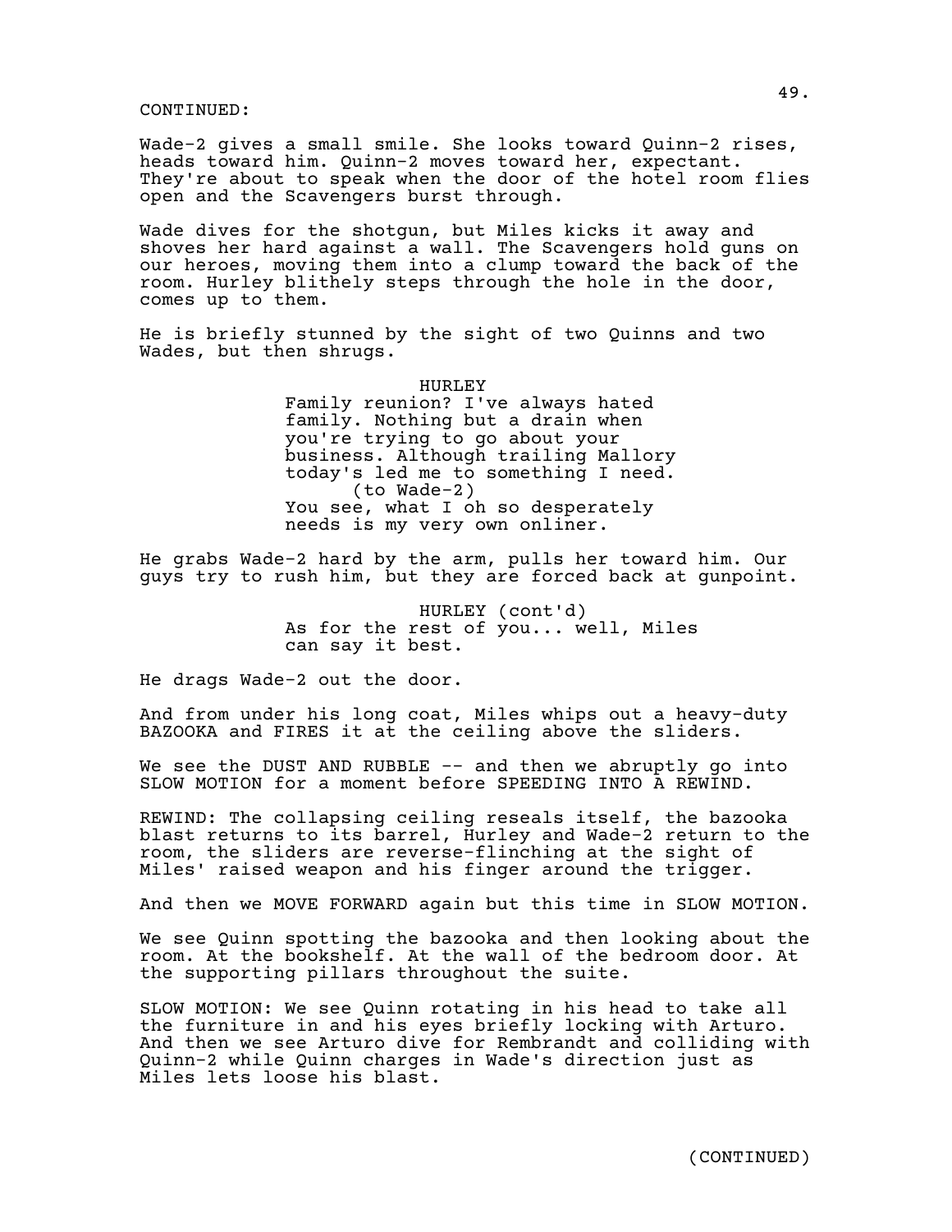CONTINUED:

Wade-2 gives a small smile. She looks toward Quinn-2 rises, heads toward him. Quinn-2 moves toward her, expectant. They're about to speak when the door of the hotel room flies open and the Scavengers burst through.

Wade dives for the shotgun, but Miles kicks it away and shoves her hard against a wall. The Scavengers hold guns on our heroes, moving them into a clump toward the back of the room. Hurley blithely steps through the hole in the door, comes up to them.

He is briefly stunned by the sight of two Quinns and two Wades, but then shrugs.

HURLEY

Family reunion? I've always hated family. Nothing but a drain when you're trying to go about your business. Although trailing Mallory today's led me to something I need.

(to Wade-2)

You see, what I oh so desperately needs is my very own onliner.

He grabs Wade-2 hard by the arm, pulls her toward him. Our guys try to rush him, but they are forced back at gunpoint.

HURLEY (cont'd)

As for the rest of you... well, Miles can say it best.

He drags Wade-2 out the door.

And from under his long coat, Miles whips out a heavy-duty BAZOOKA and FIRES it at the ceiling above the sliders.

We see the DUST AND RUBBLE -- and then we abruptly go into SLOW MOTION for a moment before SPEEDING INTO A REWIND.

REWIND: The collapsing ceiling reseals itself, the bazooka blast returns to its barrel, Hurley and Wade-2 return to the room, the sliders are reverse-flinching at the sight of Miles' raised weapon and his finger around the trigger.

And then we MOVE FORWARD again but this time in SLOW MOTION.

We see Quinn spotting the bazooka and then looking about the room. At the bookshelf. At the wall of the bedroom door. At the supporting pillars throughout the suite.

SLOW MOTION: We see Quinn rotating in his head to take all the furniture in and his eyes briefly locking with Arturo. And then we see Arturo dive for Rembrandt and colliding with Quinn-2 while Quinn charges in Wade's direction just as Miles lets loose his blast.

(CONTINUED)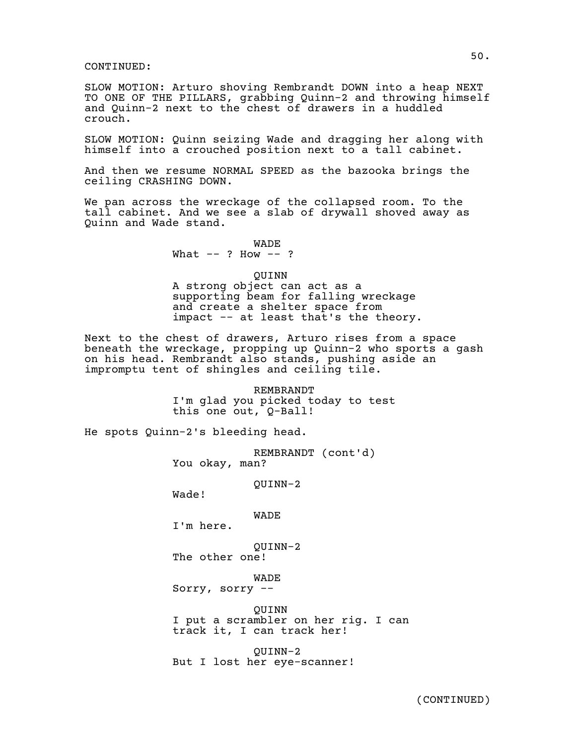CONTINUED:

SLOW MOTION: Arturo shoving Rembrandt DOWN into a heap NEXT TO ONE OF THE PILLARS, grabbing Quinn-2 and throwing himself and Quinn-2 next to the chest of drawers in a huddled crouch.

SLOW MOTION: Quinn seizing Wade and dragging her along with himself into a crouched position next to a tall cabinet.

And then we resume NORMAL SPEED as the bazooka brings the ceiling CRASHING DOWN.

We pan across the wreckage of the collapsed room. To the tall cabinet. And we see a slab of drywall shoved away as Quinn and Wade stand.

WADE
What -- ? How -- ?

QUINN
A strong object can act as a supporting beam for falling wreckage and create a shelter space from impact -- at least that's the theory.

Next to the chest of drawers, Arturo rises from a space beneath the wreckage, propping up Quinn-2 who sports a gash on his head. Rembrandt also stands, pushing aside an impromptu tent of shingles and ceiling tile.

REMBRANDT
I'm glad you picked today to test this one out, Q-Ball!

He spots Quinn-2's bleeding head.

REMBRANDT (cont'd)
You okay, man?

QUINN-2
Wade!

WADE
I'm here.

QUINN-2
The other one!

WADE
Sorry, sorry --

QUINN
I put a scrambler on her rig. I can track it, I can track her!

QUINN-2
But I lost her eye-scanner!

(CONTINUED)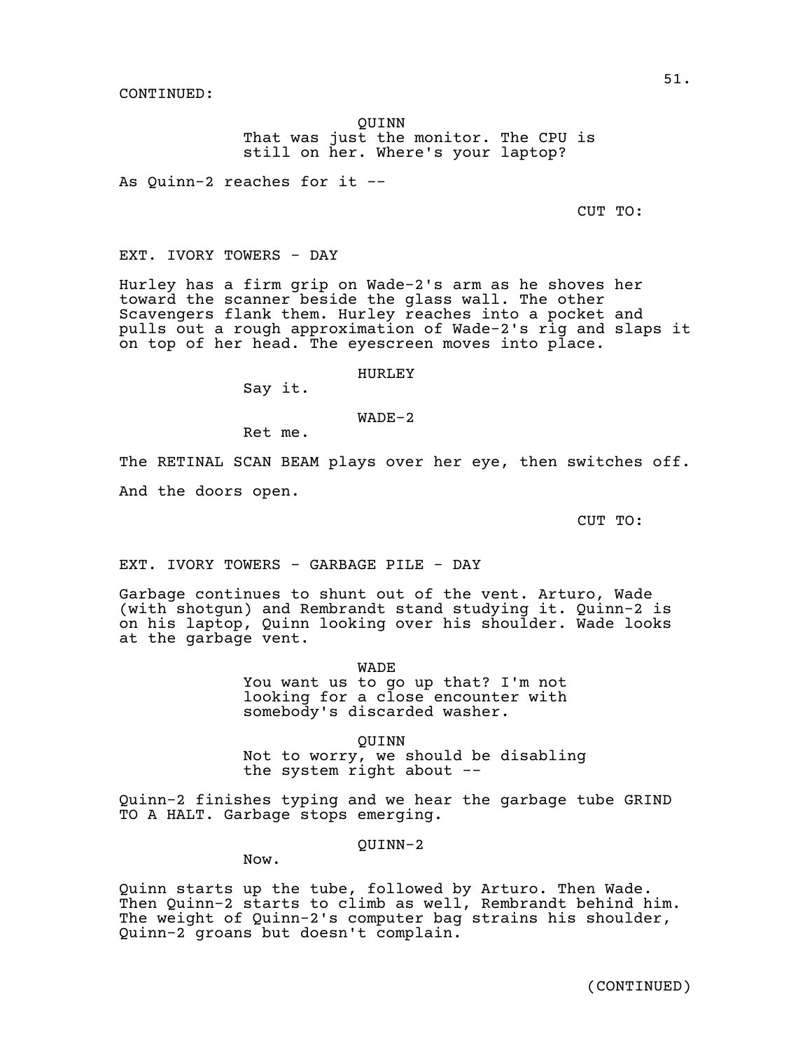CONTINUED:

QUINN
That was just the monitor. The CPU is still on her. Where's your laptop?

As Quinn-2 reaches for it --

CUT TO:

EXT. IVORY TOWERS - DAY

Hurley has a firm grip on Wade-2's arm as he shoves her toward the scanner beside the glass wall. The other Scavengers flank them. Hurley reaches into a pocket and pulls out a rough approximation of Wade-2's rig and slaps it on top of her head. The eyescreen moves into place.

HURLEY
Say it.

WADE-2
Ret me.

The RETINAL SCAN BEAM plays over her eye, then switches off.

And the doors open.

CUT TO:

EXT. IVORY TOWERS - GARBAGE PILE - DAY

Garbage continues to shunt out of the vent. Arturo, Wade (with shotgun) and Rembrandt stand studying it. Quinn-2 is on his laptop, Quinn looking over his shoulder. Wade looks at the garbage vent.

WADE
You want us to go up that? I'm not looking for a close encounter with somebody's discarded washer.

QUINN
Not to worry, we should be disabling the system right about --

Quinn-2 finishes typing and we hear the garbage tube GRIND TO A HALT. Garbage stops emerging.

QUINN-2
Now.

Quinn starts up the tube, followed by Arturo. Then Wade. Then Quinn-2 starts to climb as well, Rembrandt behind him. The weight of Quinn-2's computer bag strains his shoulder, Quinn-2 groans but doesn't complain.

(CONTINUED)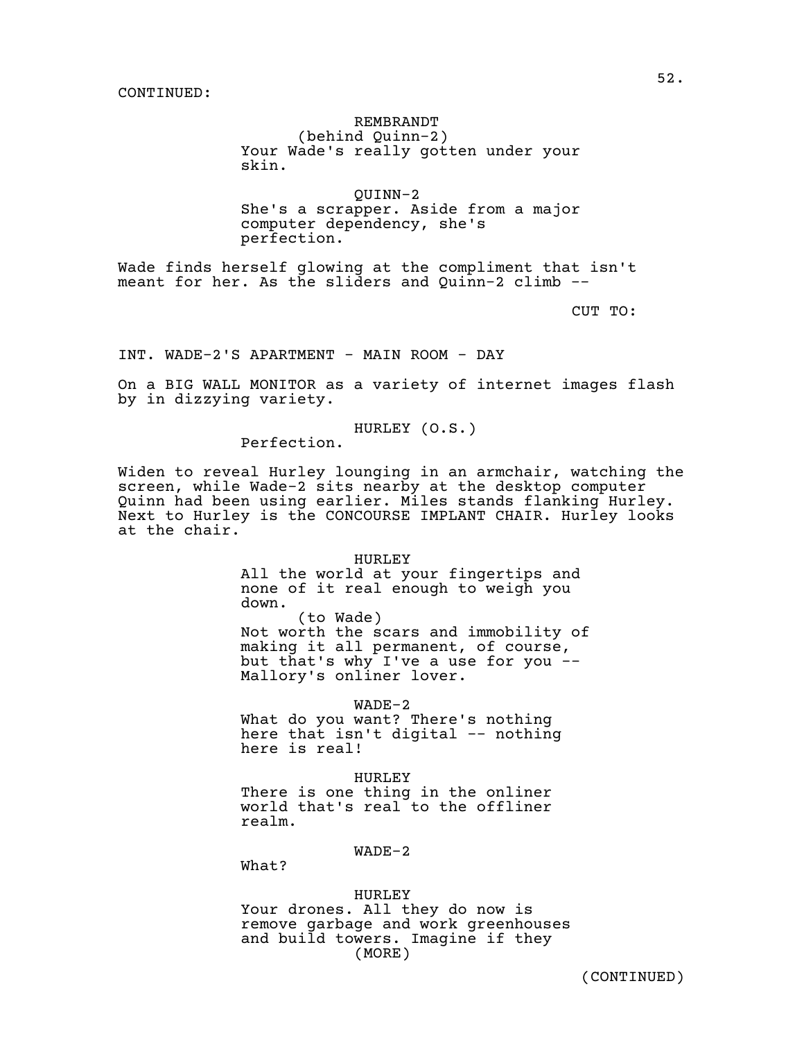CONTINUED:

REMBRANDT
(behind Quinn-2)
Your Wade's really gotten under your skin.

QUINN-2
She's a scrapper. Aside from a major computer dependency, she's perfection.

Wade finds herself glowing at the compliment that isn't meant for her. As the sliders and Quinn-2 climb --

CUT TO:

INT. WADE-2'S APARTMENT - MAIN ROOM - DAY

On a BIG WALL MONITOR as a variety of internet images flash by in dizzying variety.

HURLEY (O.S.)
Perfection.

Widen to reveal Hurley lounging in an armchair, watching the screen, while Wade-2 sits nearby at the desktop computer Quinn had been using earlier. Miles stands flanking Hurley. Next to Hurley is the CONCOURSE IMPLANT CHAIR. Hurley looks at the chair.

HURLEY
All the world at your fingertips and none of it real enough to weigh you down.
(to Wade)
Not worth the scars and immobility of making it all permanent, of course, but that's why I've a use for you -- Mallory's onliner lover.

WADE-2
What do you want? There's nothing here that isn't digital -- nothing here is real!

HURLEY
There is one thing in the onliner world that's real to the offliner realm.

WADE-2
What?

HURLEY
Your drones. All they do now is remove garbage and work greenhouses and build towers. Imagine if they
(MORE)

(CONTINUED)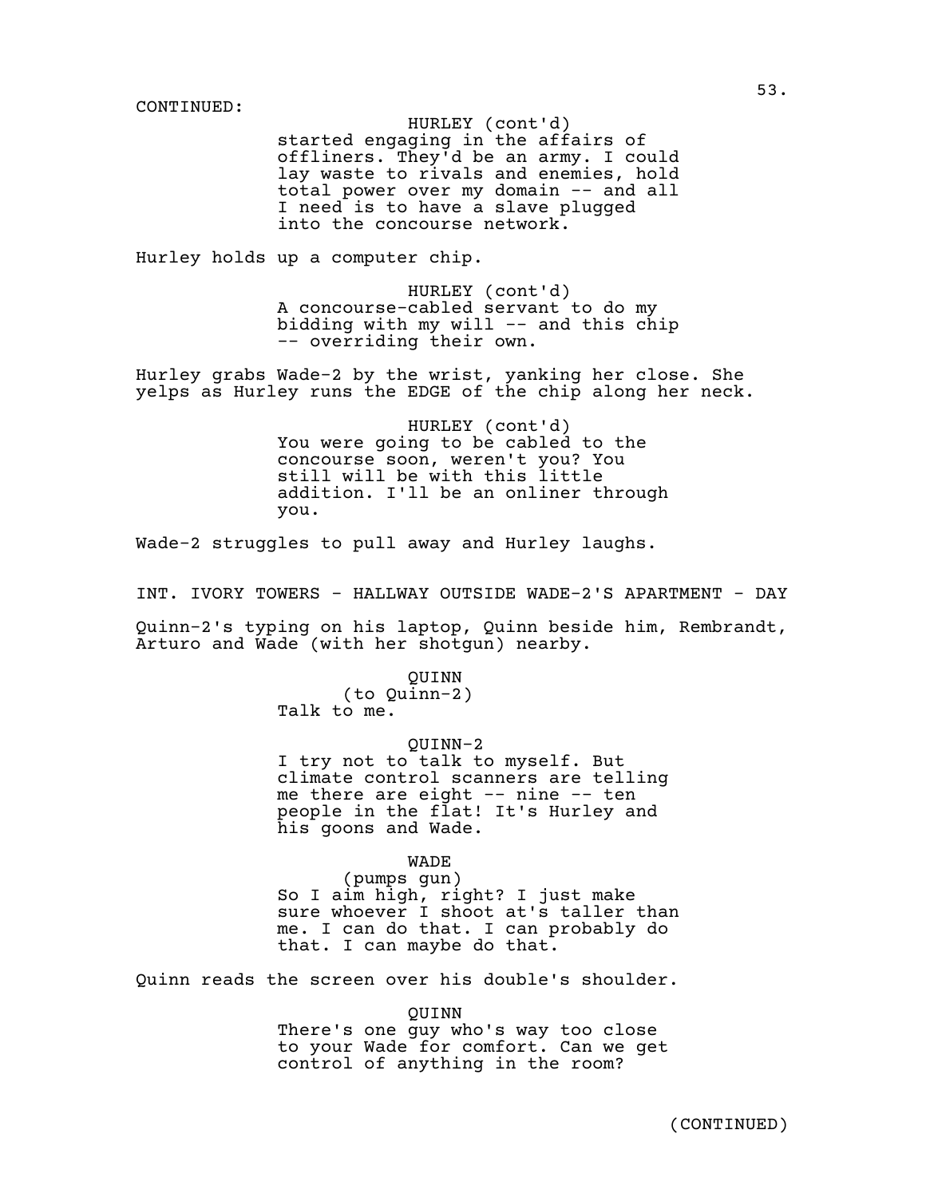CONTINUED:

HURLEY (cont'd)
started engaging in the affairs of offliners. They'd be an army. I could lay waste to rivals and enemies, hold total power over my domain -- and all I need is to have a slave plugged into the concourse network.

Hurley holds up a computer chip.

HURLEY (cont'd)
A concourse-cabled servant to do my bidding with my will -- and this chip -- overriding their own.

Hurley grabs Wade-2 by the wrist, yanking her close. She yelps as Hurley runs the EDGE of the chip along her neck.

HURLEY (cont'd)
You were going to be cabled to the concourse soon, weren't you? You still will be with this little addition. I'll be an onliner through you.

Wade-2 struggles to pull away and Hurley laughs.

INT. IVORY TOWERS - HALLWAY OUTSIDE WADE-2'S APARTMENT - DAY

Quinn-2's typing on his laptop, Quinn beside him, Rembrandt, Arturo and Wade (with her shotgun) nearby.

QUINN
(to Quinn-2)
Talk to me.

QUINN-2
I try not to talk to myself. But climate control scanners are telling me there are eight -- nine -- ten people in the flat! It's Hurley and his goons and Wade.

WADE
(pumps gun)
So I aim high, right? I just make sure whoever I shoot at's taller than me. I can do that. I can probably do that. I can maybe do that.

Quinn reads the screen over his double's shoulder.

QUINN
There's one guy who's way too close to your Wade for comfort. Can we get control of anything in the room?

(CONTINUED)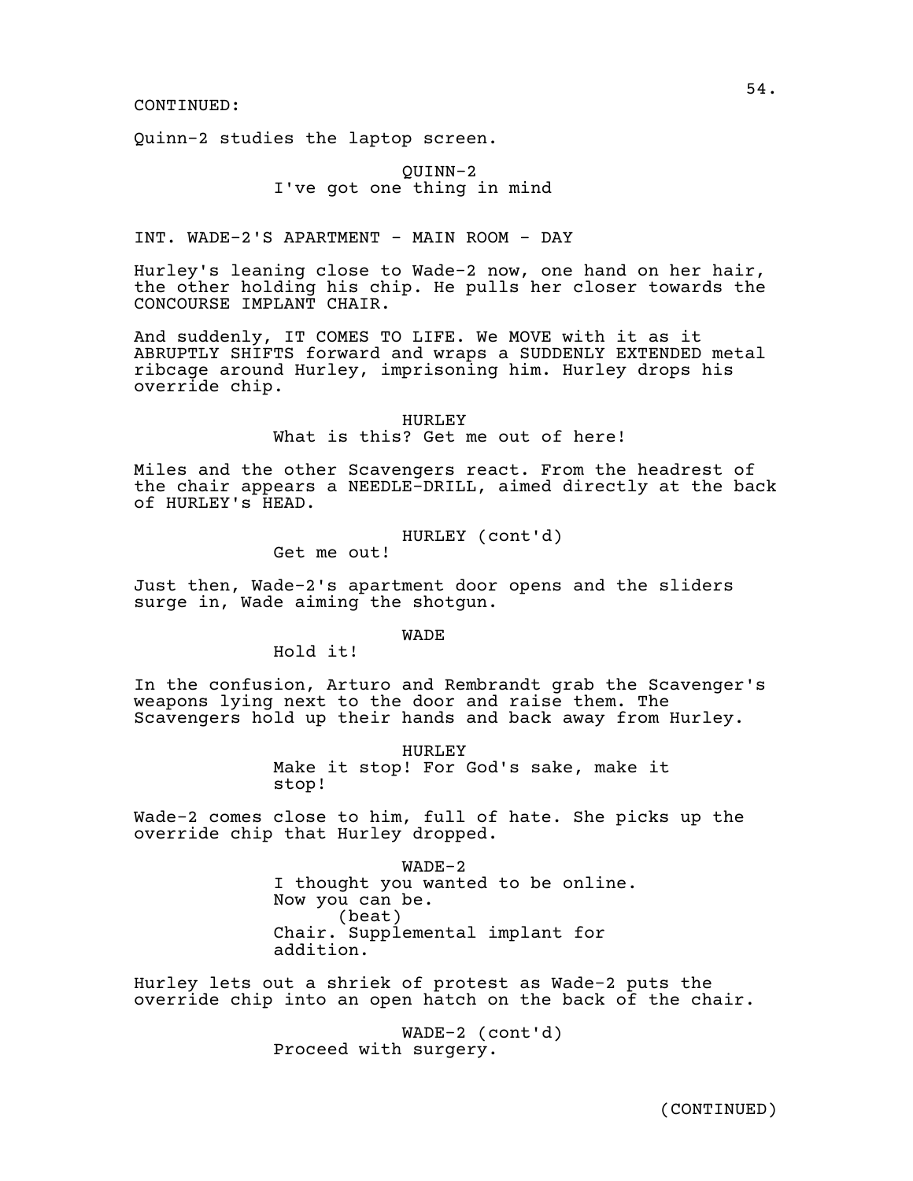CONTINUED:

Quinn-2 studies the laptop screen.

QUINN-2
I've got one thing in mind

INT. WADE-2'S APARTMENT - MAIN ROOM - DAY

Hurley's leaning close to Wade-2 now, one hand on her hair, the other holding his chip. He pulls her closer towards the CONCOURSE IMPLANT CHAIR.

And suddenly, IT COMES TO LIFE. We MOVE with it as it ABRUPTLY SHIFTS forward and wraps a SUDDENLY EXTENDED metal ribcage around Hurley, imprisoning him. Hurley drops his override chip.

HURLEY
What is this? Get me out of here!

Miles and the other Scavengers react. From the headrest of the chair appears a NEEDLE-DRILL, aimed directly at the back of HURLEY's HEAD.

HURLEY (cont'd)
Get me out!

Just then, Wade-2's apartment door opens and the sliders surge in, Wade aiming the shotgun.

WADE
Hold it!

In the confusion, Arturo and Rembrandt grab the Scavenger's weapons lying next to the door and raise them. The Scavengers hold up their hands and back away from Hurley.

HURLEY
Make it stop! For God's sake, make it stop!

Wade-2 comes close to him, full of hate. She picks up the override chip that Hurley dropped.

WADE-2
I thought you wanted to be online. Now you can be.
(beat)
Chair. Supplemental implant for addition.

Hurley lets out a shriek of protest as Wade-2 puts the override chip into an open hatch on the back of the chair.

WADE-2 (cont'd)
Proceed with surgery.

(CONTINUED)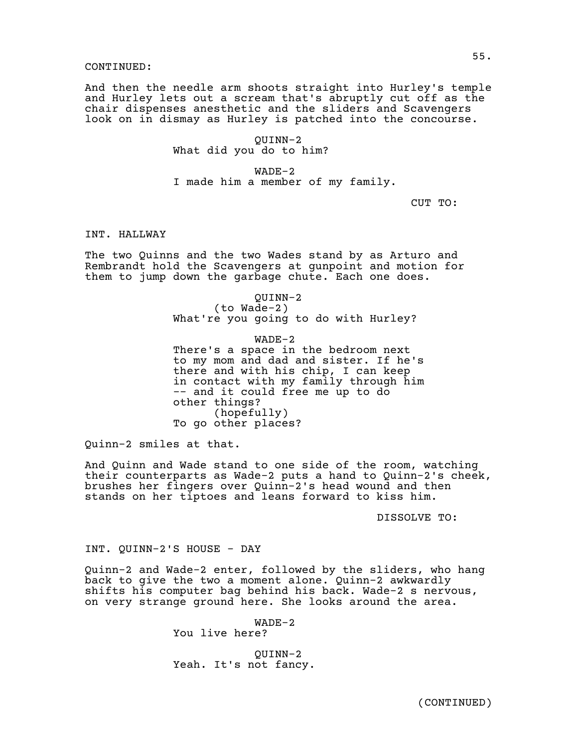CONTINUED:

And then the needle arm shoots straight into Hurley's temple and Hurley lets out a scream that's abruptly cut off as the chair dispenses anesthetic and the sliders and Scavengers look on in dismay as Hurley is patched into the concourse.

QUINN-2
What did you do to him?

WADE-2
I made him a member of my family.

CUT TO:

INT. HALLWAY

The two Quinns and the two Wades stand by as Arturo and Rembrandt hold the Scavengers at gunpoint and motion for them to jump down the garbage chute. Each one does.

QUINN-2
(to Wade-2)
What're you going to do with Hurley?

WADE-2
There's a space in the bedroom next to my mom and dad and sister. If he's there and with his chip, I can keep in contact with my family through him -- and it could free me up to do other things?
(hopefully)
To go other places?

Quinn-2 smiles at that.

And Quinn and Wade stand to one side of the room, watching their counterparts as Wade-2 puts a hand to Quinn-2's cheek, brushes her fingers over Quinn-2's head wound and then stands on her tiptoes and leans forward to kiss him.

DISSOLVE TO:

INT. QUINN-2'S HOUSE - DAY

Quinn-2 and Wade-2 enter, followed by the sliders, who hang back to give the two a moment alone. Quinn-2 awkwardly shifts his computer bag behind his back. Wade-2 s nervous, on very strange ground here. She looks around the area.

WADE-2
You live here?

QUINN-2
Yeah. It's not fancy.

(CONTINUED)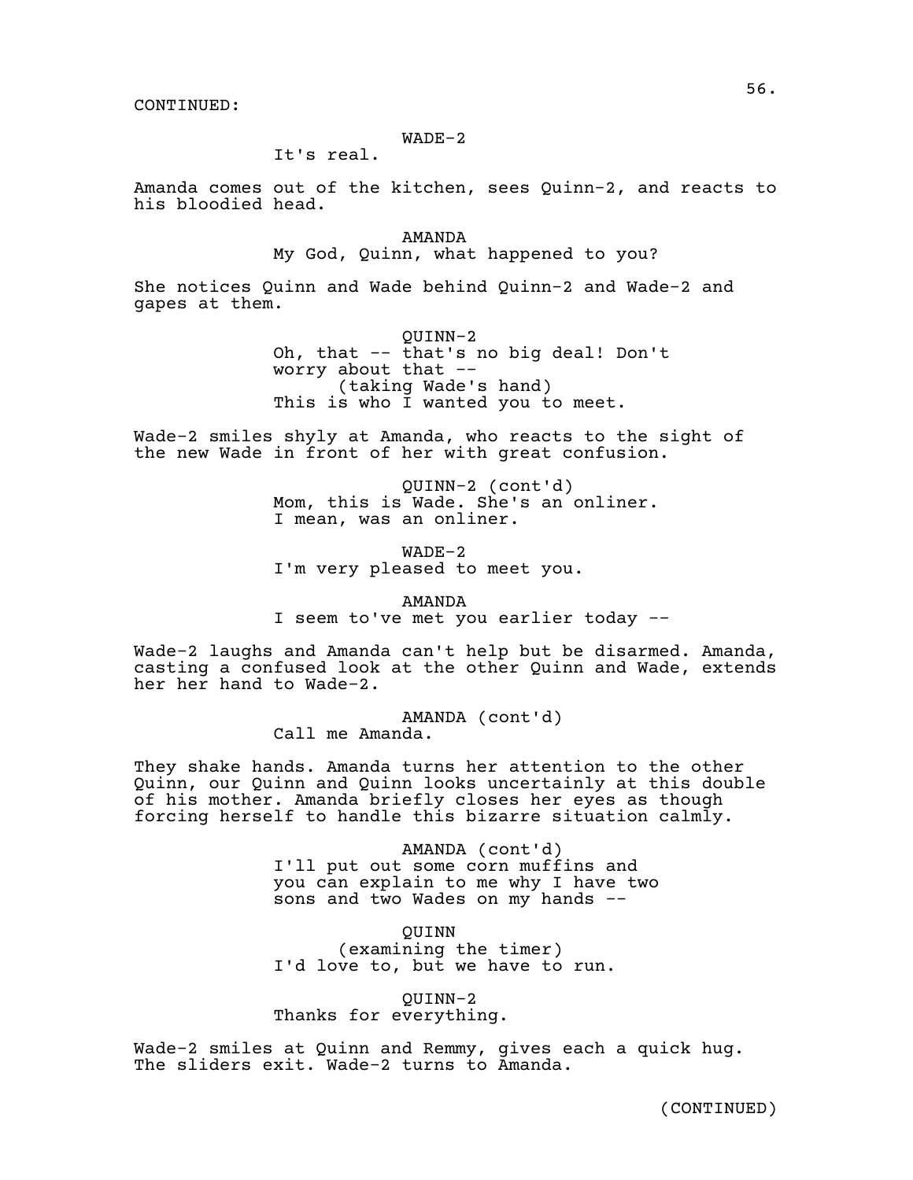CONTINUED:

WADE-2
It's real.

Amanda comes out of the kitchen, sees Quinn-2, and reacts to his bloodied head.

AMANDA
My God, Quinn, what happened to you?

She notices Quinn and Wade behind Quinn-2 and Wade-2 and gapes at them.

QUINN-2
Oh, that -- that's no big deal! Don't worry about that --
(taking Wade's hand)
This is who I wanted you to meet.

Wade-2 smiles shyly at Amanda, who reacts to the sight of the new Wade in front of her with great confusion.

QUINN-2 (cont'd)
Mom, this is Wade. She's an onliner. I mean, was an onliner.

WADE-2
I'm very pleased to meet you.

AMANDA
I seem to've met you earlier today --

Wade-2 laughs and Amanda can't help but be disarmed. Amanda, casting a confused look at the other Quinn and Wade, extends her her hand to Wade-2.

AMANDA (cont'd)
Call me Amanda.

They shake hands. Amanda turns her attention to the other Quinn, our Quinn and Quinn looks uncertainly at this double of his mother. Amanda briefly closes her eyes as though forcing herself to handle this bizarre situation calmly.

AMANDA (cont'd)
I'll put out some corn muffins and you can explain to me why I have two sons and two Wades on my hands --

QUINN
(examining the timer)
I'd love to, but we have to run.

QUINN-2
Thanks for everything.

Wade-2 smiles at Quinn and Remmy, gives each a quick hug. The sliders exit. Wade-2 turns to Amanda.

(CONTINUED)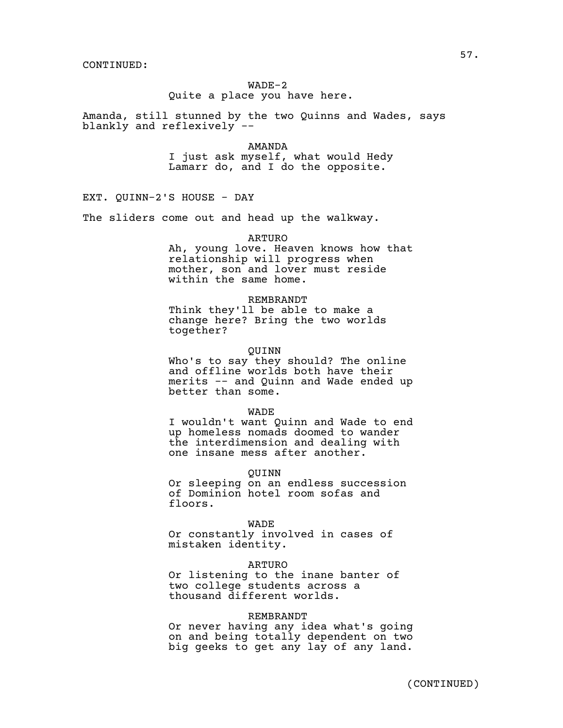CONTINUED:

WADE-2
Quite a place you have here.

Amanda, still stunned by the two Quinns and Wades, says blankly and reflexively --

AMANDA
I just ask myself, what would Hedy Lamarr do, and I do the opposite.

EXT. QUINN-2'S HOUSE - DAY

The sliders come out and head up the walkway.

ARTURO
Ah, young love. Heaven knows how that relationship will progress when mother, son and lover must reside within the same home.

REMBRANDT
Think they'll be able to make a change here? Bring the two worlds together?

QUINN
Who's to say they should? The online and offline worlds both have their merits -- and Quinn and Wade ended up better than some.

WADE
I wouldn't want Quinn and Wade to end up homeless nomads doomed to wander the interdimension and dealing with one insane mess after another.

QUINN
Or sleeping on an endless succession of Dominion hotel room sofas and floors.

WADE
Or constantly involved in cases of mistaken identity.

ARTURO
Or listening to the inane banter of two college students across a thousand different worlds.

REMBRANDT
Or never having any idea what's going on and being totally dependent on two big geeks to get any lay of any land.

(CONTINUED)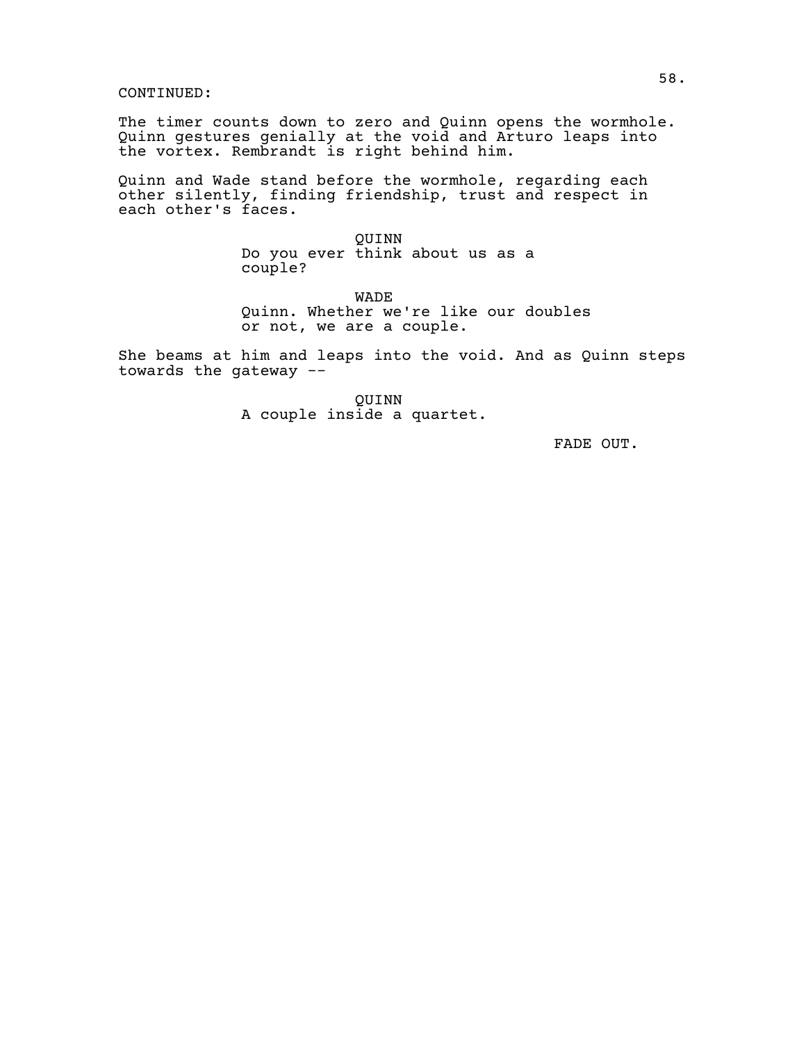CONTINUED:

The timer counts down to zero and Quinn opens the wormhole. Quinn gestures genially at the void and Arturo leaps into the vortex. Rembrandt is right behind him.

Quinn and Wade stand before the wormhole, regarding each other silently, finding friendship, trust and respect in each other's faces.

QUINN

Do you ever think about us as a couple?

WADE

Quinn. Whether we're like our doubles or not, we are a couple.

She beams at him and leaps into the void. And as Quinn steps towards the gateway --

QUINN

A couple inside a quartet.

FADE OUT.